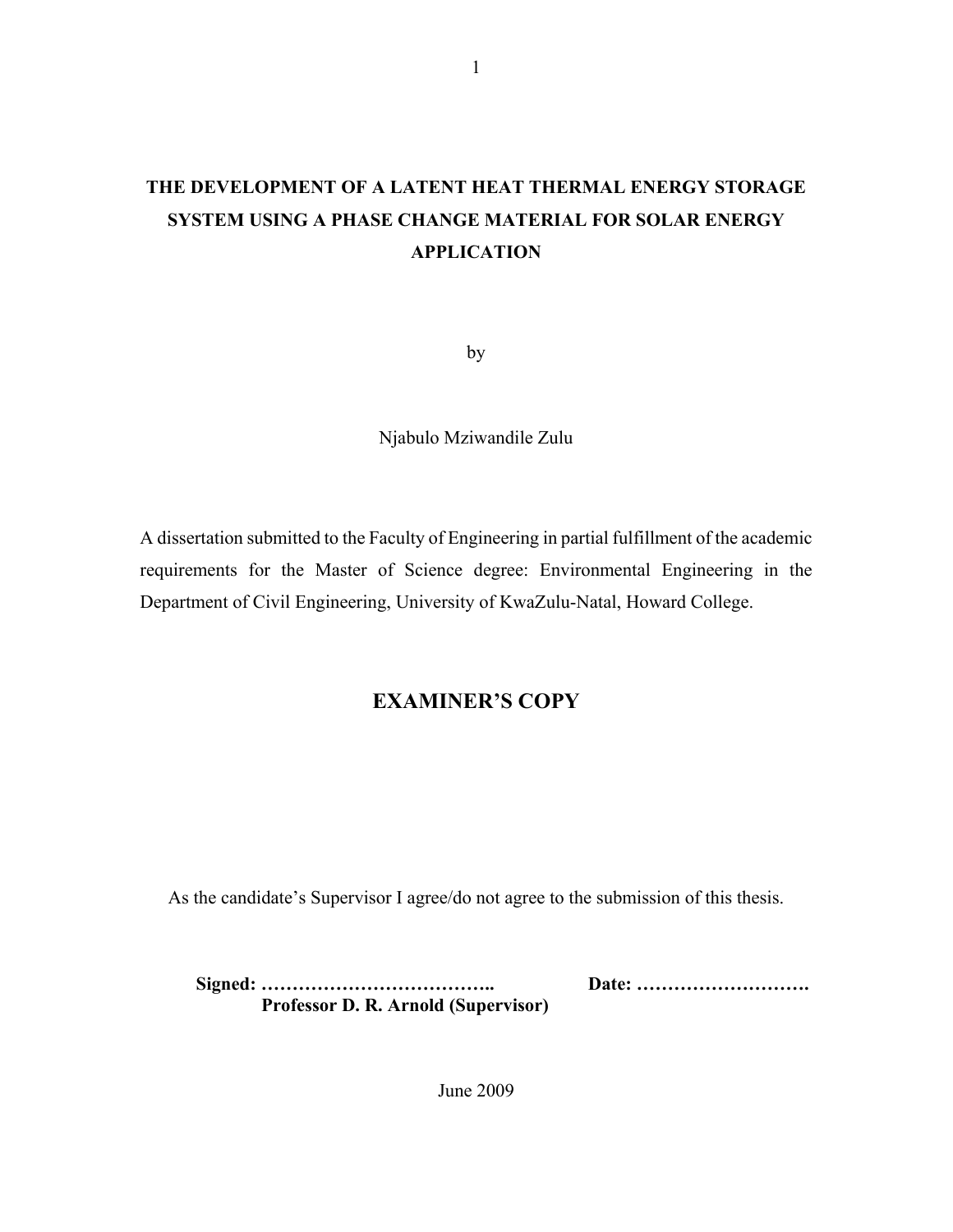# THE DEVELOPMENT OF A LATENT HEAT THERMAL ENERGY STORAGE SYSTEM USING A PHASE CHANGE MATERIAL FOR SOLAR ENERGY APPLICATION

by

Njabulo Mziwandile Zulu

A dissertation submitted to the Faculty of Engineering in partial fulfillment of the academic requirements for the Master of Science degree: Environmental Engineering in the Department of Civil Engineering, University of KwaZulu-Natal, Howard College.

## EXAMINER'S COPY

As the candidate's Supervisor I agree/do not agree to the submission of this thesis.

**Signed: ………………………………..** **Date: ……………………….**
**Professor D. R. Arnold (Supervisor)**

June 2009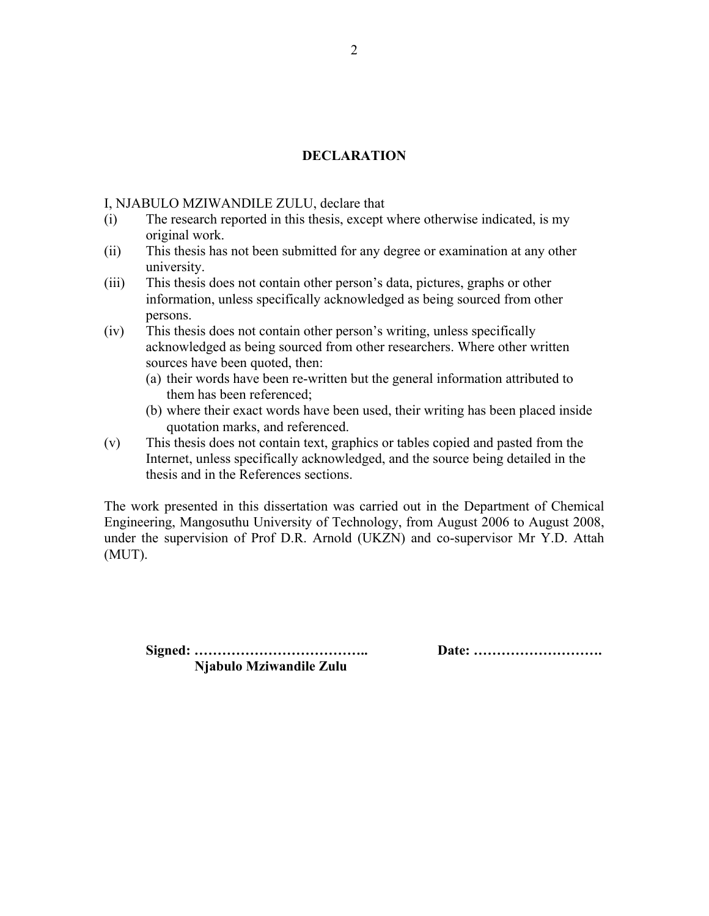## DECLARATION

I, NJABULO MZIWANDILE ZULU, declare that

(i) The research reported in this thesis, except where otherwise indicated, is my original work.

(ii) This thesis has not been submitted for any degree or examination at any other university.

(iii) This thesis does not contain other person's data, pictures, graphs or other information, unless specifically acknowledged as being sourced from other persons.

(iv) This thesis does not contain other person's writing, unless specifically acknowledged as being sourced from other researchers. Where other written sources have been quoted, then:

   (a) their words have been re-written but the general information attributed to them has been referenced;

   (b) where their exact words have been used, their writing has been placed inside quotation marks, and referenced.

(v) This thesis does not contain text, graphics or tables copied and pasted from the Internet, unless specifically acknowledged, and the source being detailed in the thesis and in the References sections.

The work presented in this dissertation was carried out in the Department of Chemical Engineering, Mangosuthu University of Technology, from August 2006 to August 2008, under the supervision of Prof D.R. Arnold (UKZN) and co-supervisor Mr Y.D. Attah (MUT).

**Signed: ………………………………..** **Date: ……………………….**

**Njabulo Mziwandile Zulu**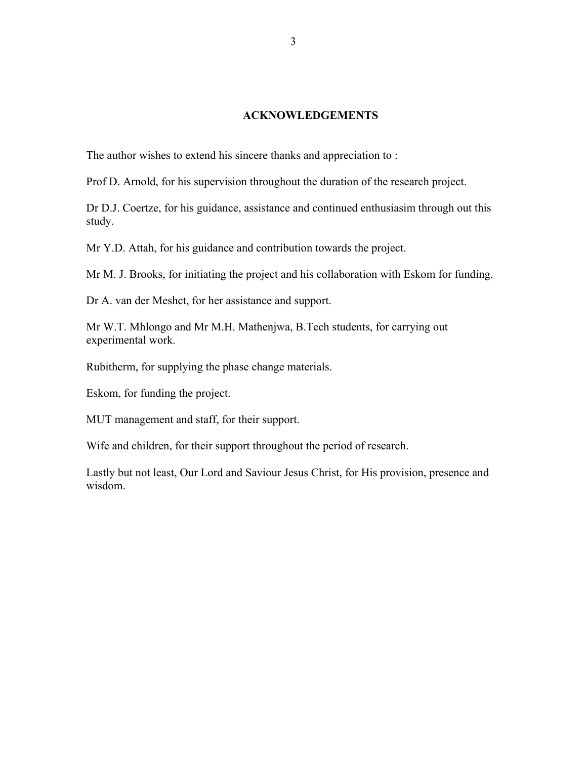# ACKNOWLEDGEMENTS

The author wishes to extend his sincere thanks and appreciation to :

Prof D. Arnold, for his supervision throughout the duration of the research project.

Dr D.J. Coertze, for his guidance, assistance and continued enthusiasim through out this study.

Mr Y.D. Attah, for his guidance and contribution towards the project.

Mr M. J. Brooks, for initiating the project and his collaboration with Eskom for funding.

Dr A. van der Meshct, for her assistance and support.

Mr W.T. Mhlongo and Mr M.H. Mathenjwa, B.Tech students, for carrying out experimental work.

Rubitherm, for supplying the phase change materials.

Eskom, for funding the project.

MUT management and staff, for their support.

Wife and children, for their support throughout the period of research.

Lastly but not least, Our Lord and Saviour Jesus Christ, for His provision, presence and wisdom.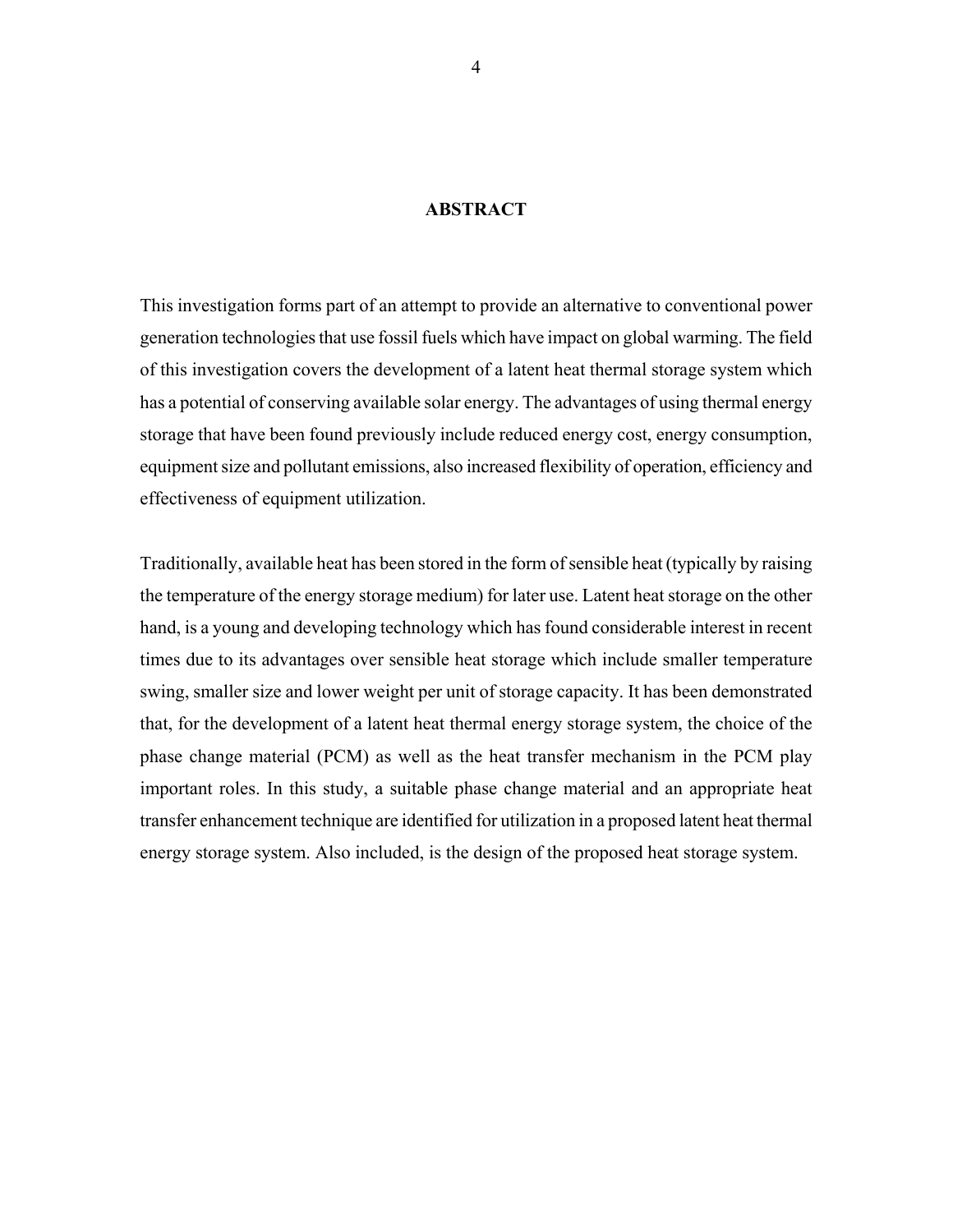# ABSTRACT

This investigation forms part of an attempt to provide an alternative to conventional power generation technologies that use fossil fuels which have impact on global warming. The field of this investigation covers the development of a latent heat thermal storage system which has a potential of conserving available solar energy. The advantages of using thermal energy storage that have been found previously include reduced energy cost, energy consumption, equipment size and pollutant emissions, also increased flexibility of operation, efficiency and effectiveness of equipment utilization.

Traditionally, available heat has been stored in the form of sensible heat (typically by raising the temperature of the energy storage medium) for later use. Latent heat storage on the other hand, is a young and developing technology which has found considerable interest in recent times due to its advantages over sensible heat storage which include smaller temperature swing, smaller size and lower weight per unit of storage capacity. It has been demonstrated that, for the development of a latent heat thermal energy storage system, the choice of the phase change material (PCM) as well as the heat transfer mechanism in the PCM play important roles. In this study, a suitable phase change material and an appropriate heat transfer enhancement technique are identified for utilization in a proposed latent heat thermal energy storage system. Also included, is the design of the proposed heat storage system.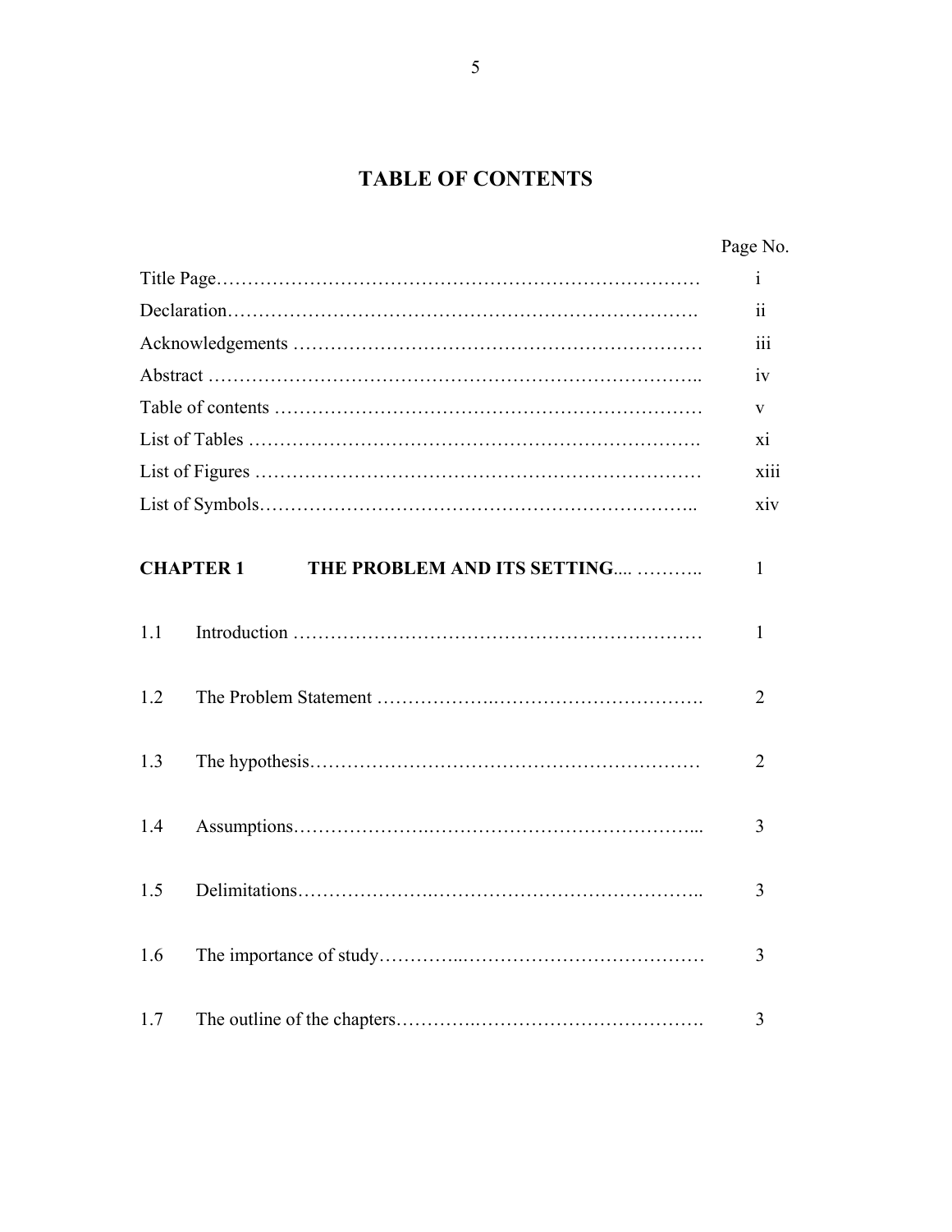# TABLE OF CONTENTS

| | | Page No. |
|---|---|---|
| Title Page | | i |
| Declaration | | ii |
| Acknowledgements | | iii |
| Abstract | | iv |
| Table of contents | | v |
| List of Tables | | xi |
| List of Figures | | xiii |
| List of Symbols | | xiv |
| **CHAPTER 1** | **THE PROBLEM AND ITS SETTING** | 1 |
| 1.1 | Introduction | 1 |
| 1.2 | The Problem Statement | 2 |
| 1.3 | The hypothesis | 2 |
| 1.4 | Assumptions | 3 |
| 1.5 | Delimitations | 3 |
| 1.6 | The importance of study | 3 |
| 1.7 | The outline of the chapters | 3 |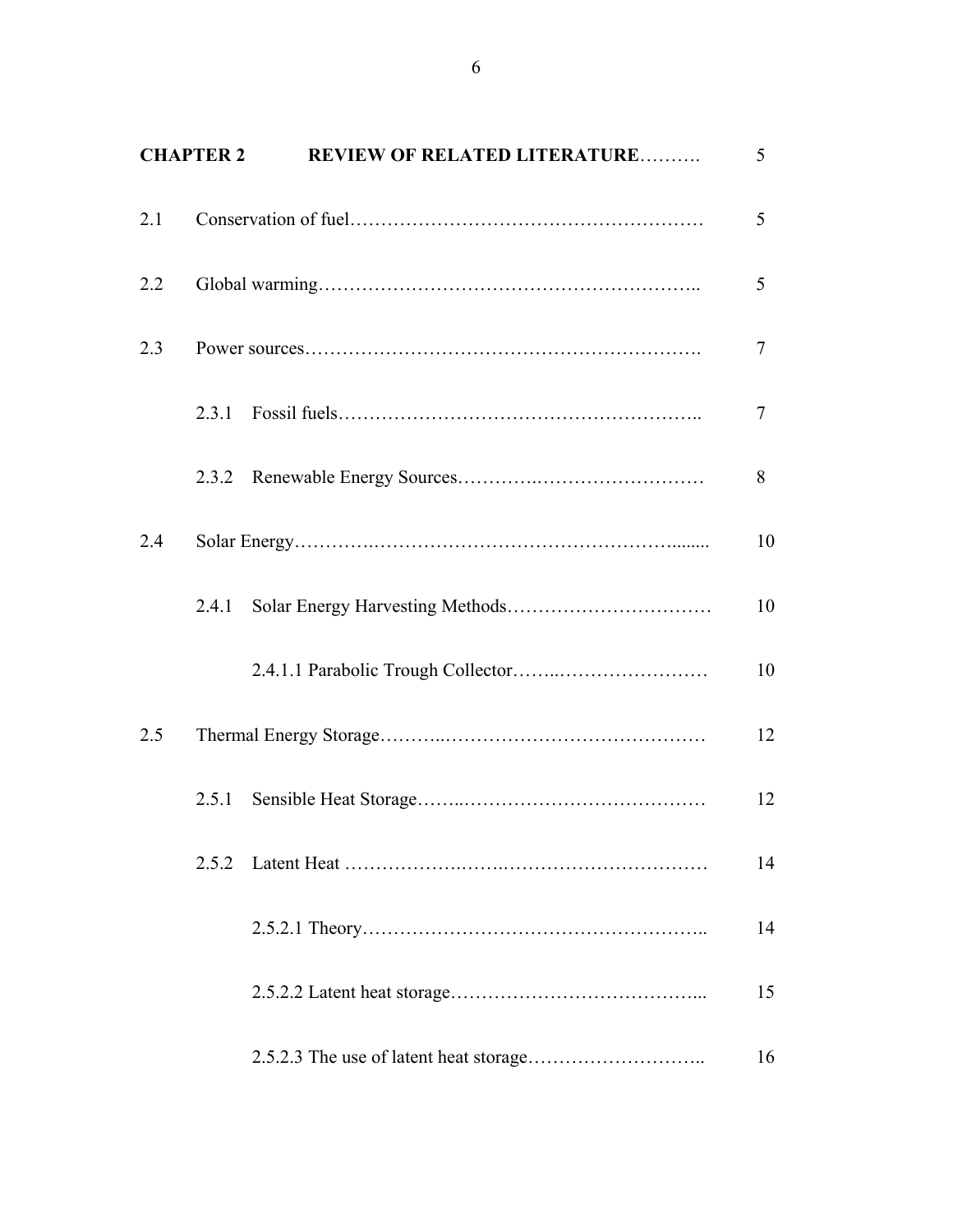| CHAPTER 2 | REVIEW OF RELATED LITERATURE………. | 5 |
|---|---|---|
| 2.1 | Conservation of fuel……………………………………………… | 5 |
| 2.2 | Global warming…………………………………………………….. | 5 |
| 2.3 | Power sources……………………………………………………. | 7 |
| | 2.3.1 Fossil fuels……………………………………………….. | 7 |
| | 2.3.2 Renewable Energy Sources……….……………………… | 8 |
| 2.4 | Solar Energy…………..……………………………………........ | 10 |
| | 2.4.1 Solar Energy Harvesting Methods…………………………… | 10 |
| | 2.4.1.1 Parabolic Trough Collector……..…………………… | 10 |
| 2.5 | Thermal Energy Storage………..…………………………………… | 12 |
| | 2.5.1 Sensible Heat Storage……..………………………………… | 12 |
| | 2.5.2 Latent Heat ……………….…….………………………… | 14 |
| | 2.5.2.1 Theory…………………………………………….. | 14 |
| | 2.5.2.2 Latent heat storage………………………………... | 15 |
| | 2.5.2.3 The use of latent heat storage……………………….. | 16 |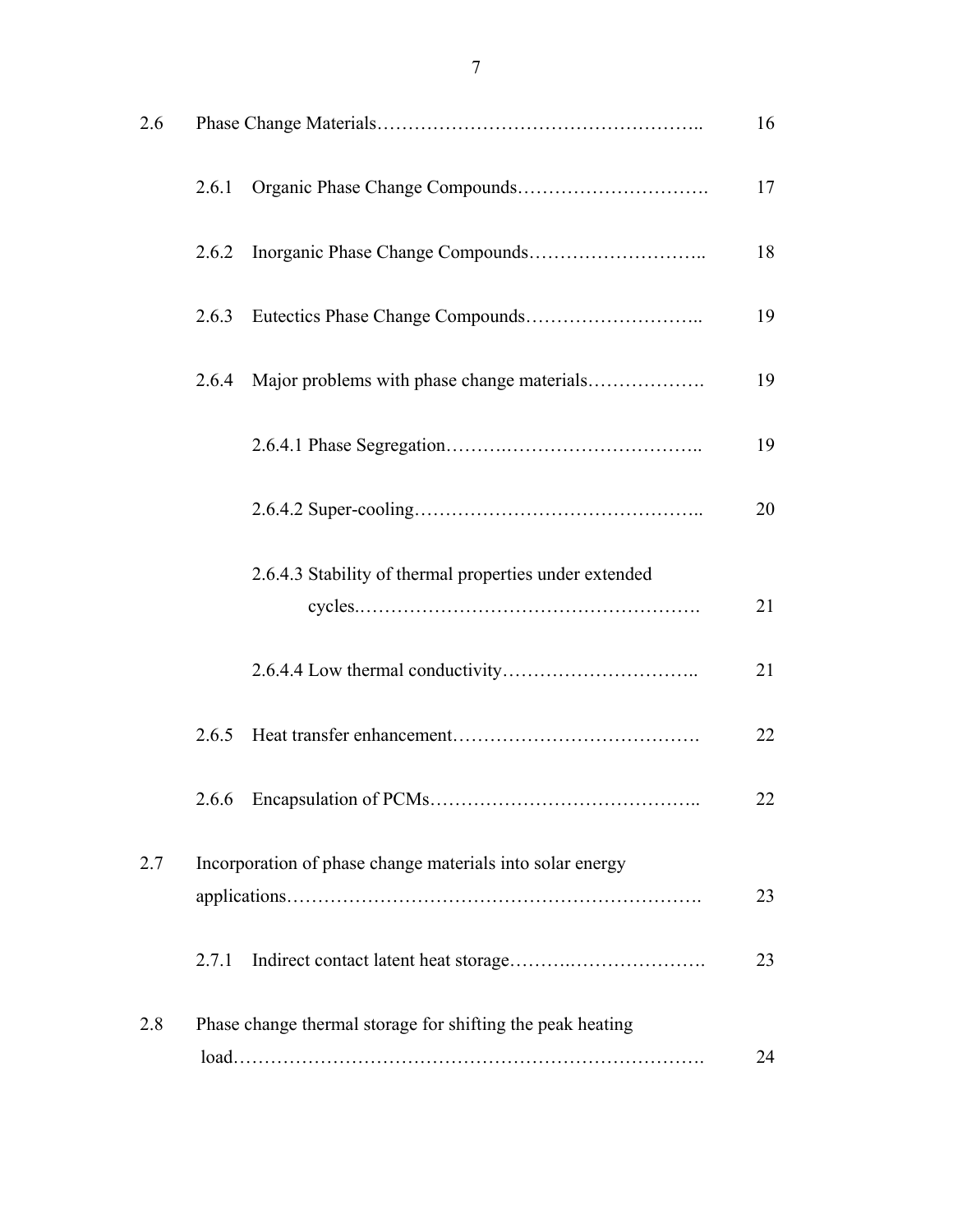| | | | |
|---|---|---|---|
| 2.6 | Phase Change Materials…………………………………………….. | | 16 |
| | 2.6.1 | Organic Phase Change Compounds…………………………. | 17 |
| | 2.6.2 | Inorganic Phase Change Compounds……………………….. | 18 |
| | 2.6.3 | Eutectics Phase Change Compounds……………………….. | 19 |
| | 2.6.4 | Major problems with phase change materials………………. | 19 |
| | | 2.6.4.1 Phase Segregation……….…………………………….. | 19 |
| | | 2.6.4.2 Super-cooling…………………………………………….. | 20 |
| | | 2.6.4.3 Stability of thermal properties under extended cycles.………………………………………………. | 21 |
| | | 2.6.4.4 Low thermal conductivity………………………….. | 21 |
| | 2.6.5 | Heat transfer enhancement…………………………………. | 22 |
| | 2.6.6 | Encapsulation of PCMs…………………………………….. | 22 |
| 2.7 | Incorporation of phase change materials into solar energy applications………………………………………………………. | | 23 |
| | 2.7.1 | Indirect contact latent heat storage……….…………………. | 23 |
| 2.8 | Phase change thermal storage for shifting the peak heating load……………………………………………………………. | | 24 |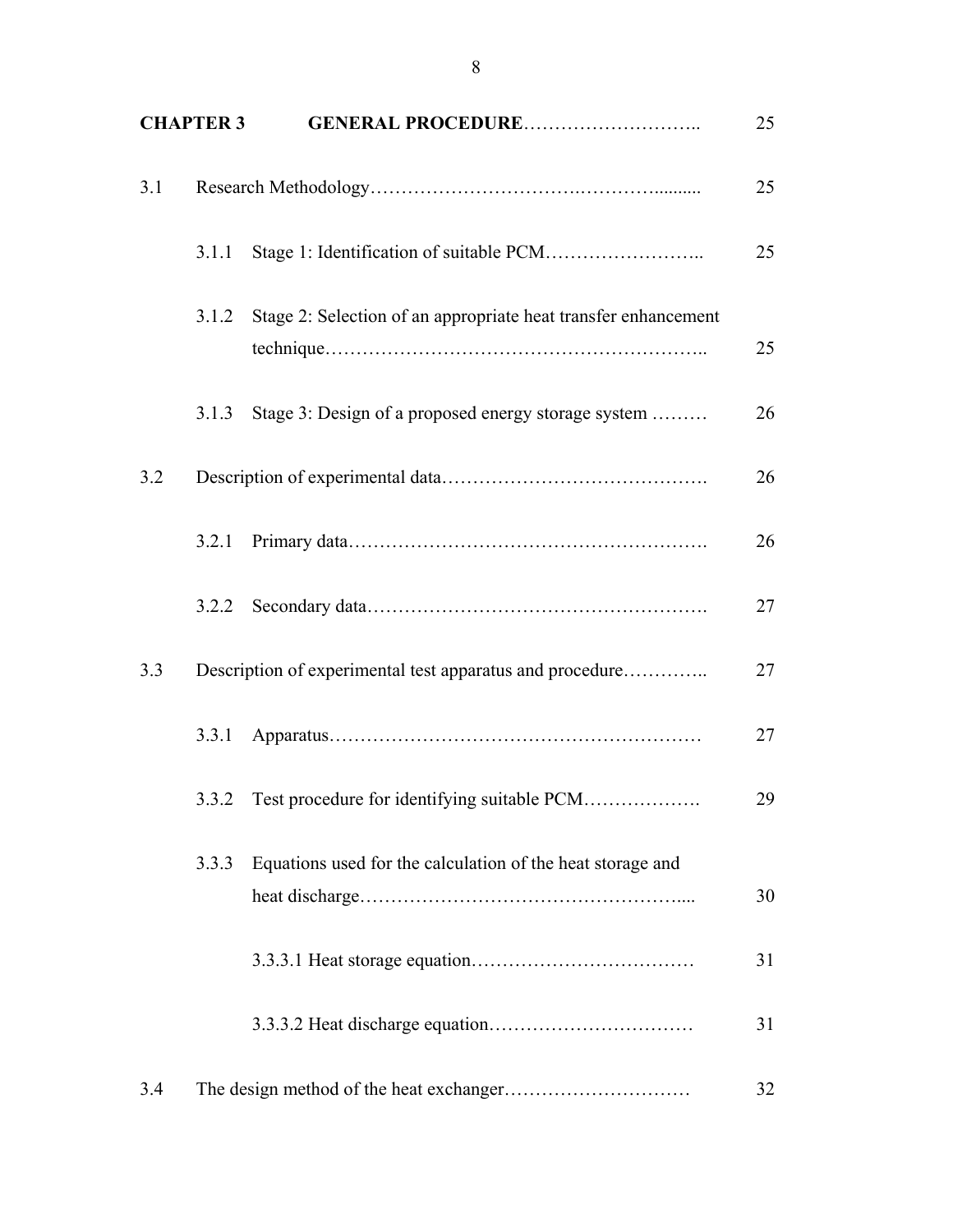| | | | |
|---|---|---|---|
| **CHAPTER 3** | | **GENERAL PROCEDURE**……………………….. | 25 |
| 3.1 | | Research Methodology………………………….………......... | 25 |
| | 3.1.1 | Stage 1: Identification of suitable PCM…………………….. | 25 |
| | 3.1.2 | Stage 2: Selection of an appropriate heat transfer enhancement technique………………………………………………….. | 25 |
| | 3.1.3 | Stage 3: Design of a proposed energy storage system ……… | 26 |
| 3.2 | | Description of experimental data……………………………………. | 26 |
| | 3.2.1 | Primary data………………………………………………. | 26 |
| | 3.2.2 | Secondary data……………………………………………. | 27 |
| 3.3 | | Description of experimental test apparatus and procedure………….. | 27 |
| | 3.3.1 | Apparatus………………………………………………… | 27 |
| | 3.3.2 | Test procedure for identifying suitable PCM………………. | 29 |
| | 3.3.3 | Equations used for the calculation of the heat storage and heat discharge……………………………………….... | 30 |
| | | 3.3.3.1 Heat storage equation……………………………… | 31 |
| | | 3.3.3.2 Heat discharge equation…………………………… | 31 |
| 3.4 | | The design method of the heat exchanger………………………… | 32 |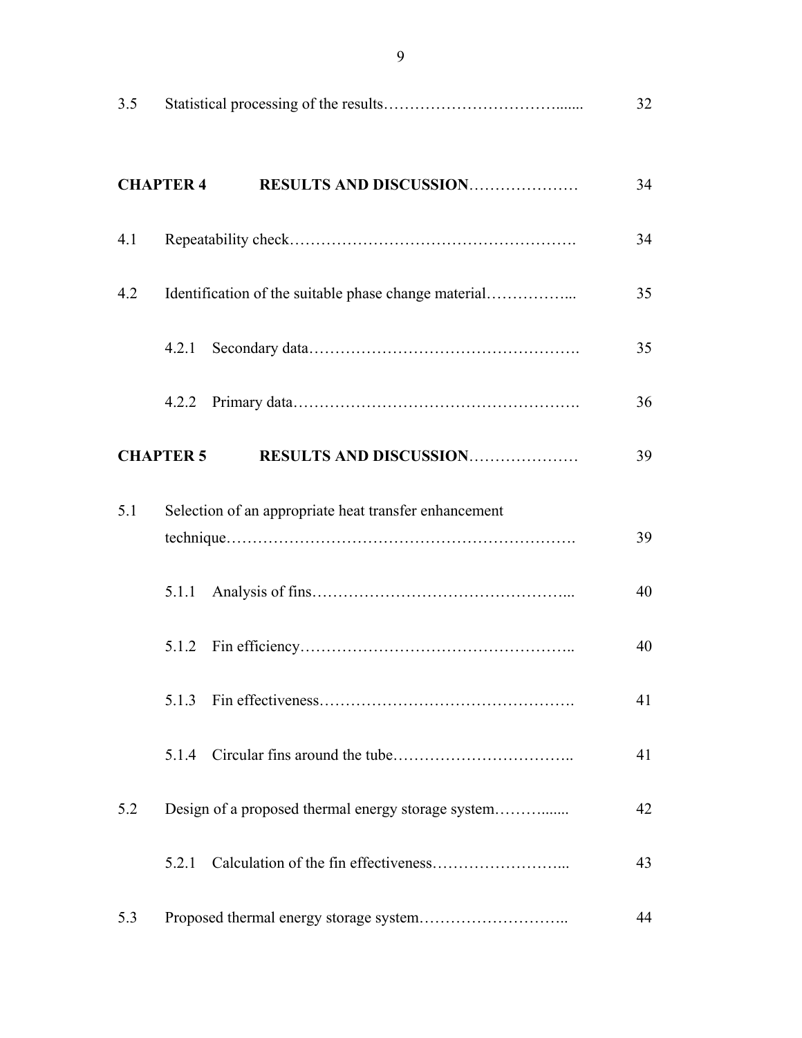| | | |
|---|---|---|
| 3.5 | Statistical processing of the results……………………………....... | 32 |
| **CHAPTER 4** | **RESULTS AND DISCUSSION**………………… | 34 |
| 4.1 | Repeatability check………………………………………………. | 34 |
| 4.2 | Identification of the suitable phase change material……………... | 35 |
| | 4.2.1 Secondary data……………………………………………. | 35 |
| | 4.2.2 Primary data………………………………………………. | 36 |
| **CHAPTER 5** | **RESULTS AND DISCUSSION**………………… | 39 |
| 5.1 | Selection of an appropriate heat transfer enhancement technique…………………………………………………………. | 39 |
| | 5.1.1 Analysis of fins…………………………………………... | 40 |
| | 5.1.2 Fin efficiency…………………………………………….. | 40 |
| | 5.1.3 Fin effectiveness…………………………………………. | 41 |
| | 5.1.4 Circular fins around the tube…………………………….. | 41 |
| 5.2 | Design of a proposed thermal energy storage system………....... | 42 |
| | 5.2.1 Calculation of the fin effectiveness……………………... | 43 |
| 5.3 | Proposed thermal energy storage system……………………….. | 44 |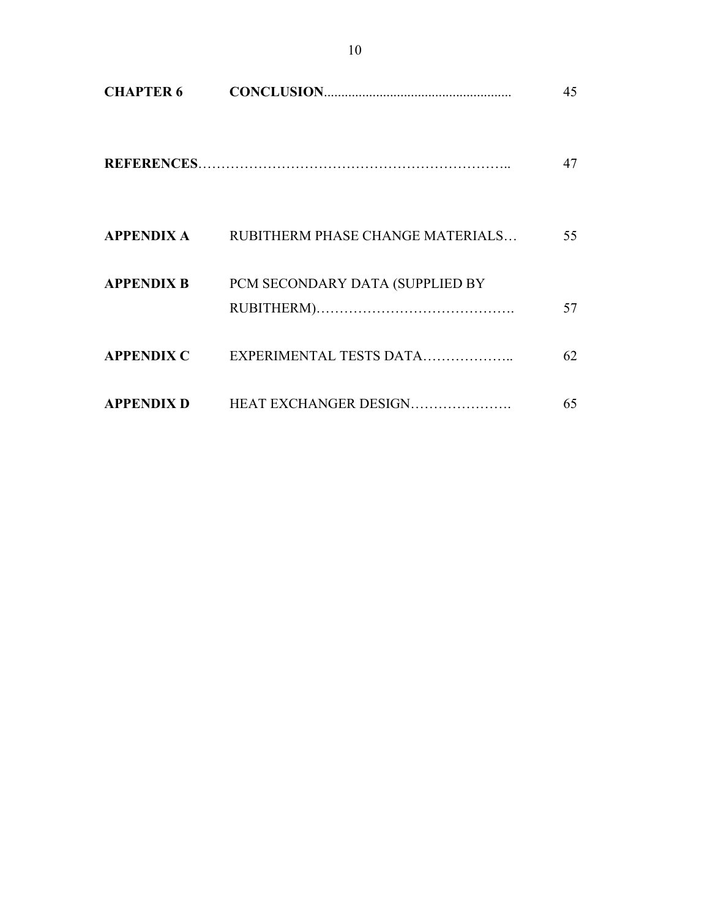| | | |
|---|---|---|
| **CHAPTER 6** | **CONCLUSION** | 45 |
| **REFERENCES** | | 47 |
| **APPENDIX A** | RUBITHERM PHASE CHANGE MATERIALS | 55 |
| **APPENDIX B** | PCM SECONDARY DATA (SUPPLIED BY RUBITHERM) | 57 |
| **APPENDIX C** | EXPERIMENTAL TESTS DATA | 62 |
| **APPENDIX D** | HEAT EXCHANGER DESIGN | 65 |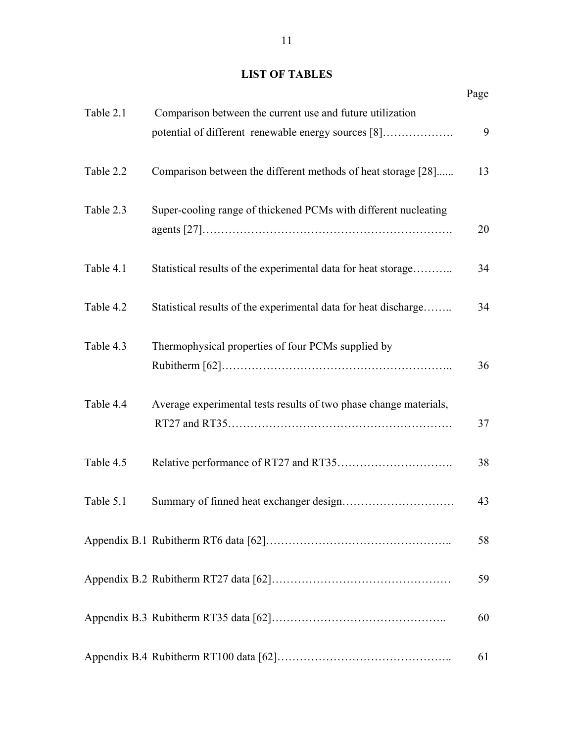## LIST OF TABLES

| | | Page |
|---|---|---|
| Table 2.1 | Comparison between the current use and future utilization potential of different renewable energy sources [8]………………. | 9 |
| Table 2.2 | Comparison between the different methods of heat storage [28]...... | 13 |
| Table 2.3 | Super-cooling range of thickened PCMs with different nucleating agents [27]………………………………………………………. | 20 |
| Table 4.1 | Statistical results of the experimental data for heat storage……….. | 34 |
| Table 4.2 | Statistical results of the experimental data for heat discharge…….. | 34 |
| Table 4.3 | Thermophysical properties of four PCMs supplied by Rubitherm [62]………………………………………………….. | 36 |
| Table 4.4 | Average experimental tests results of two phase change materials, RT27 and RT35………………………………………………… | 37 |
| Table 4.5 | Relative performance of RT27 and RT35…………………………. | 38 |
| Table 5.1 | Summary of finned heat exchanger design………………………… | 43 |
| Appendix B.1 | Rubitherm RT6 data [62]………………………………………….. | 58 |
| Appendix B.2 | Rubitherm RT27 data [62]………………………………………… | 59 |
| Appendix B.3 | Rubitherm RT35 data [62]……………………………………….. | 60 |
| Appendix B.4 | Rubitherm RT100 data [62]……………………………………….. | 61 |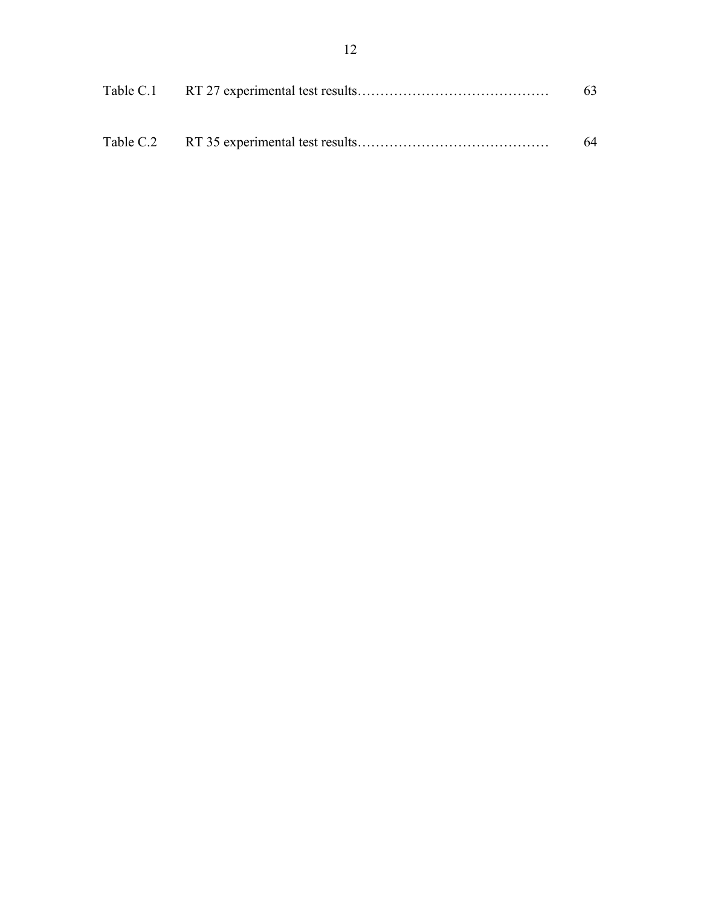Table C.1 RT 27 experimental test results……………………………………… 63

Table C.2 RT 35 experimental test results……………………………………… 64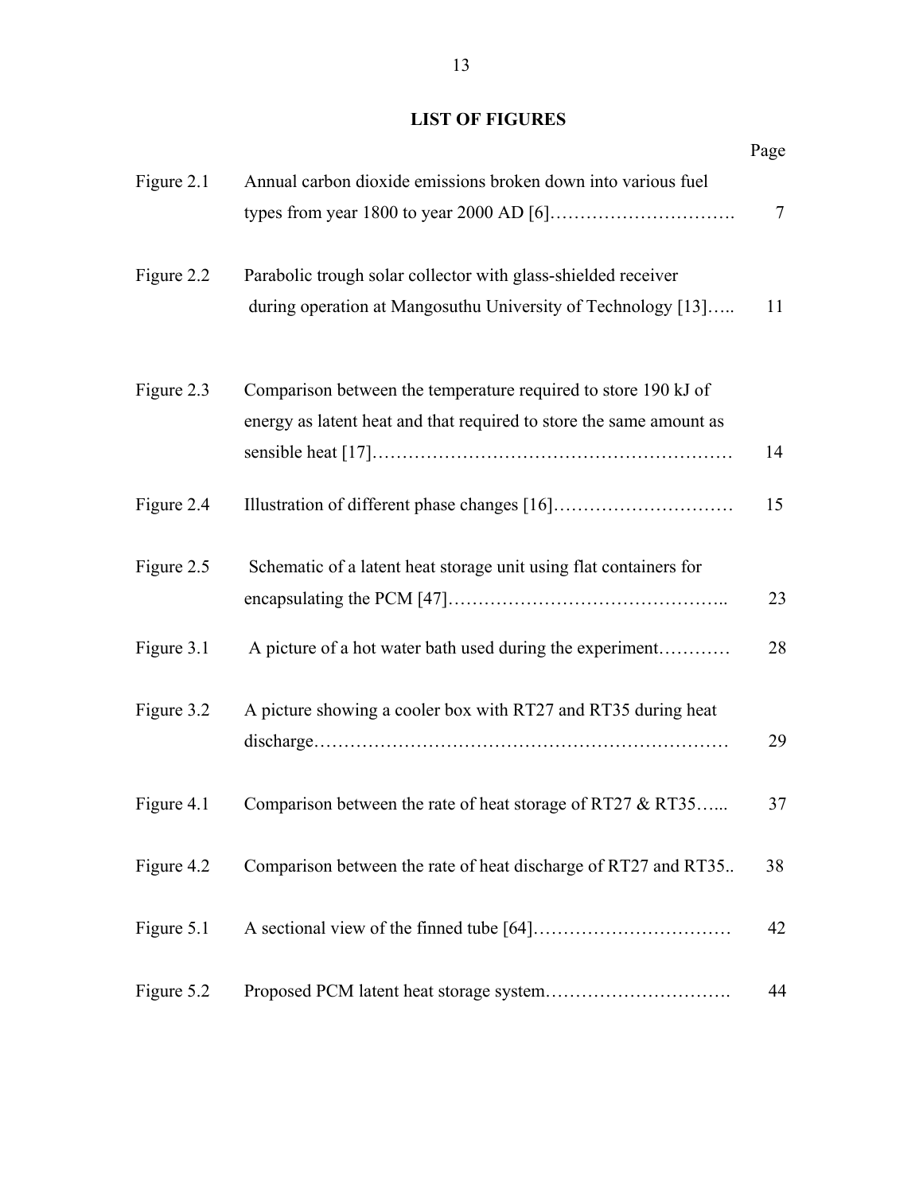## LIST OF FIGURES

| | | Page |
|---|---|---|
| Figure 2.1 | Annual carbon dioxide emissions broken down into various fuel types from year 1800 to year 2000 AD [6]…………………………. | 7 |
| Figure 2.2 | Parabolic trough solar collector with glass-shielded receiver during operation at Mangosuthu University of Technology [13]….. | 11 |
| Figure 2.3 | Comparison between the temperature required to store 190 kJ of energy as latent heat and that required to store the same amount as sensible heat [17]…………………………………………………… | 14 |
| Figure 2.4 | Illustration of different phase changes [16]………………………… | 15 |
| Figure 2.5 | Schematic of a latent heat storage unit using flat containers for encapsulating the PCM [47]……………………………………….. | 23 |
| Figure 3.1 | A picture of a hot water bath used during the experiment………… | 28 |
| Figure 3.2 | A picture showing a cooler box with RT27 and RT35 during heat discharge…………………………………………………………… | 29 |
| Figure 4.1 | Comparison between the rate of heat storage of RT27 & RT35…... | 37 |
| Figure 4.2 | Comparison between the rate of heat discharge of RT27 and RT35.. | 38 |
| Figure 5.1 | A sectional view of the finned tube [64]…………………………… | 42 |
| Figure 5.2 | Proposed PCM latent heat storage system…………………………. | 44 |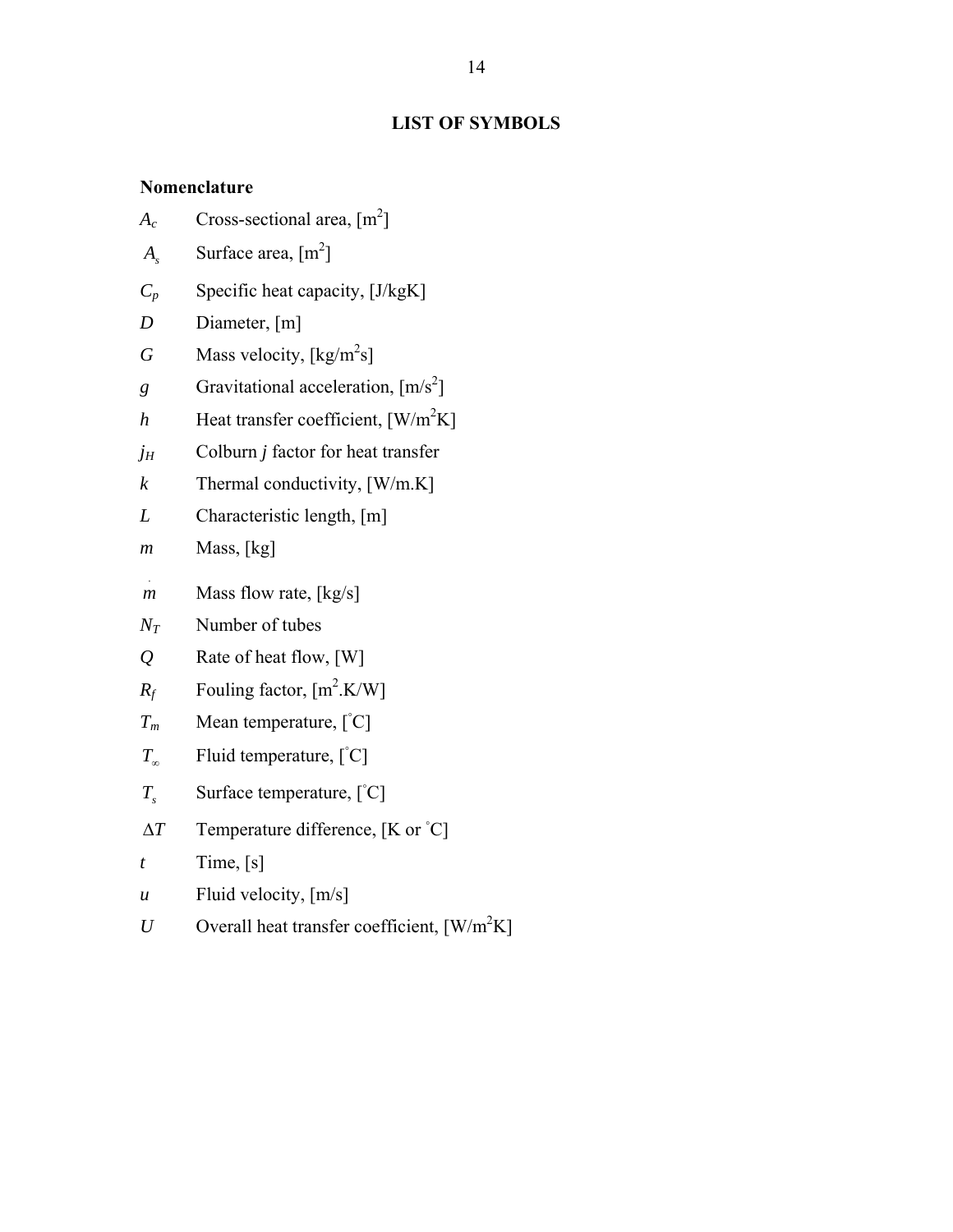## LIST OF SYMBOLS

### Nomenclature

| | |
|---|---|
| $A_c$ | Cross-sectional area, [m$^2$] |
| $A_s$ | Surface area, [m$^2$] |
| $C_p$ | Specific heat capacity, [J/kgK] |
| $D$ | Diameter, [m] |
| $G$ | Mass velocity, [kg/m$^2$s] |
| $g$ | Gravitational acceleration, [m/s$^2$] |
| $h$ | Heat transfer coefficient, [W/m$^2$K] |
| $j_H$ | Colburn *j* factor for heat transfer |
| $k$ | Thermal conductivity, [W/m.K] |
| $L$ | Characteristic length, [m] |
| $m$ | Mass, [kg] |
| $\dot{m}$ | Mass flow rate, [kg/s] |
| $N_T$ | Number of tubes |
| $Q$ | Rate of heat flow, [W] |
| $R_f$ | Fouling factor, [m$^2$.K/W] |
| $T_m$ | Mean temperature, [$^\circ$C] |
| $T_\infty$ | Fluid temperature, [$^\circ$C] |
| $T_s$ | Surface temperature, [$^\circ$C] |
| $\Delta T$ | Temperature difference, [K or $^\circ$C] |
| $t$ | Time, [s] |
| $u$ | Fluid velocity, [m/s] |
| $U$ | Overall heat transfer coefficient, [W/m$^2$K] |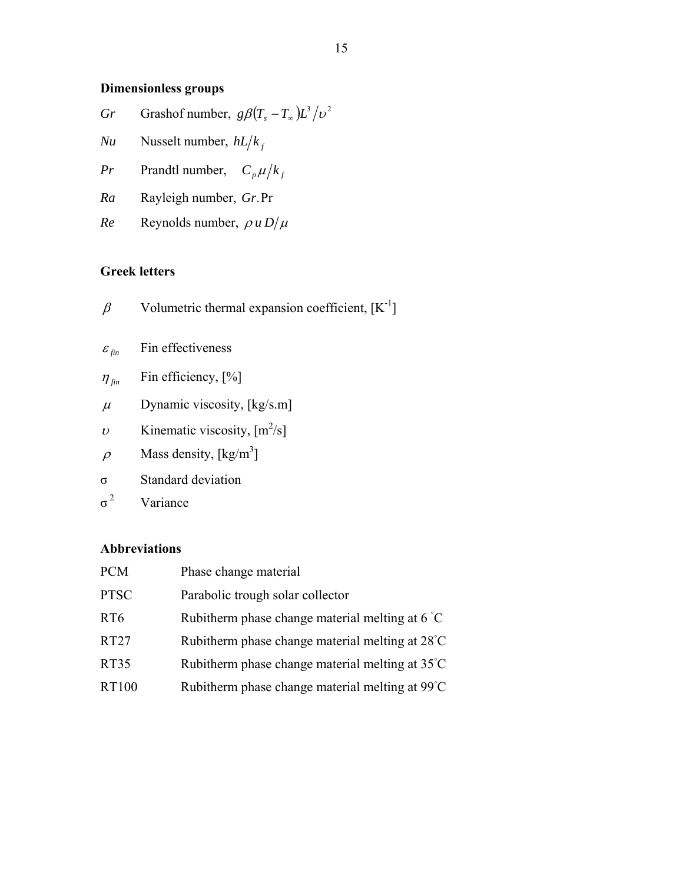### Dimensionless groups

| | |
|---|---|
| *Gr* | Grashof number, $g\beta(T_s - T_\infty)L^3/\upsilon^2$ |
| *Nu* | Nusselt number, $hL/k_f$ |
| *Pr* | Prandtl number, $C_p\mu/k_f$ |
| *Ra* | Rayleigh number, $Gr.\mathrm{Pr}$ |
| *Re* | Reynolds number, $\rho u D/\mu$ |

### Greek letters

| | |
|---|---|
| $\beta$ | Volumetric thermal expansion coefficient, [K$^{-1}$] |
| $\varepsilon_{fin}$ | Fin effectiveness |
| $\eta_{fin}$ | Fin efficiency, [%] |
| $\mu$ | Dynamic viscosity, [kg/s.m] |
| $\upsilon$ | Kinematic viscosity, [m$^2$/s] |
| $\rho$ | Mass density, [kg/m$^3$] |
| $\sigma$ | Standard deviation |
| $\sigma^2$ | Variance |

### Abbreviations

| | |
|---|---|
| PCM | Phase change material |
| PTSC | Parabolic trough solar collector |
| RT6 | Rubitherm phase change material melting at 6 ˚C |
| RT27 | Rubitherm phase change material melting at 28˚C |
| RT35 | Rubitherm phase change material melting at 35˚C |
| RT100 | Rubitherm phase change material melting at 99˚C |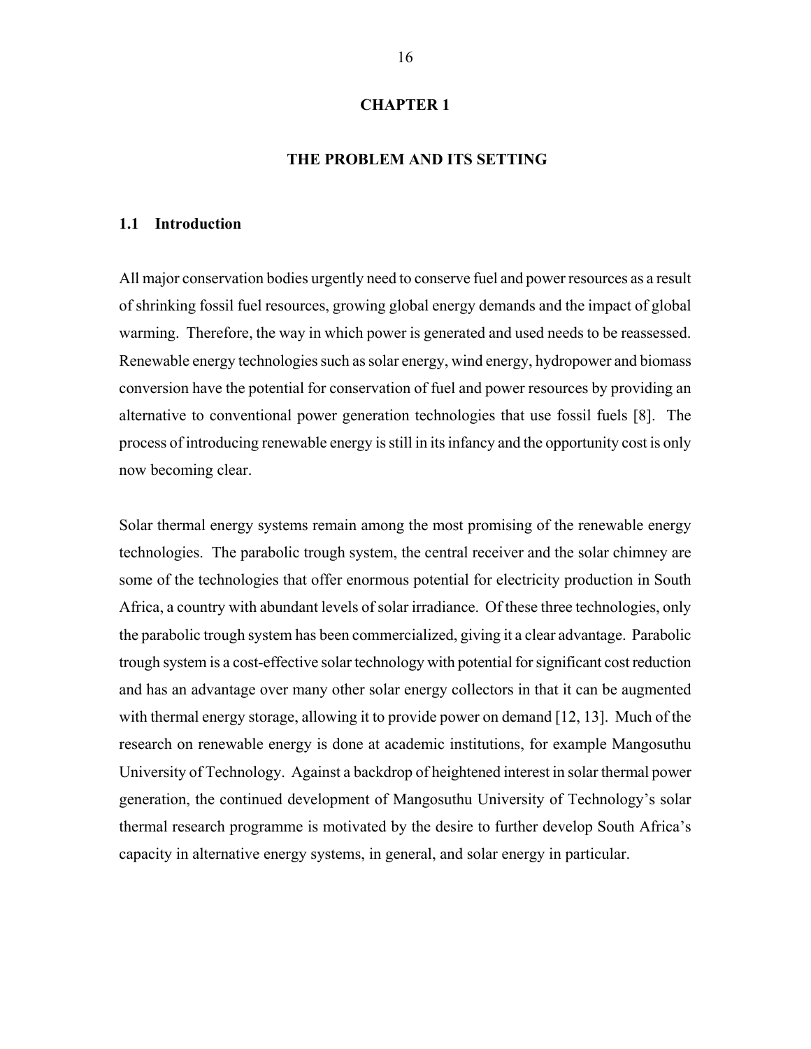# CHAPTER 1

# THE PROBLEM AND ITS SETTING

## 1.1 Introduction

All major conservation bodies urgently need to conserve fuel and power resources as a result of shrinking fossil fuel resources, growing global energy demands and the impact of global warming. Therefore, the way in which power is generated and used needs to be reassessed. Renewable energy technologies such as solar energy, wind energy, hydropower and biomass conversion have the potential for conservation of fuel and power resources by providing an alternative to conventional power generation technologies that use fossil fuels [8]. The process of introducing renewable energy is still in its infancy and the opportunity cost is only now becoming clear.

Solar thermal energy systems remain among the most promising of the renewable energy technologies. The parabolic trough system, the central receiver and the solar chimney are some of the technologies that offer enormous potential for electricity production in South Africa, a country with abundant levels of solar irradiance. Of these three technologies, only the parabolic trough system has been commercialized, giving it a clear advantage. Parabolic trough system is a cost-effective solar technology with potential for significant cost reduction and has an advantage over many other solar energy collectors in that it can be augmented with thermal energy storage, allowing it to provide power on demand [12, 13]. Much of the research on renewable energy is done at academic institutions, for example Mangosuthu University of Technology. Against a backdrop of heightened interest in solar thermal power generation, the continued development of Mangosuthu University of Technology's solar thermal research programme is motivated by the desire to further develop South Africa's capacity in alternative energy systems, in general, and solar energy in particular.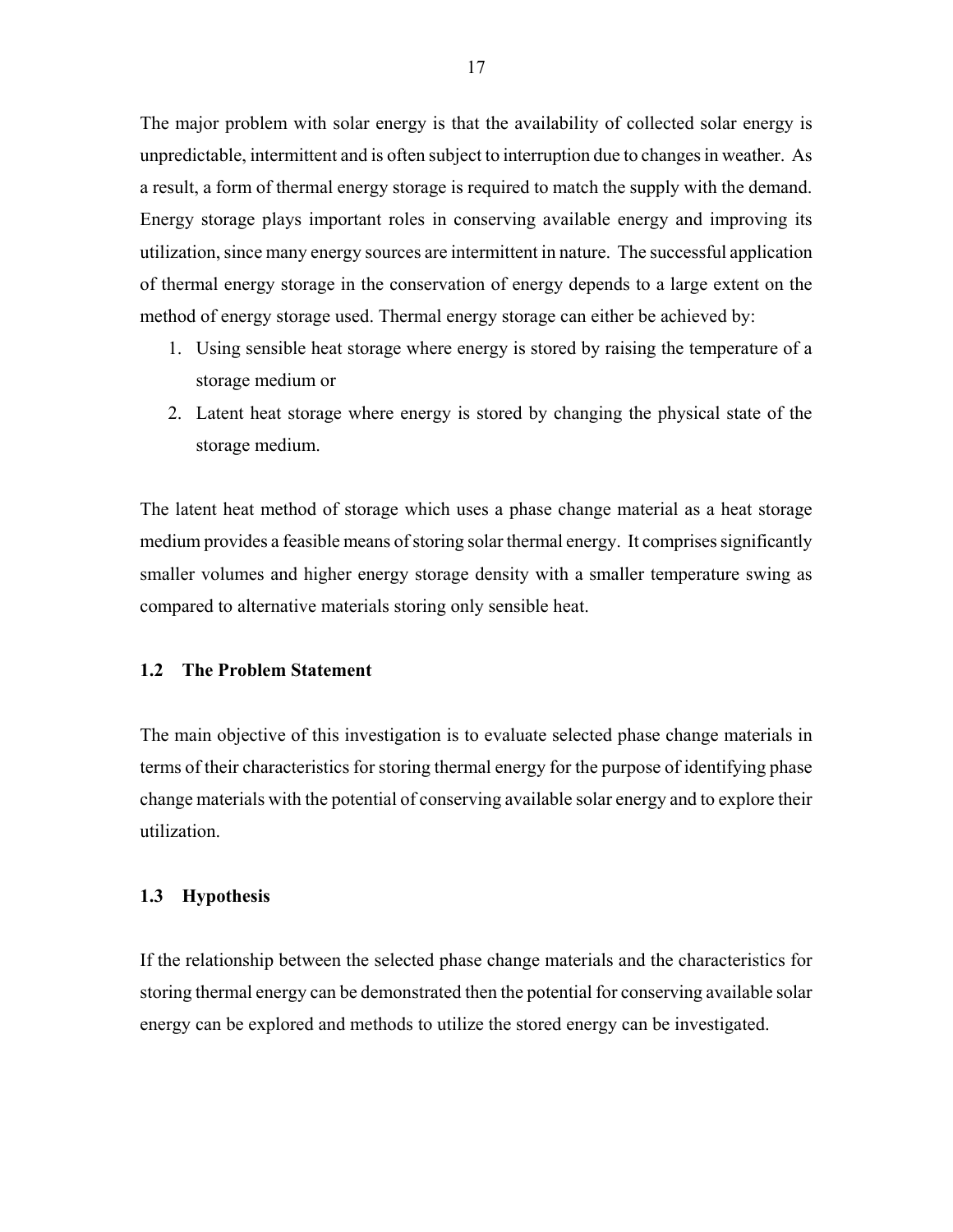The major problem with solar energy is that the availability of collected solar energy is unpredictable, intermittent and is often subject to interruption due to changes in weather. As a result, a form of thermal energy storage is required to match the supply with the demand. Energy storage plays important roles in conserving available energy and improving its utilization, since many energy sources are intermittent in nature. The successful application of thermal energy storage in the conservation of energy depends to a large extent on the method of energy storage used. Thermal energy storage can either be achieved by:

1. Using sensible heat storage where energy is stored by raising the temperature of a storage medium or
2. Latent heat storage where energy is stored by changing the physical state of the storage medium.

The latent heat method of storage which uses a phase change material as a heat storage medium provides a feasible means of storing solar thermal energy. It comprises significantly smaller volumes and higher energy storage density with a smaller temperature swing as compared to alternative materials storing only sensible heat.

### 1.2 The Problem Statement

The main objective of this investigation is to evaluate selected phase change materials in terms of their characteristics for storing thermal energy for the purpose of identifying phase change materials with the potential of conserving available solar energy and to explore their utilization.

### 1.3 Hypothesis

If the relationship between the selected phase change materials and the characteristics for storing thermal energy can be demonstrated then the potential for conserving available solar energy can be explored and methods to utilize the stored energy can be investigated.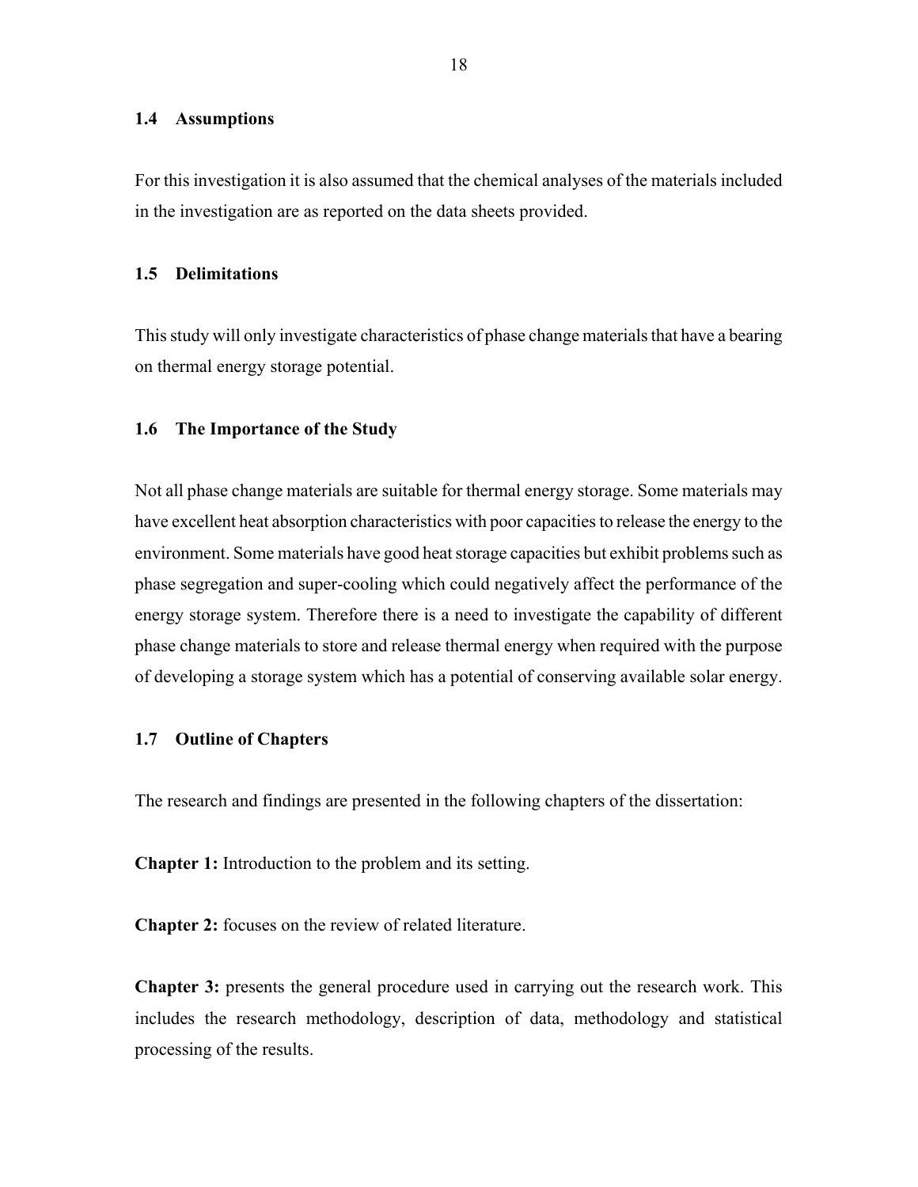## 1.4 Assumptions

For this investigation it is also assumed that the chemical analyses of the materials included in the investigation are as reported on the data sheets provided.

## 1.5 Delimitations

This study will only investigate characteristics of phase change materials that have a bearing on thermal energy storage potential.

## 1.6 The Importance of the Study

Not all phase change materials are suitable for thermal energy storage. Some materials may have excellent heat absorption characteristics with poor capacities to release the energy to the environment. Some materials have good heat storage capacities but exhibit problems such as phase segregation and super-cooling which could negatively affect the performance of the energy storage system. Therefore there is a need to investigate the capability of different phase change materials to store and release thermal energy when required with the purpose of developing a storage system which has a potential of conserving available solar energy.

## 1.7 Outline of Chapters

The research and findings are presented in the following chapters of the dissertation:

**Chapter 1:** Introduction to the problem and its setting.

**Chapter 2:** focuses on the review of related literature.

**Chapter 3:** presents the general procedure used in carrying out the research work. This includes the research methodology, description of data, methodology and statistical processing of the results.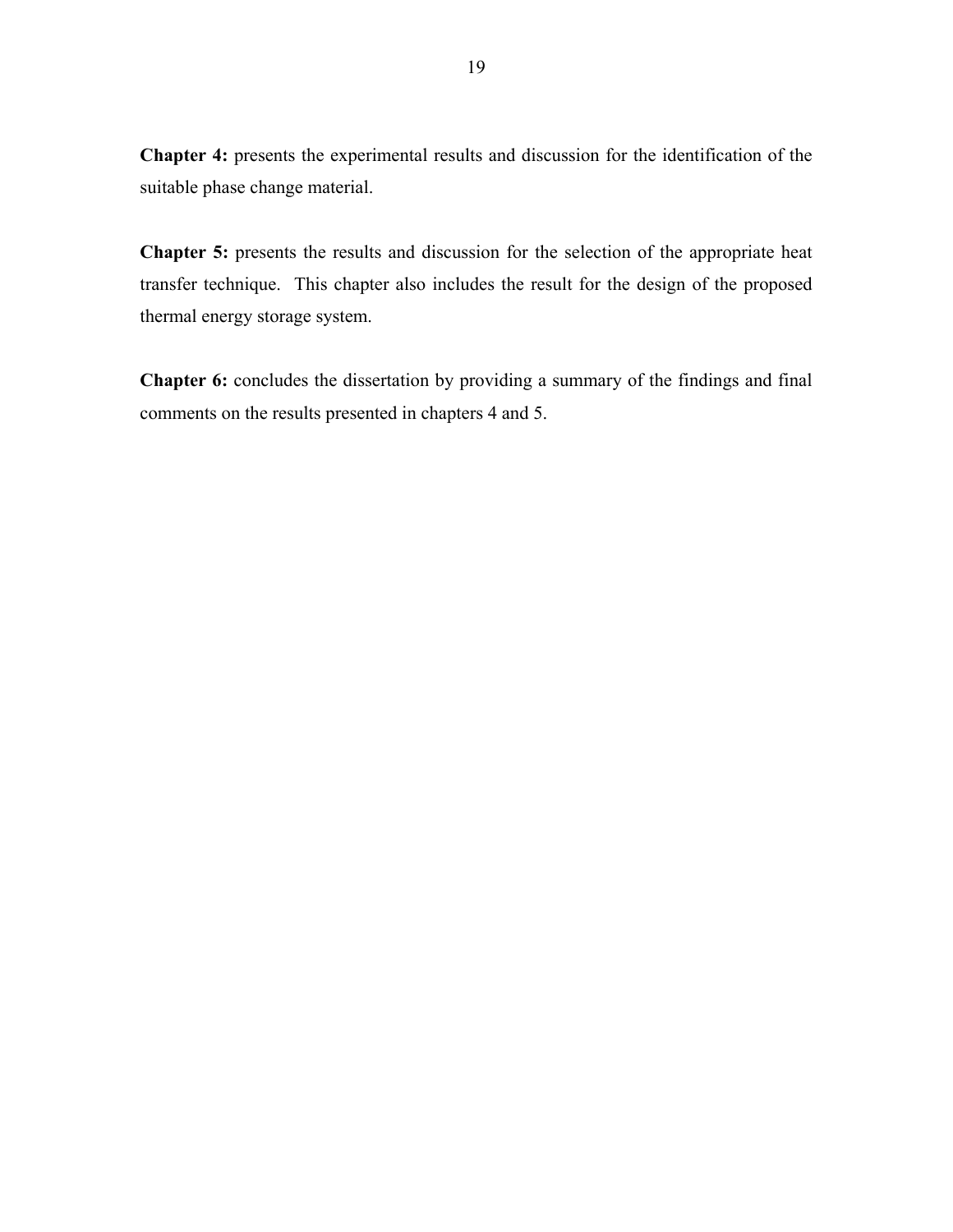**Chapter 4:** presents the experimental results and discussion for the identification of the suitable phase change material.

**Chapter 5:** presents the results and discussion for the selection of the appropriate heat transfer technique.  This chapter also includes the result for the design of the proposed thermal energy storage system.

**Chapter 6:** concludes the dissertation by providing a summary of the findings and final comments on the results presented in chapters 4 and 5.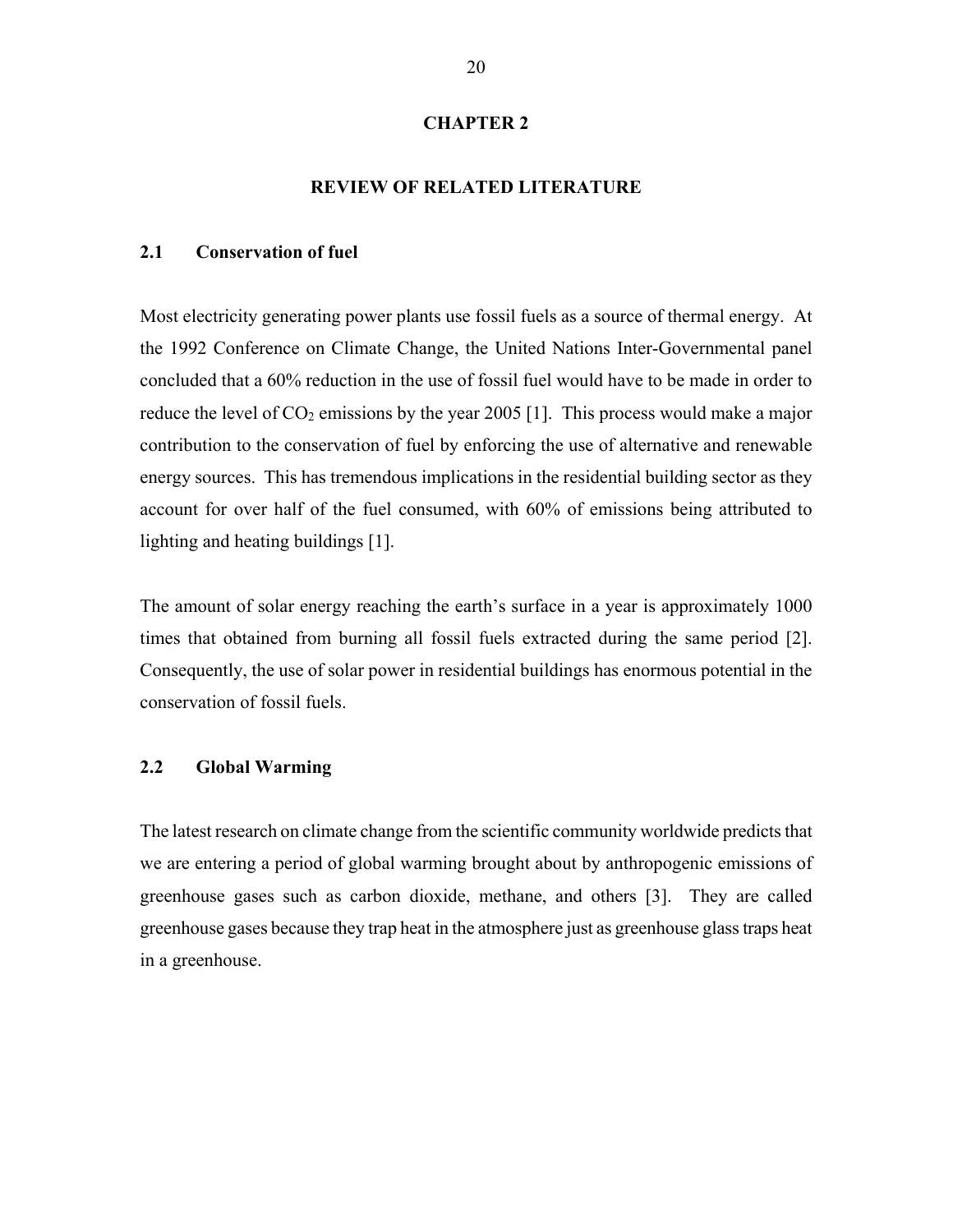# CHAPTER 2

## REVIEW OF RELATED LITERATURE

### 2.1 Conservation of fuel

Most electricity generating power plants use fossil fuels as a source of thermal energy. At the 1992 Conference on Climate Change, the United Nations Inter-Governmental panel concluded that a 60% reduction in the use of fossil fuel would have to be made in order to reduce the level of $CO_2$ emissions by the year 2005 [1]. This process would make a major contribution to the conservation of fuel by enforcing the use of alternative and renewable energy sources. This has tremendous implications in the residential building sector as they account for over half of the fuel consumed, with 60% of emissions being attributed to lighting and heating buildings [1].

The amount of solar energy reaching the earth's surface in a year is approximately 1000 times that obtained from burning all fossil fuels extracted during the same period [2]. Consequently, the use of solar power in residential buildings has enormous potential in the conservation of fossil fuels.

### 2.2 Global Warming

The latest research on climate change from the scientific community worldwide predicts that we are entering a period of global warming brought about by anthropogenic emissions of greenhouse gases such as carbon dioxide, methane, and others [3]. They are called greenhouse gases because they trap heat in the atmosphere just as greenhouse glass traps heat in a greenhouse.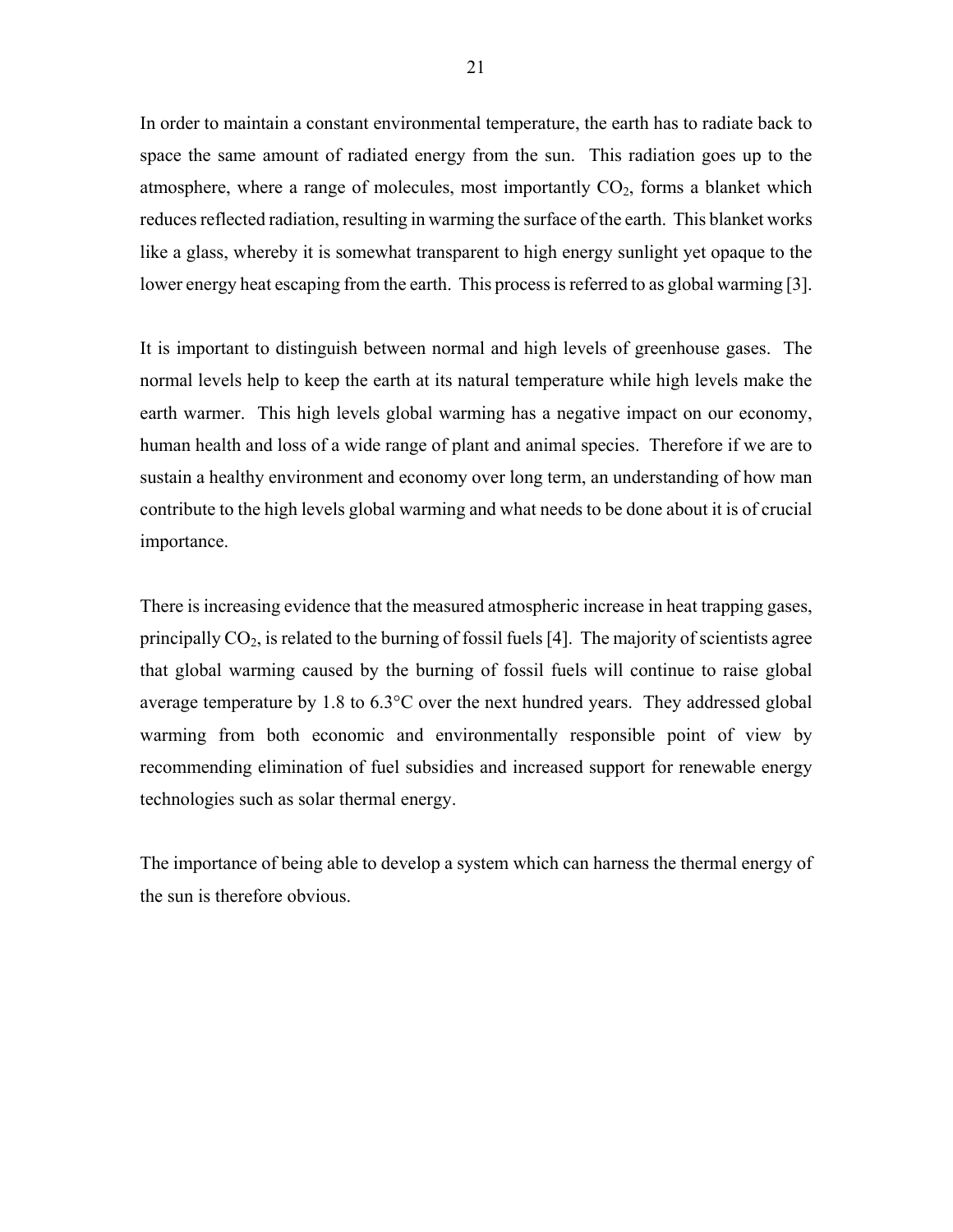In order to maintain a constant environmental temperature, the earth has to radiate back to space the same amount of radiated energy from the sun. This radiation goes up to the atmosphere, where a range of molecules, most importantly $CO_2$, forms a blanket which reduces reflected radiation, resulting in warming the surface of the earth. This blanket works like a glass, whereby it is somewhat transparent to high energy sunlight yet opaque to the lower energy heat escaping from the earth. This process is referred to as global warming [3].

It is important to distinguish between normal and high levels of greenhouse gases. The normal levels help to keep the earth at its natural temperature while high levels make the earth warmer. This high levels global warming has a negative impact on our economy, human health and loss of a wide range of plant and animal species. Therefore if we are to sustain a healthy environment and economy over long term, an understanding of how man contribute to the high levels global warming and what needs to be done about it is of crucial importance.

There is increasing evidence that the measured atmospheric increase in heat trapping gases, principally $CO_2$, is related to the burning of fossil fuels [4]. The majority of scientists agree that global warming caused by the burning of fossil fuels will continue to raise global average temperature by 1.8 to 6.3°C over the next hundred years. They addressed global warming from both economic and environmentally responsible point of view by recommending elimination of fuel subsidies and increased support for renewable energy technologies such as solar thermal energy.

The importance of being able to develop a system which can harness the thermal energy of the sun is therefore obvious.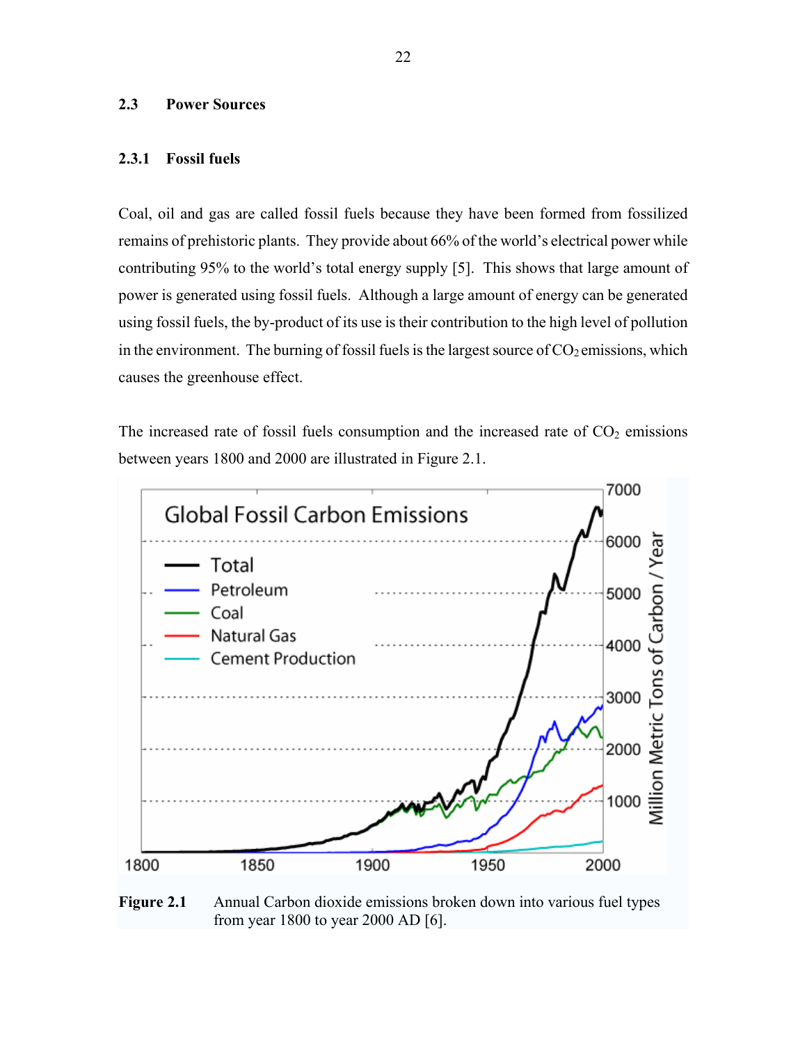## 2.3 Power Sources

### 2.3.1 Fossil fuels

Coal, oil and gas are called fossil fuels because they have been formed from fossilized remains of prehistoric plants. They provide about 66% of the world's electrical power while contributing 95% to the world's total energy supply [5]. This shows that large amount of power is generated using fossil fuels. Although a large amount of energy can be generated using fossil fuels, the by-product of its use is their contribution to the high level of pollution in the environment. The burning of fossil fuels is the largest source of $CO_2$ emissions, which causes the greenhouse effect.

The increased rate of fossil fuels consumption and the increased rate of $CO_2$ emissions between years 1800 and 2000 are illustrated in Figure 2.1.

**Figure 2.1** Annual Carbon dioxide emissions broken down into various fuel types from year 1800 to year 2000 AD [6].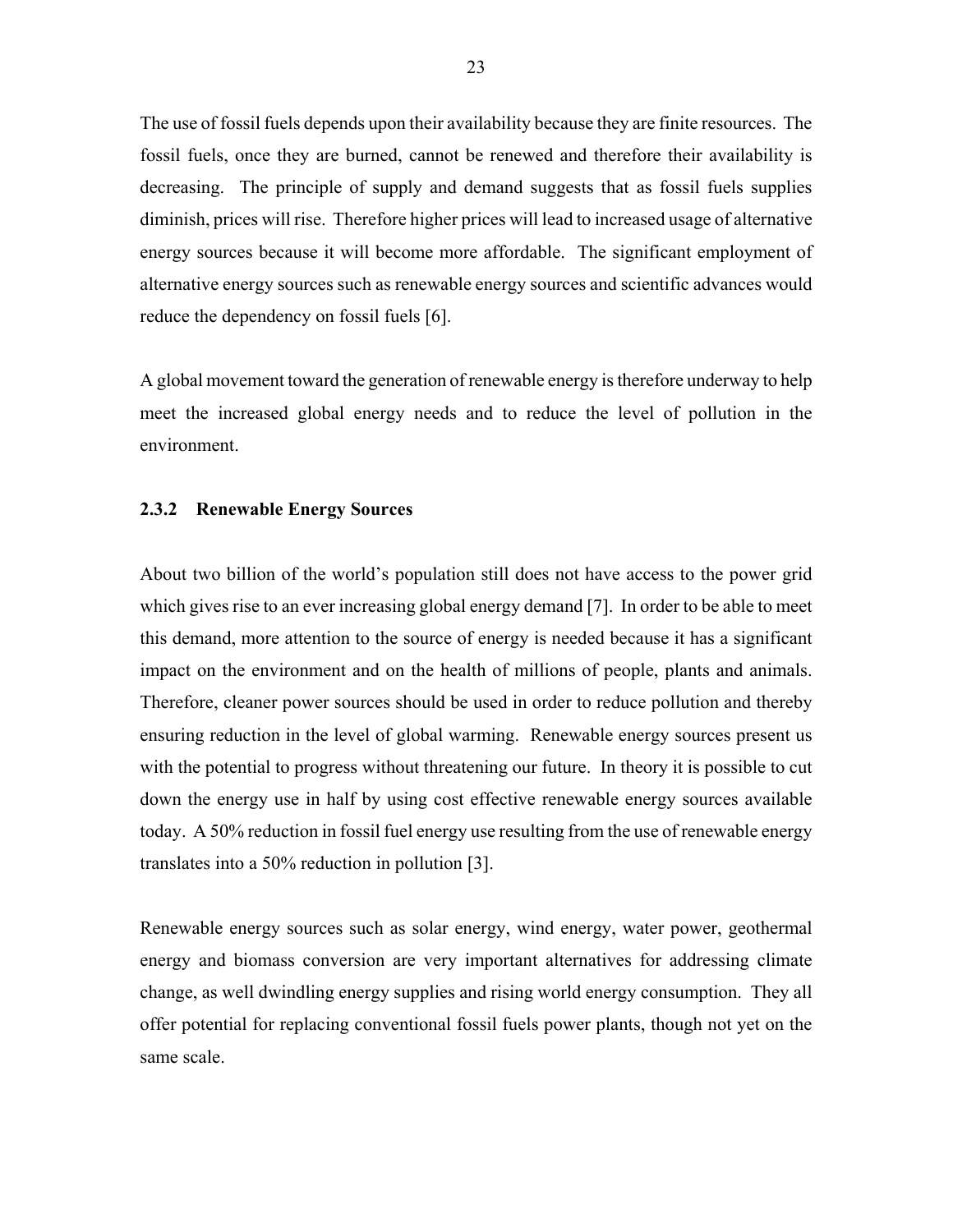The use of fossil fuels depends upon their availability because they are finite resources. The fossil fuels, once they are burned, cannot be renewed and therefore their availability is decreasing. The principle of supply and demand suggests that as fossil fuels supplies diminish, prices will rise. Therefore higher prices will lead to increased usage of alternative energy sources because it will become more affordable. The significant employment of alternative energy sources such as renewable energy sources and scientific advances would reduce the dependency on fossil fuels [6].

A global movement toward the generation of renewable energy is therefore underway to help meet the increased global energy needs and to reduce the level of pollution in the environment.

### 2.3.2 Renewable Energy Sources

About two billion of the world's population still does not have access to the power grid which gives rise to an ever increasing global energy demand [7]. In order to be able to meet this demand, more attention to the source of energy is needed because it has a significant impact on the environment and on the health of millions of people, plants and animals. Therefore, cleaner power sources should be used in order to reduce pollution and thereby ensuring reduction in the level of global warming. Renewable energy sources present us with the potential to progress without threatening our future. In theory it is possible to cut down the energy use in half by using cost effective renewable energy sources available today. A 50% reduction in fossil fuel energy use resulting from the use of renewable energy translates into a 50% reduction in pollution [3].

Renewable energy sources such as solar energy, wind energy, water power, geothermal energy and biomass conversion are very important alternatives for addressing climate change, as well dwindling energy supplies and rising world energy consumption. They all offer potential for replacing conventional fossil fuels power plants, though not yet on the same scale.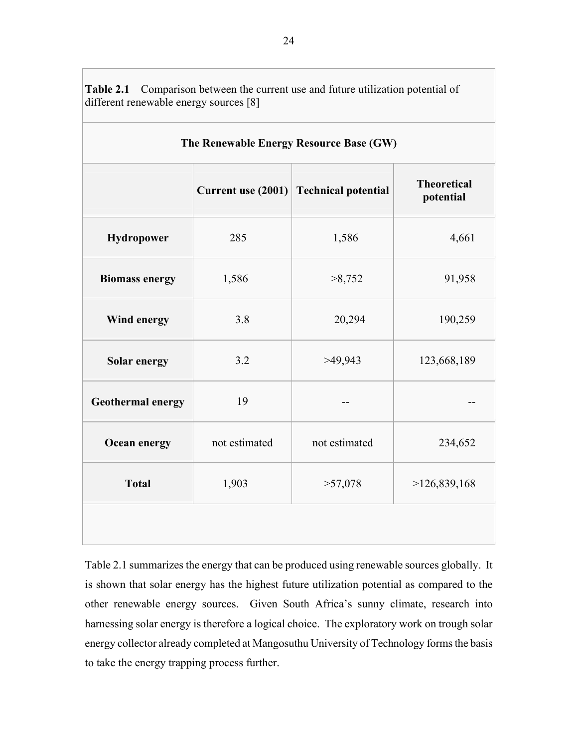**Table 2.1** Comparison between the current use and future utilization potential of different renewable energy sources [8]

| The Renewable Energy Resource Base (GW) | | | |
|---|---|---|---|
| | Current use (2001) | Technical potential | Theoretical potential |
| **Hydropower** | 285 | 1,586 | 4,661 |
| **Biomass energy** | 1,586 | >8,752 | 91,958 |
| **Wind energy** | 3.8 | 20,294 | 190,259 |
| **Solar energy** | 3.2 | >49,943 | 123,668,189 |
| **Geothermal energy** | 19 | -- | -- |
| **Ocean energy** | not estimated | not estimated | 234,652 |
| **Total** | 1,903 | >57,078 | >126,839,168 |

Table 2.1 summarizes the energy that can be produced using renewable sources globally. It is shown that solar energy has the highest future utilization potential as compared to the other renewable energy sources. Given South Africa's sunny climate, research into harnessing solar energy is therefore a logical choice. The exploratory work on trough solar energy collector already completed at Mangosuthu University of Technology forms the basis to take the energy trapping process further.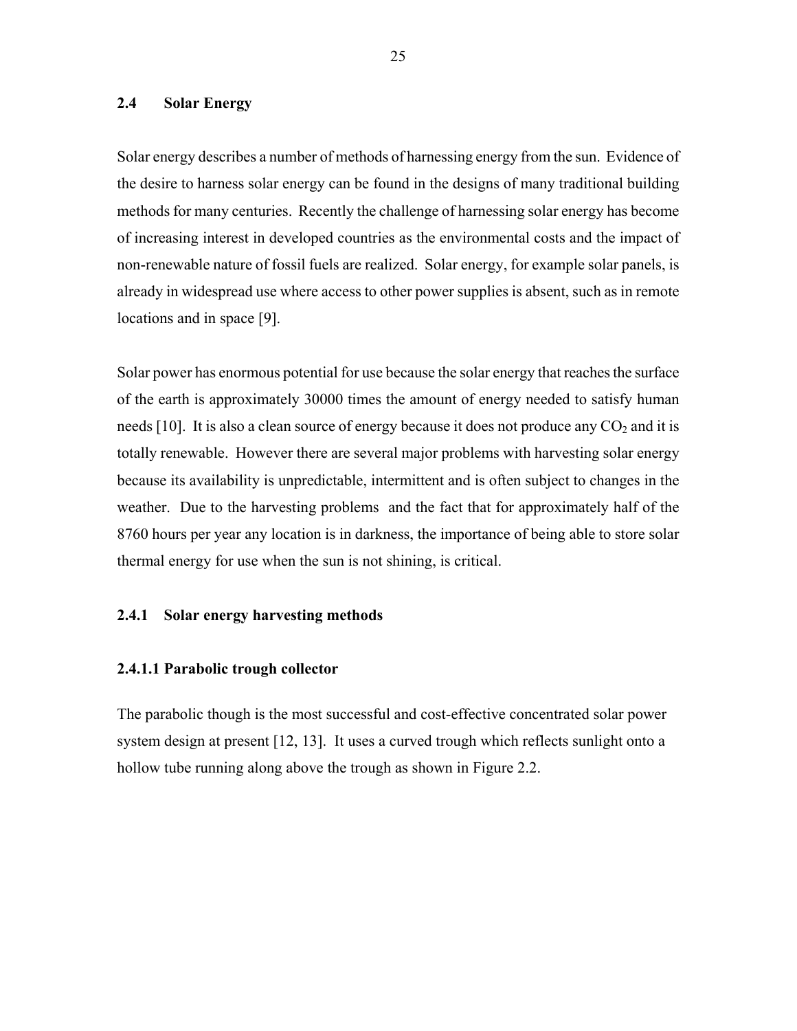## 2.4 Solar Energy

Solar energy describes a number of methods of harnessing energy from the sun. Evidence of the desire to harness solar energy can be found in the designs of many traditional building methods for many centuries. Recently the challenge of harnessing solar energy has become of increasing interest in developed countries as the environmental costs and the impact of non-renewable nature of fossil fuels are realized. Solar energy, for example solar panels, is already in widespread use where access to other power supplies is absent, such as in remote locations and in space [9].

Solar power has enormous potential for use because the solar energy that reaches the surface of the earth is approximately 30000 times the amount of energy needed to satisfy human needs [10]. It is also a clean source of energy because it does not produce any $CO_2$ and it is totally renewable. However there are several major problems with harvesting solar energy because its availability is unpredictable, intermittent and is often subject to changes in the weather. Due to the harvesting problems and the fact that for approximately half of the 8760 hours per year any location is in darkness, the importance of being able to store solar thermal energy for use when the sun is not shining, is critical.

### 2.4.1 Solar energy harvesting methods

#### 2.4.1.1 Parabolic trough collector

The parabolic though is the most successful and cost-effective concentrated solar power system design at present [12, 13]. It uses a curved trough which reflects sunlight onto a hollow tube running along above the trough as shown in Figure 2.2.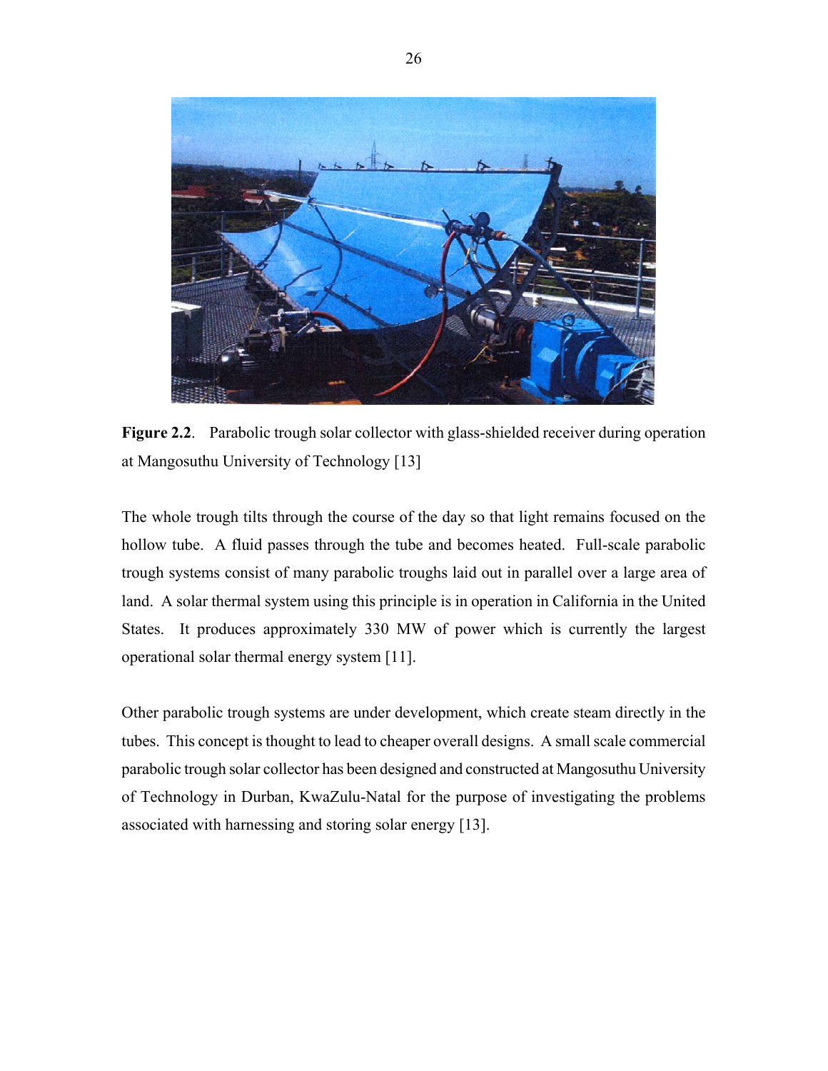**Figure 2.2**. Parabolic trough solar collector with glass-shielded receiver during operation at Mangosuthu University of Technology [13]

The whole trough tilts through the course of the day so that light remains focused on the hollow tube. A fluid passes through the tube and becomes heated. Full-scale parabolic trough systems consist of many parabolic troughs laid out in parallel over a large area of land. A solar thermal system using this principle is in operation in California in the United States. It produces approximately 330 MW of power which is currently the largest operational solar thermal energy system [11].

Other parabolic trough systems are under development, which create steam directly in the tubes. This concept is thought to lead to cheaper overall designs. A small scale commercial parabolic trough solar collector has been designed and constructed at Mangosuthu University of Technology in Durban, KwaZulu-Natal for the purpose of investigating the problems associated with harnessing and storing solar energy [13].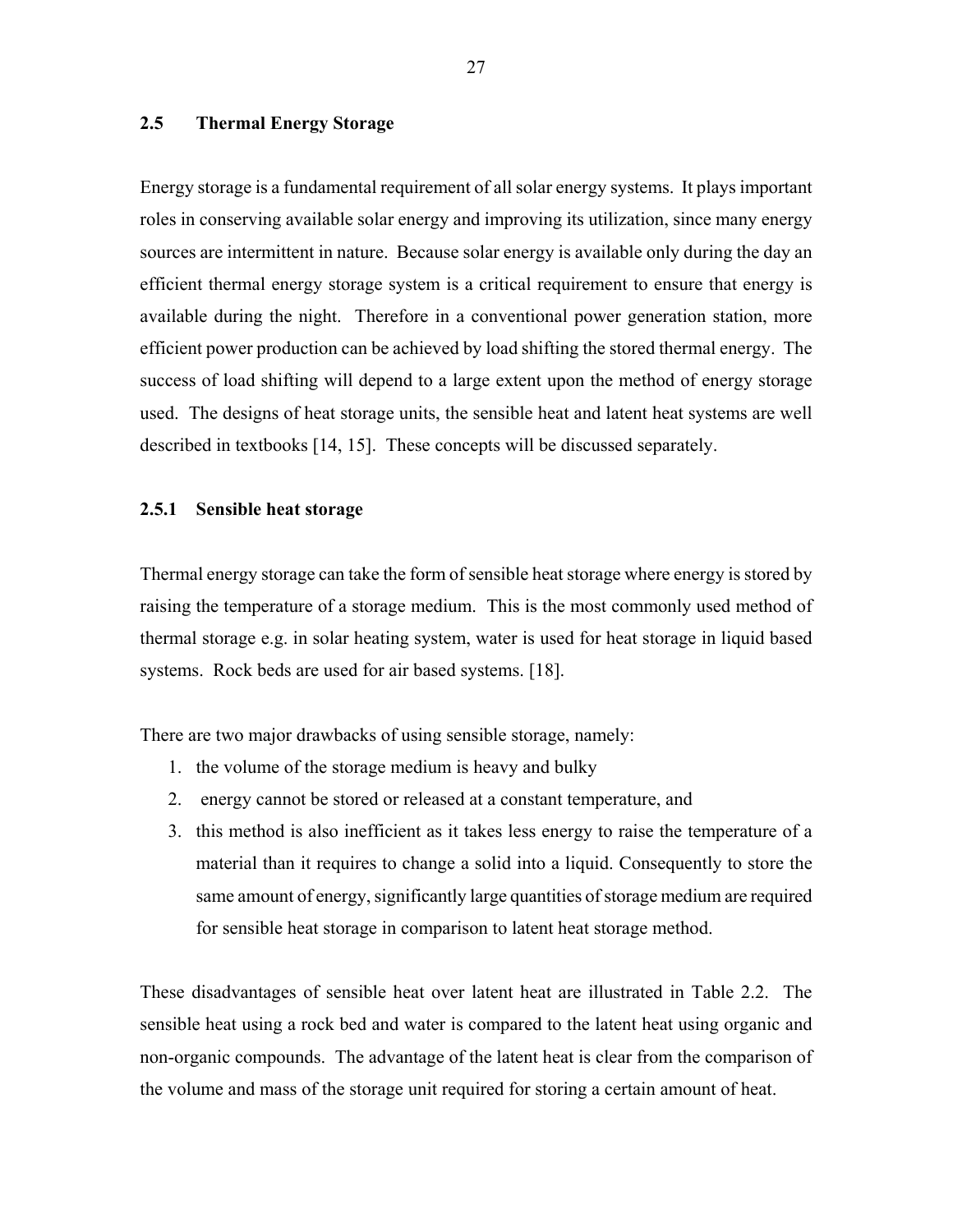## 2.5 Thermal Energy Storage

Energy storage is a fundamental requirement of all solar energy systems. It plays important roles in conserving available solar energy and improving its utilization, since many energy sources are intermittent in nature. Because solar energy is available only during the day an efficient thermal energy storage system is a critical requirement to ensure that energy is available during the night. Therefore in a conventional power generation station, more efficient power production can be achieved by load shifting the stored thermal energy. The success of load shifting will depend to a large extent upon the method of energy storage used. The designs of heat storage units, the sensible heat and latent heat systems are well described in textbooks [14, 15]. These concepts will be discussed separately.

### 2.5.1 Sensible heat storage

Thermal energy storage can take the form of sensible heat storage where energy is stored by raising the temperature of a storage medium. This is the most commonly used method of thermal storage e.g. in solar heating system, water is used for heat storage in liquid based systems. Rock beds are used for air based systems. [18].

There are two major drawbacks of using sensible storage, namely:

1. the volume of the storage medium is heavy and bulky
2. energy cannot be stored or released at a constant temperature, and
3. this method is also inefficient as it takes less energy to raise the temperature of a material than it requires to change a solid into a liquid. Consequently to store the same amount of energy, significantly large quantities of storage medium are required for sensible heat storage in comparison to latent heat storage method.

These disadvantages of sensible heat over latent heat are illustrated in Table 2.2. The sensible heat using a rock bed and water is compared to the latent heat using organic and non-organic compounds. The advantage of the latent heat is clear from the comparison of the volume and mass of the storage unit required for storing a certain amount of heat.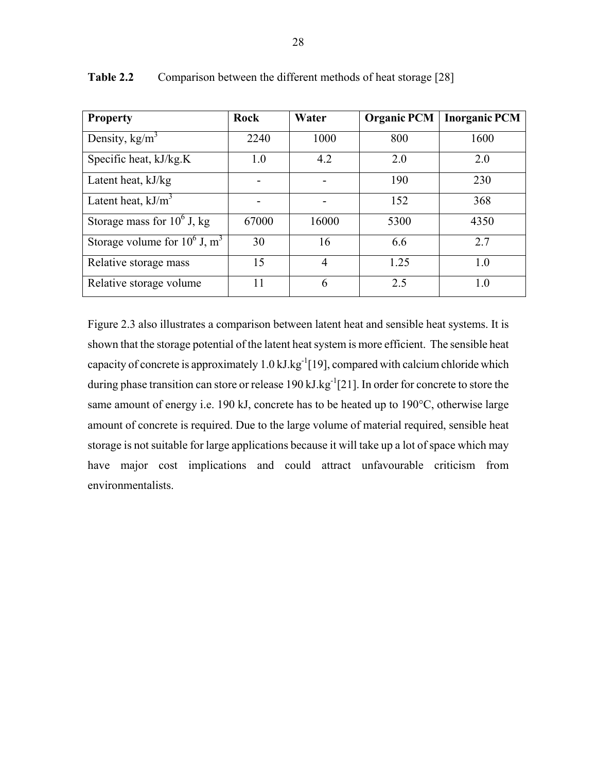**Table 2.2** Comparison between the different methods of heat storage [28]

| Property | Rock | Water | Organic PCM | Inorganic PCM |
|---|---|---|---|---|
| Density, kg/m$^3$ | 2240 | 1000 | 800 | 1600 |
| Specific heat, kJ/kg.K | 1.0 | 4.2 | 2.0 | 2.0 |
| Latent heat, kJ/kg | - | - | 190 | 230 |
| Latent heat, kJ/m$^3$ | - | - | 152 | 368 |
| Storage mass for $10^6$ J, kg | 67000 | 16000 | 5300 | 4350 |
| Storage volume for $10^6$ J, m$^3$ | 30 | 16 | 6.6 | 2.7 |
| Relative storage mass | 15 | 4 | 1.25 | 1.0 |
| Relative storage volume | 11 | 6 | 2.5 | 1.0 |

Figure 2.3 also illustrates a comparison between latent heat and sensible heat systems. It is shown that the storage potential of the latent heat system is more efficient. The sensible heat capacity of concrete is approximately 1.0 kJ.kg$^{-1}$[19], compared with calcium chloride which during phase transition can store or release 190 kJ.kg$^{-1}$[21]. In order for concrete to store the same amount of energy i.e. 190 kJ, concrete has to be heated up to 190°C, otherwise large amount of concrete is required. Due to the large volume of material required, sensible heat storage is not suitable for large applications because it will take up a lot of space which may have major cost implications and could attract unfavourable criticism from environmentalists.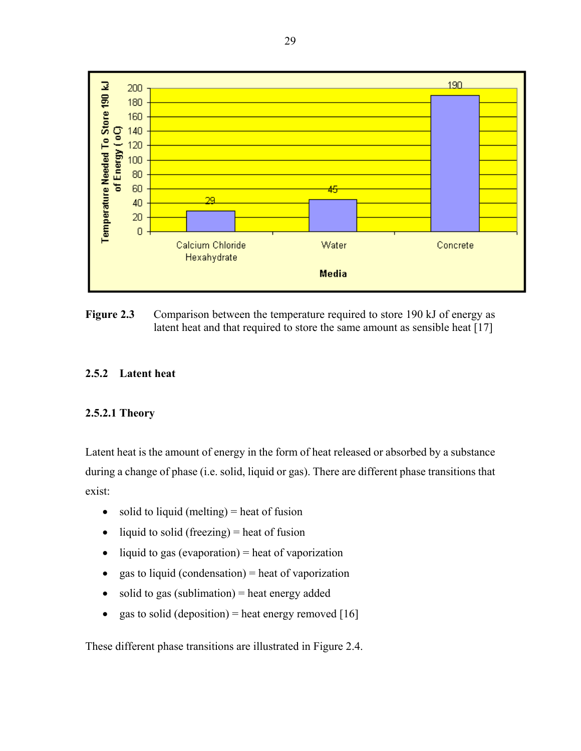Figure 2.3 Comparison between the temperature required to store 190 kJ of energy as latent heat and that required to store the same amount as sensible heat [17]

### 2.5.2 Latent heat

#### 2.5.2.1 Theory

Latent heat is the amount of energy in the form of heat released or absorbed by a substance during a change of phase (i.e. solid, liquid or gas). There are different phase transitions that exist:

- solid to liquid (melting) = heat of fusion
- liquid to solid (freezing) = heat of fusion
- liquid to gas (evaporation) = heat of vaporization
- gas to liquid (condensation) = heat of vaporization
- solid to gas (sublimation) = heat energy added
- gas to solid (deposition) = heat energy removed [16]

These different phase transitions are illustrated in Figure 2.4.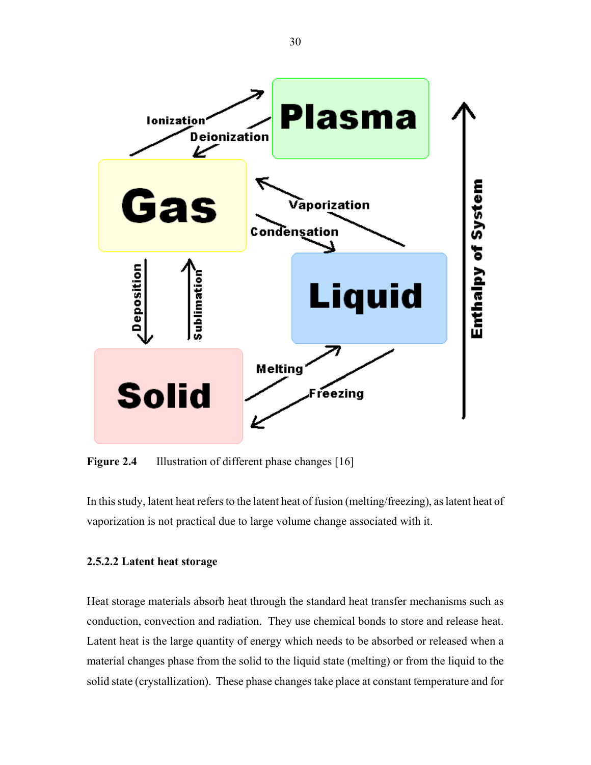**Figure 2.4** Illustration of different phase changes [16]

In this study, latent heat refers to the latent heat of fusion (melting/freezing), as latent heat of vaporization is not practical due to large volume change associated with it.

#### 2.5.2.2 Latent heat storage

Heat storage materials absorb heat through the standard heat transfer mechanisms such as conduction, convection and radiation. They use chemical bonds to store and release heat. Latent heat is the large quantity of energy which needs to be absorbed or released when a material changes phase from the solid to the liquid state (melting) or from the liquid to the solid state (crystallization). These phase changes take place at constant temperature and for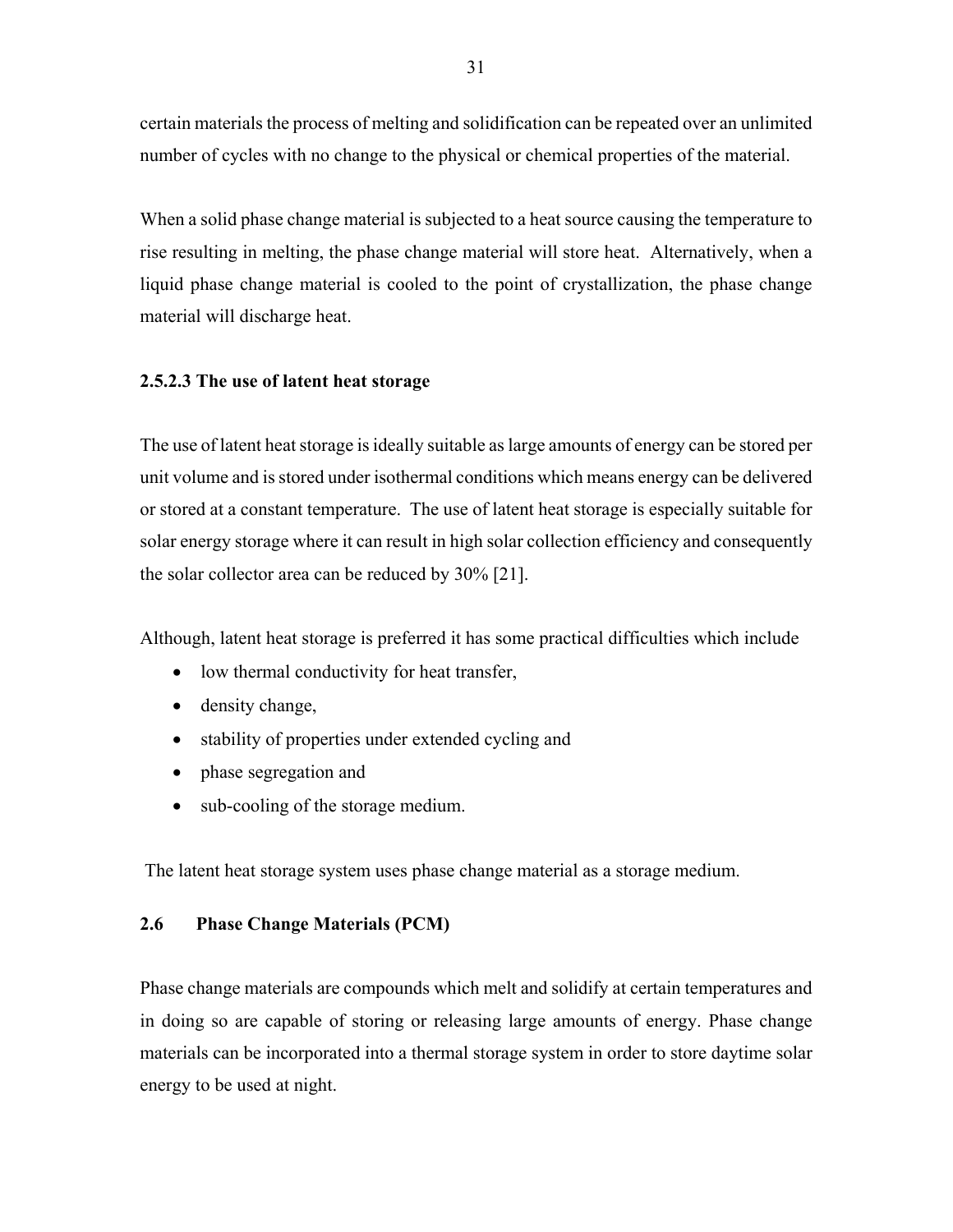certain materials the process of melting and solidification can be repeated over an unlimited number of cycles with no change to the physical or chemical properties of the material.

When a solid phase change material is subjected to a heat source causing the temperature to rise resulting in melting, the phase change material will store heat. Alternatively, when a liquid phase change material is cooled to the point of crystallization, the phase change material will discharge heat.

#### 2.5.2.3 The use of latent heat storage

The use of latent heat storage is ideally suitable as large amounts of energy can be stored per unit volume and is stored under isothermal conditions which means energy can be delivered or stored at a constant temperature. The use of latent heat storage is especially suitable for solar energy storage where it can result in high solar collection efficiency and consequently the solar collector area can be reduced by 30% [21].

Although, latent heat storage is preferred it has some practical difficulties which include

- low thermal conductivity for heat transfer,
- density change,
- stability of properties under extended cycling and
- phase segregation and
- sub-cooling of the storage medium.

The latent heat storage system uses phase change material as a storage medium.

## 2.6 Phase Change Materials (PCM)

Phase change materials are compounds which melt and solidify at certain temperatures and in doing so are capable of storing or releasing large amounts of energy. Phase change materials can be incorporated into a thermal storage system in order to store daytime solar energy to be used at night.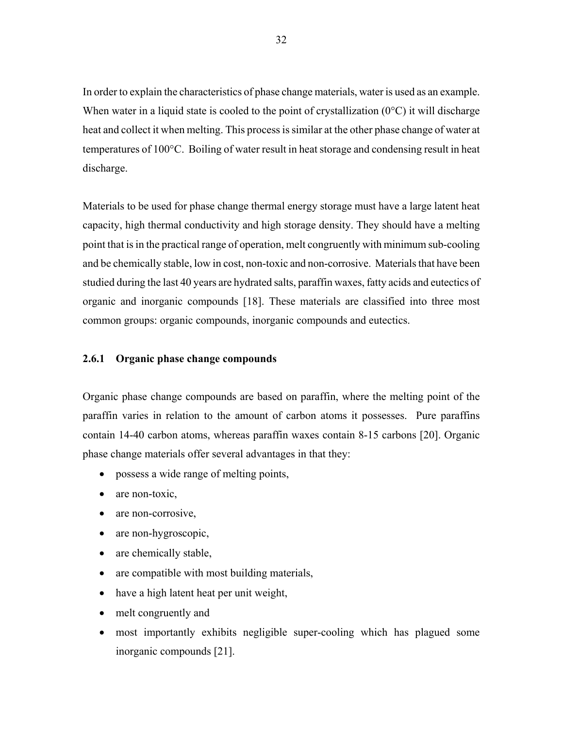In order to explain the characteristics of phase change materials, water is used as an example. When water in a liquid state is cooled to the point of crystallization (0°C) it will discharge heat and collect it when melting. This process is similar at the other phase change of water at temperatures of 100°C. Boiling of water result in heat storage and condensing result in heat discharge.

Materials to be used for phase change thermal energy storage must have a large latent heat capacity, high thermal conductivity and high storage density. They should have a melting point that is in the practical range of operation, melt congruently with minimum sub-cooling and be chemically stable, low in cost, non-toxic and non-corrosive. Materials that have been studied during the last 40 years are hydrated salts, paraffin waxes, fatty acids and eutectics of organic and inorganic compounds [18]. These materials are classified into three most common groups: organic compounds, inorganic compounds and eutectics.

### 2.6.1 Organic phase change compounds

Organic phase change compounds are based on paraffin, where the melting point of the paraffin varies in relation to the amount of carbon atoms it possesses. Pure paraffins contain 14-40 carbon atoms, whereas paraffin waxes contain 8-15 carbons [20]. Organic phase change materials offer several advantages in that they:

- possess a wide range of melting points,
- are non-toxic,
- are non-corrosive,
- are non-hygroscopic,
- are chemically stable,
- are compatible with most building materials,
- have a high latent heat per unit weight,
- melt congruently and
- most importantly exhibits negligible super-cooling which has plagued some inorganic compounds [21].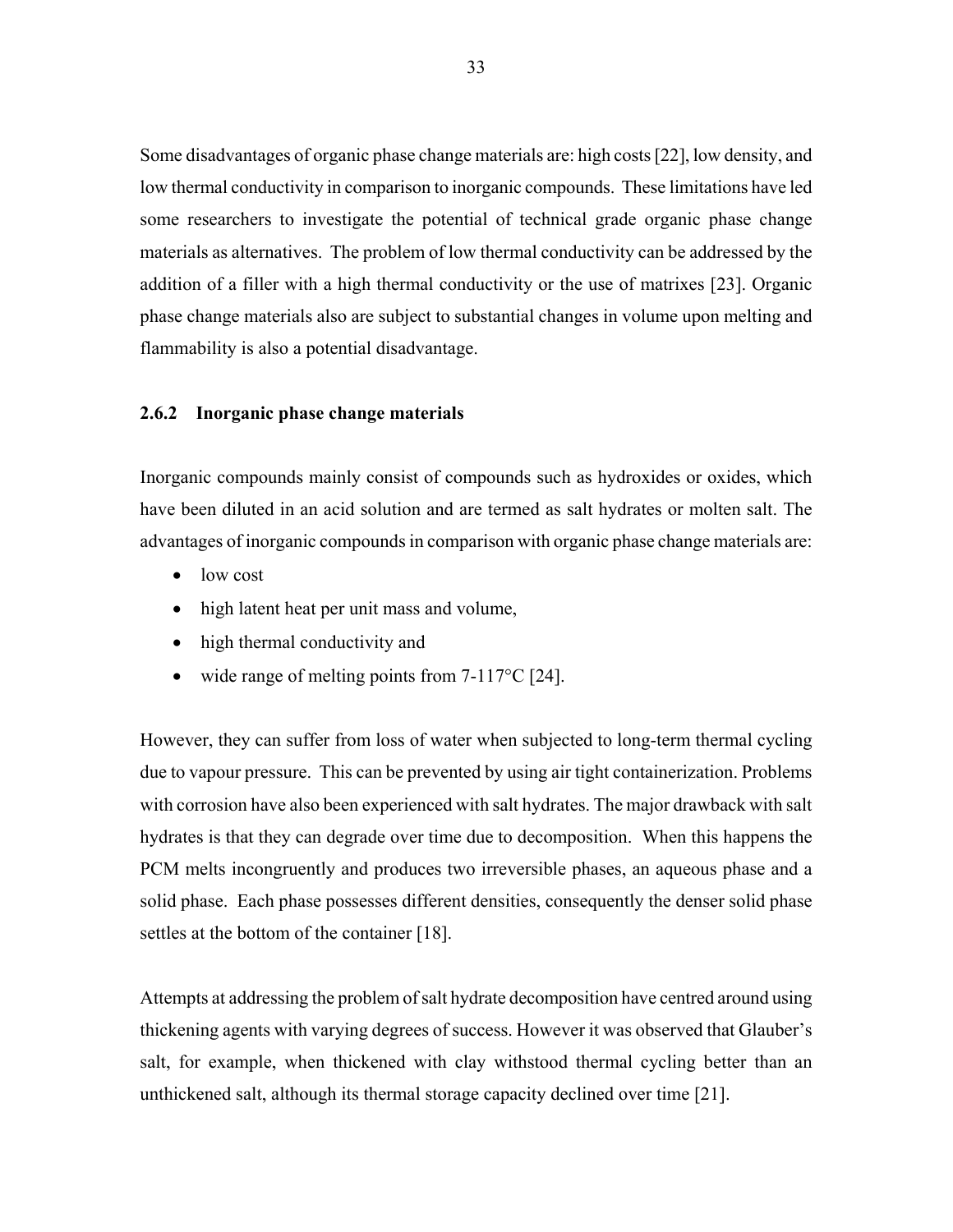Some disadvantages of organic phase change materials are: high costs [22], low density, and low thermal conductivity in comparison to inorganic compounds. These limitations have led some researchers to investigate the potential of technical grade organic phase change materials as alternatives. The problem of low thermal conductivity can be addressed by the addition of a filler with a high thermal conductivity or the use of matrixes [23]. Organic phase change materials also are subject to substantial changes in volume upon melting and flammability is also a potential disadvantage.

### 2.6.2 Inorganic phase change materials

Inorganic compounds mainly consist of compounds such as hydroxides or oxides, which have been diluted in an acid solution and are termed as salt hydrates or molten salt. The advantages of inorganic compounds in comparison with organic phase change materials are:

- low cost
- high latent heat per unit mass and volume,
- high thermal conductivity and
- wide range of melting points from 7-117°C [24].

However, they can suffer from loss of water when subjected to long-term thermal cycling due to vapour pressure. This can be prevented by using air tight containerization. Problems with corrosion have also been experienced with salt hydrates. The major drawback with salt hydrates is that they can degrade over time due to decomposition. When this happens the PCM melts incongruently and produces two irreversible phases, an aqueous phase and a solid phase. Each phase possesses different densities, consequently the denser solid phase settles at the bottom of the container [18].

Attempts at addressing the problem of salt hydrate decomposition have centred around using thickening agents with varying degrees of success. However it was observed that Glauber's salt, for example, when thickened with clay withstood thermal cycling better than an unthickened salt, although its thermal storage capacity declined over time [21].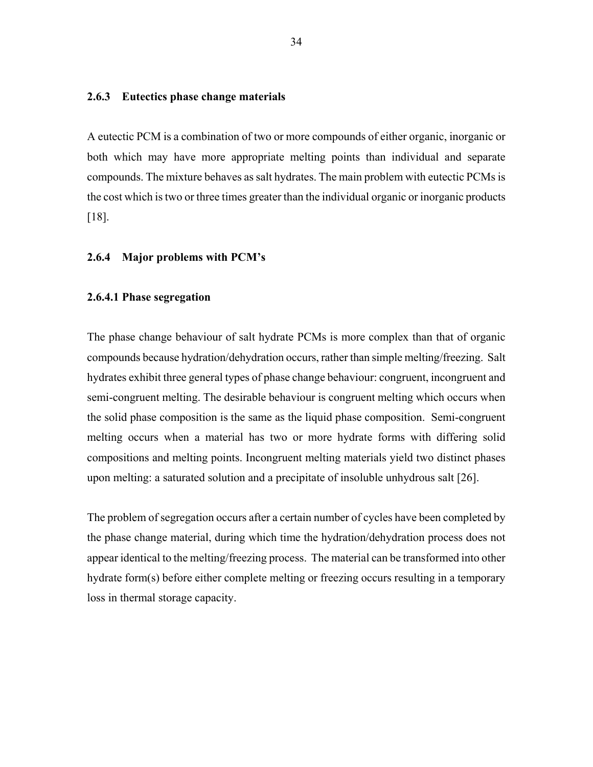### 2.6.3 Eutectics phase change materials

A eutectic PCM is a combination of two or more compounds of either organic, inorganic or both which may have more appropriate melting points than individual and separate compounds. The mixture behaves as salt hydrates. The main problem with eutectic PCMs is the cost which is two or three times greater than the individual organic or inorganic products [18].

### 2.6.4 Major problems with PCM's

#### 2.6.4.1 Phase segregation

The phase change behaviour of salt hydrate PCMs is more complex than that of organic compounds because hydration/dehydration occurs, rather than simple melting/freezing. Salt hydrates exhibit three general types of phase change behaviour: congruent, incongruent and semi-congruent melting. The desirable behaviour is congruent melting which occurs when the solid phase composition is the same as the liquid phase composition. Semi-congruent melting occurs when a material has two or more hydrate forms with differing solid compositions and melting points. Incongruent melting materials yield two distinct phases upon melting: a saturated solution and a precipitate of insoluble unhydrous salt [26].

The problem of segregation occurs after a certain number of cycles have been completed by the phase change material, during which time the hydration/dehydration process does not appear identical to the melting/freezing process. The material can be transformed into other hydrate form(s) before either complete melting or freezing occurs resulting in a temporary loss in thermal storage capacity.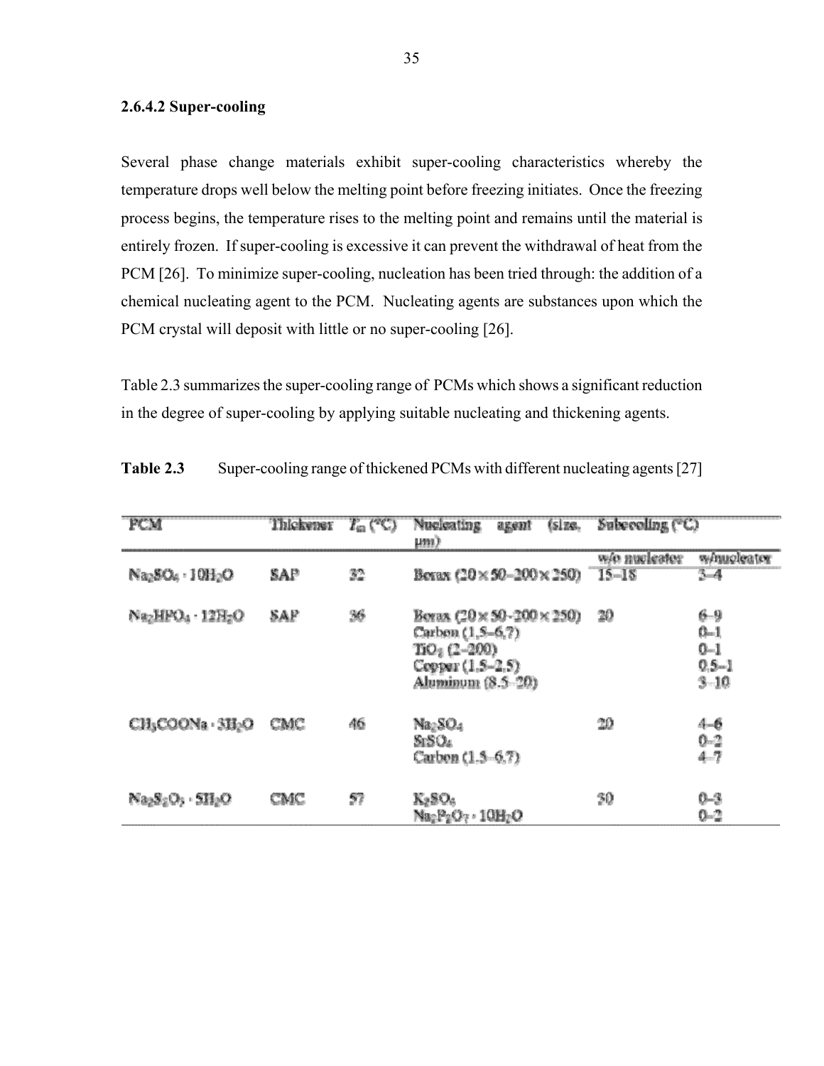#### 2.6.4.2 Super-cooling

Several phase change materials exhibit super-cooling characteristics whereby the temperature drops well below the melting point before freezing initiates. Once the freezing process begins, the temperature rises to the melting point and remains until the material is entirely frozen. If super-cooling is excessive it can prevent the withdrawal of heat from the PCM [26]. To minimize super-cooling, nucleation has been tried through: the addition of a chemical nucleating agent to the PCM. Nucleating agents are substances upon which the PCM crystal will deposit with little or no super-cooling [26].

Table 2.3 summarizes the super-cooling range of PCMs which shows a significant reduction in the degree of super-cooling by applying suitable nucleating and thickening agents.

**Table 2.3** Super-cooling range of thickened PCMs with different nucleating agents [27]

| PCM | Thickener | $T_m$ (°C) | Nucleating agent (size, μm) | Subcooling (°C) | |
|---|---|---|---|---|---|
| | | | | w/o nucleator | w/nucleator |
| $Na_2SO_4 \cdot 10H_2O$ | SAP | 32 | Borax (20 × 50–200 × 250) | 15–18 | 3–4 |
| $Na_2HPO_4 \cdot 12H_2O$ | SAP | 36 | Borax (20 × 50–200 × 250) | 20 | 6–9 |
| | | | Carbon (1.5–6.7) | | 0–1 |
| | | | $TiO_2$ (2–200) | | 0–1 |
| | | | Copper (1.5–2.5) | | 0.5–1 |
| | | | Aluminum (8.5–20) | | 3–10 |
| $CH_3COONa \cdot 3H_2O$ | CMC | 46 | $Na_2SO_4$ | 20 | 4–6 |
| | | | $SrSO_4$ | | 0–2 |
| | | | Carbon (1.5–6.7) | | 4–7 |
| $Na_2S_2O_3 \cdot 5H_2O$ | CMC | 57 | $K_2SO_4$ | 30 | 0–3 |
| | | | $Na_4P_2O_7 \cdot 10H_2O$ | | 0–2 |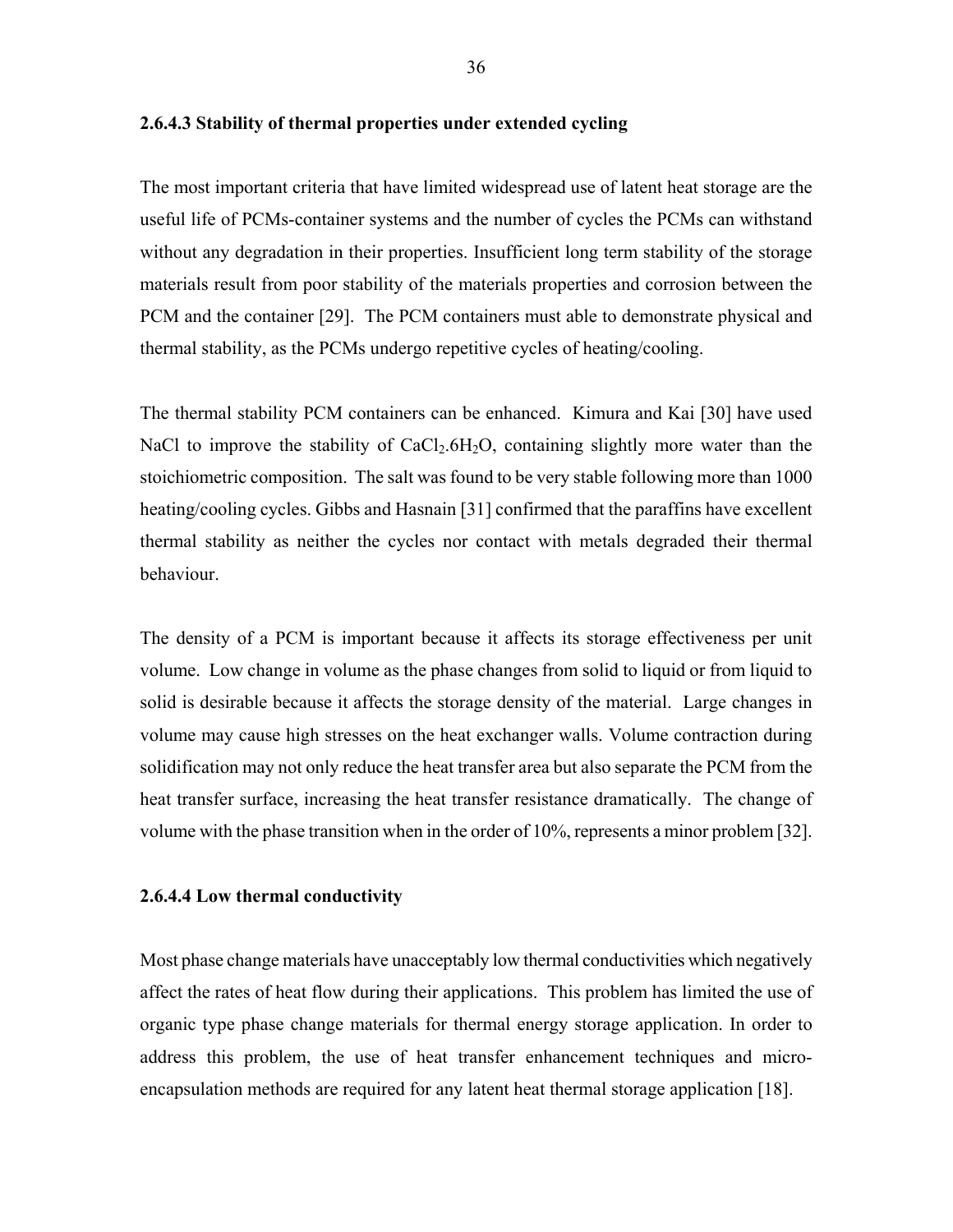#### 2.6.4.3 Stability of thermal properties under extended cycling

The most important criteria that have limited widespread use of latent heat storage are the useful life of PCMs-container systems and the number of cycles the PCMs can withstand without any degradation in their properties. Insufficient long term stability of the storage materials result from poor stability of the materials properties and corrosion between the PCM and the container [29]. The PCM containers must able to demonstrate physical and thermal stability, as the PCMs undergo repetitive cycles of heating/cooling.

The thermal stability PCM containers can be enhanced. Kimura and Kai [30] have used NaCl to improve the stability of $CaCl_2.6H_2O$, containing slightly more water than the stoichiometric composition. The salt was found to be very stable following more than 1000 heating/cooling cycles. Gibbs and Hasnain [31] confirmed that the paraffins have excellent thermal stability as neither the cycles nor contact with metals degraded their thermal behaviour.

The density of a PCM is important because it affects its storage effectiveness per unit volume. Low change in volume as the phase changes from solid to liquid or from liquid to solid is desirable because it affects the storage density of the material. Large changes in volume may cause high stresses on the heat exchanger walls. Volume contraction during solidification may not only reduce the heat transfer area but also separate the PCM from the heat transfer surface, increasing the heat transfer resistance dramatically. The change of volume with the phase transition when in the order of 10%, represents a minor problem [32].

#### 2.6.4.4 Low thermal conductivity

Most phase change materials have unacceptably low thermal conductivities which negatively affect the rates of heat flow during their applications. This problem has limited the use of organic type phase change materials for thermal energy storage application. In order to address this problem, the use of heat transfer enhancement techniques and micro-encapsulation methods are required for any latent heat thermal storage application [18].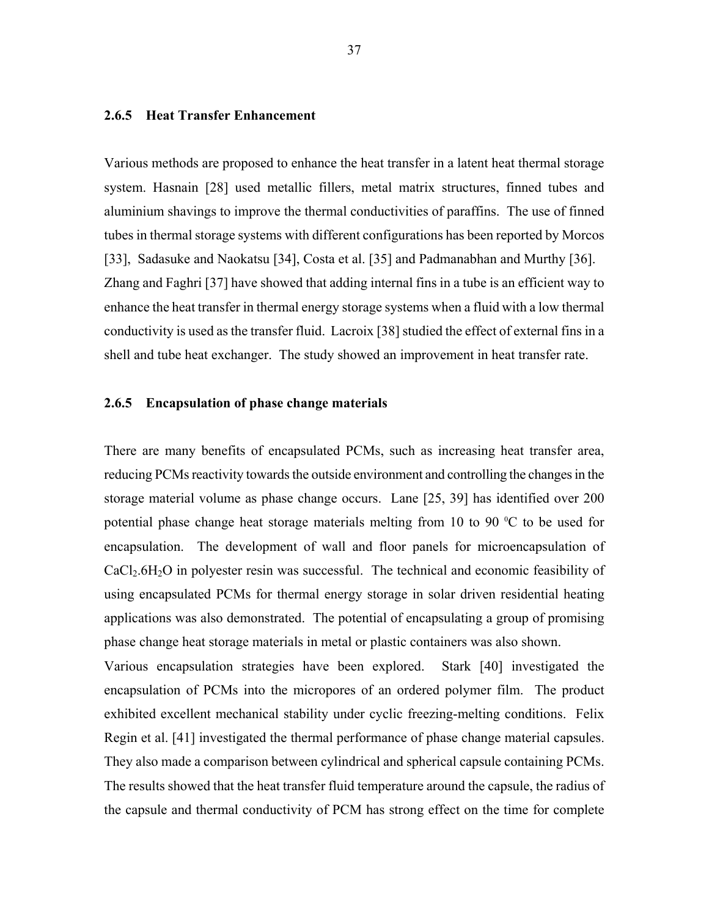### 2.6.5 Heat Transfer Enhancement

Various methods are proposed to enhance the heat transfer in a latent heat thermal storage system. Hasnain [28] used metallic fillers, metal matrix structures, finned tubes and aluminium shavings to improve the thermal conductivities of paraffins. The use of finned tubes in thermal storage systems with different configurations has been reported by Morcos [33], Sadasuke and Naokatsu [34], Costa et al. [35] and Padmanabhan and Murthy [36]. Zhang and Faghri [37] have showed that adding internal fins in a tube is an efficient way to enhance the heat transfer in thermal energy storage systems when a fluid with a low thermal conductivity is used as the transfer fluid. Lacroix [38] studied the effect of external fins in a shell and tube heat exchanger. The study showed an improvement in heat transfer rate.

### 2.6.5 Encapsulation of phase change materials

There are many benefits of encapsulated PCMs, such as increasing heat transfer area, reducing PCMs reactivity towards the outside environment and controlling the changes in the storage material volume as phase change occurs. Lane [25, 39] has identified over 200 potential phase change heat storage materials melting from 10 to 90 $^0$C to be used for encapsulation. The development of wall and floor panels for microencapsulation of $CaCl_2.6H_2O$ in polyester resin was successful. The technical and economic feasibility of using encapsulated PCMs for thermal energy storage in solar driven residential heating applications was also demonstrated. The potential of encapsulating a group of promising phase change heat storage materials in metal or plastic containers was also shown.

Various encapsulation strategies have been explored. Stark [40] investigated the encapsulation of PCMs into the micropores of an ordered polymer film. The product exhibited excellent mechanical stability under cyclic freezing-melting conditions. Felix Regin et al. [41] investigated the thermal performance of phase change material capsules. They also made a comparison between cylindrical and spherical capsule containing PCMs. The results showed that the heat transfer fluid temperature around the capsule, the radius of the capsule and thermal conductivity of PCM has strong effect on the time for complete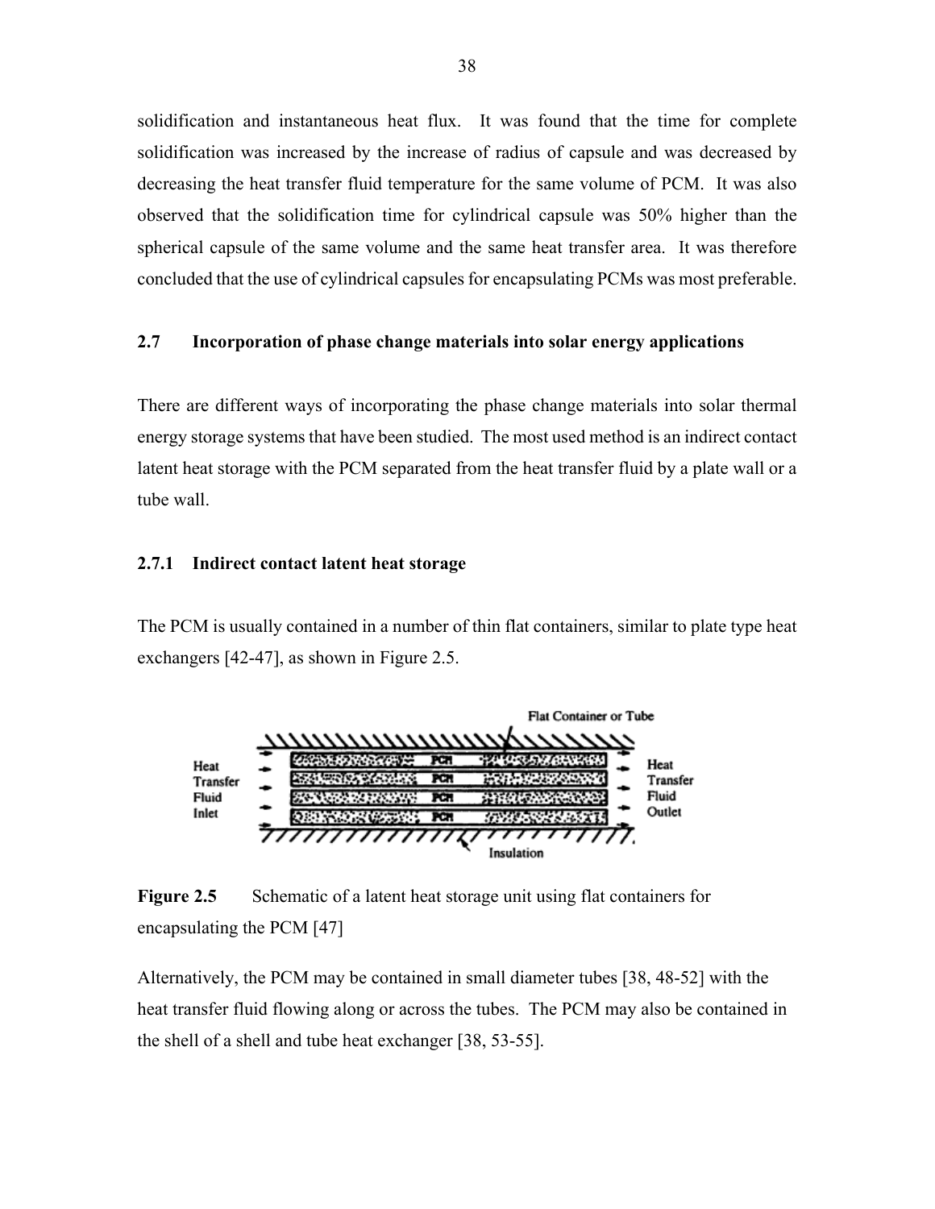solidification and instantaneous heat flux. It was found that the time for complete solidification was increased by the increase of radius of capsule and was decreased by decreasing the heat transfer fluid temperature for the same volume of PCM. It was also observed that the solidification time for cylindrical capsule was 50% higher than the spherical capsule of the same volume and the same heat transfer area. It was therefore concluded that the use of cylindrical capsules for encapsulating PCMs was most preferable.

## 2.7 Incorporation of phase change materials into solar energy applications

There are different ways of incorporating the phase change materials into solar thermal energy storage systems that have been studied. The most used method is an indirect contact latent heat storage with the PCM separated from the heat transfer fluid by a plate wall or a tube wall.

### 2.7.1 Indirect contact latent heat storage

The PCM is usually contained in a number of thin flat containers, similar to plate type heat exchangers [42-47], as shown in Figure 2.5.

**Figure 2.5** Schematic of a latent heat storage unit using flat containers for encapsulating the PCM [47]

Alternatively, the PCM may be contained in small diameter tubes [38, 48-52] with the heat transfer fluid flowing along or across the tubes. The PCM may also be contained in the shell of a shell and tube heat exchanger [38, 53-55].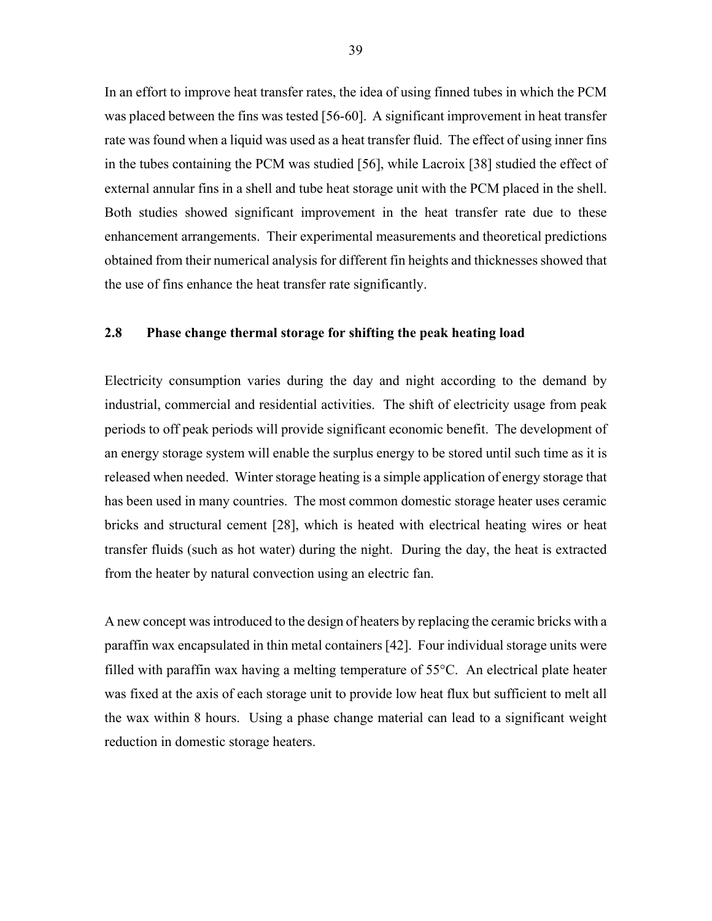In an effort to improve heat transfer rates, the idea of using finned tubes in which the PCM was placed between the fins was tested [56-60]. A significant improvement in heat transfer rate was found when a liquid was used as a heat transfer fluid. The effect of using inner fins in the tubes containing the PCM was studied [56], while Lacroix [38] studied the effect of external annular fins in a shell and tube heat storage unit with the PCM placed in the shell. Both studies showed significant improvement in the heat transfer rate due to these enhancement arrangements. Their experimental measurements and theoretical predictions obtained from their numerical analysis for different fin heights and thicknesses showed that the use of fins enhance the heat transfer rate significantly.

## 2.8 Phase change thermal storage for shifting the peak heating load

Electricity consumption varies during the day and night according to the demand by industrial, commercial and residential activities. The shift of electricity usage from peak periods to off peak periods will provide significant economic benefit. The development of an energy storage system will enable the surplus energy to be stored until such time as it is released when needed. Winter storage heating is a simple application of energy storage that has been used in many countries. The most common domestic storage heater uses ceramic bricks and structural cement [28], which is heated with electrical heating wires or heat transfer fluids (such as hot water) during the night. During the day, the heat is extracted from the heater by natural convection using an electric fan.

A new concept was introduced to the design of heaters by replacing the ceramic bricks with a paraffin wax encapsulated in thin metal containers [42]. Four individual storage units were filled with paraffin wax having a melting temperature of 55°C. An electrical plate heater was fixed at the axis of each storage unit to provide low heat flux but sufficient to melt all the wax within 8 hours. Using a phase change material can lead to a significant weight reduction in domestic storage heaters.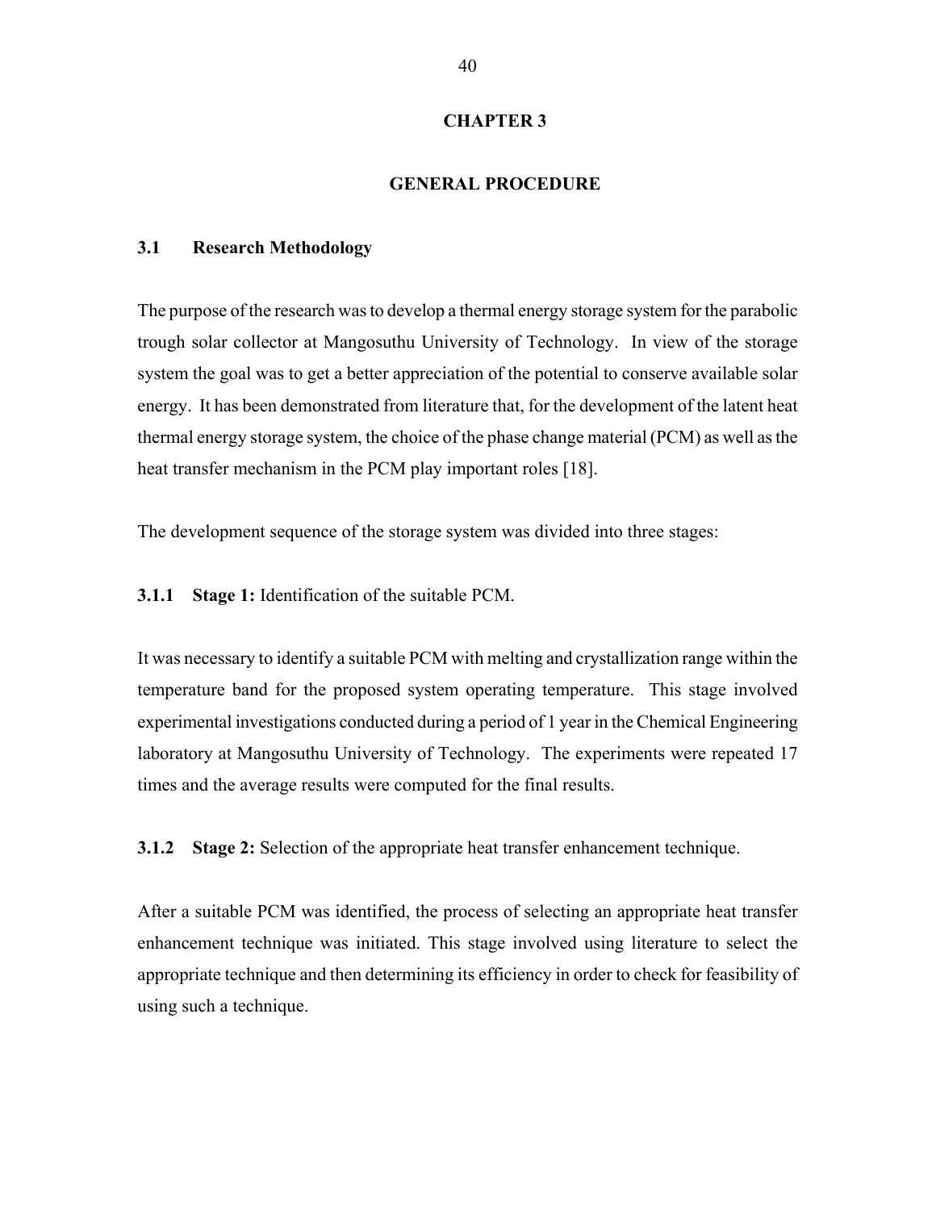# CHAPTER 3

# GENERAL PROCEDURE

## 3.1 Research Methodology

The purpose of the research was to develop a thermal energy storage system for the parabolic trough solar collector at Mangosuthu University of Technology. In view of the storage system the goal was to get a better appreciation of the potential to conserve available solar energy. It has been demonstrated from literature that, for the development of the latent heat thermal energy storage system, the choice of the phase change material (PCM) as well as the heat transfer mechanism in the PCM play important roles [18].

The development sequence of the storage system was divided into three stages:

### 3.1.1 **Stage 1:** Identification of the suitable PCM.

It was necessary to identify a suitable PCM with melting and crystallization range within the temperature band for the proposed system operating temperature. This stage involved experimental investigations conducted during a period of 1 year in the Chemical Engineering laboratory at Mangosuthu University of Technology. The experiments were repeated 17 times and the average results were computed for the final results.

### 3.1.2 **Stage 2:** Selection of the appropriate heat transfer enhancement technique.

After a suitable PCM was identified, the process of selecting an appropriate heat transfer enhancement technique was initiated. This stage involved using literature to select the appropriate technique and then determining its efficiency in order to check for feasibility of using such a technique.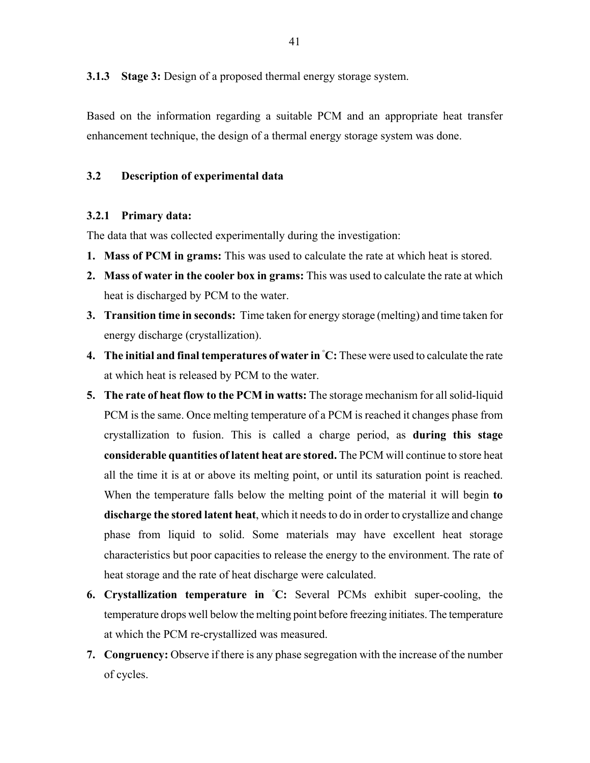### 3.1.3 Stage 3: Design of a proposed thermal energy storage system.

Based on the information regarding a suitable PCM and an appropriate heat transfer enhancement technique, the design of a thermal energy storage system was done.

## 3.2 Description of experimental data

### 3.2.1 Primary data:

The data that was collected experimentally during the investigation:

1. **Mass of PCM in grams:** This was used to calculate the rate at which heat is stored.
2. **Mass of water in the cooler box in grams:** This was used to calculate the rate at which heat is discharged by PCM to the water.
3. **Transition time in seconds:** Time taken for energy storage (melting) and time taken for energy discharge (crystallization).
4. **The initial and final temperatures of water in °C:** These were used to calculate the rate at which heat is released by PCM to the water.
5. **The rate of heat flow to the PCM in watts:** The storage mechanism for all solid-liquid PCM is the same. Once melting temperature of a PCM is reached it changes phase from crystallization to fusion. This is called a charge period, as **during this stage considerable quantities of latent heat are stored.** The PCM will continue to store heat all the time it is at or above its melting point, or until its saturation point is reached. When the temperature falls below the melting point of the material it will begin **to discharge the stored latent heat**, which it needs to do in order to crystallize and change phase from liquid to solid. Some materials may have excellent heat storage characteristics but poor capacities to release the energy to the environment. The rate of heat storage and the rate of heat discharge were calculated.
6. **Crystallization temperature in °C:** Several PCMs exhibit super-cooling, the temperature drops well below the melting point before freezing initiates. The temperature at which the PCM re-crystallized was measured.
7. **Congruency:** Observe if there is any phase segregation with the increase of the number of cycles.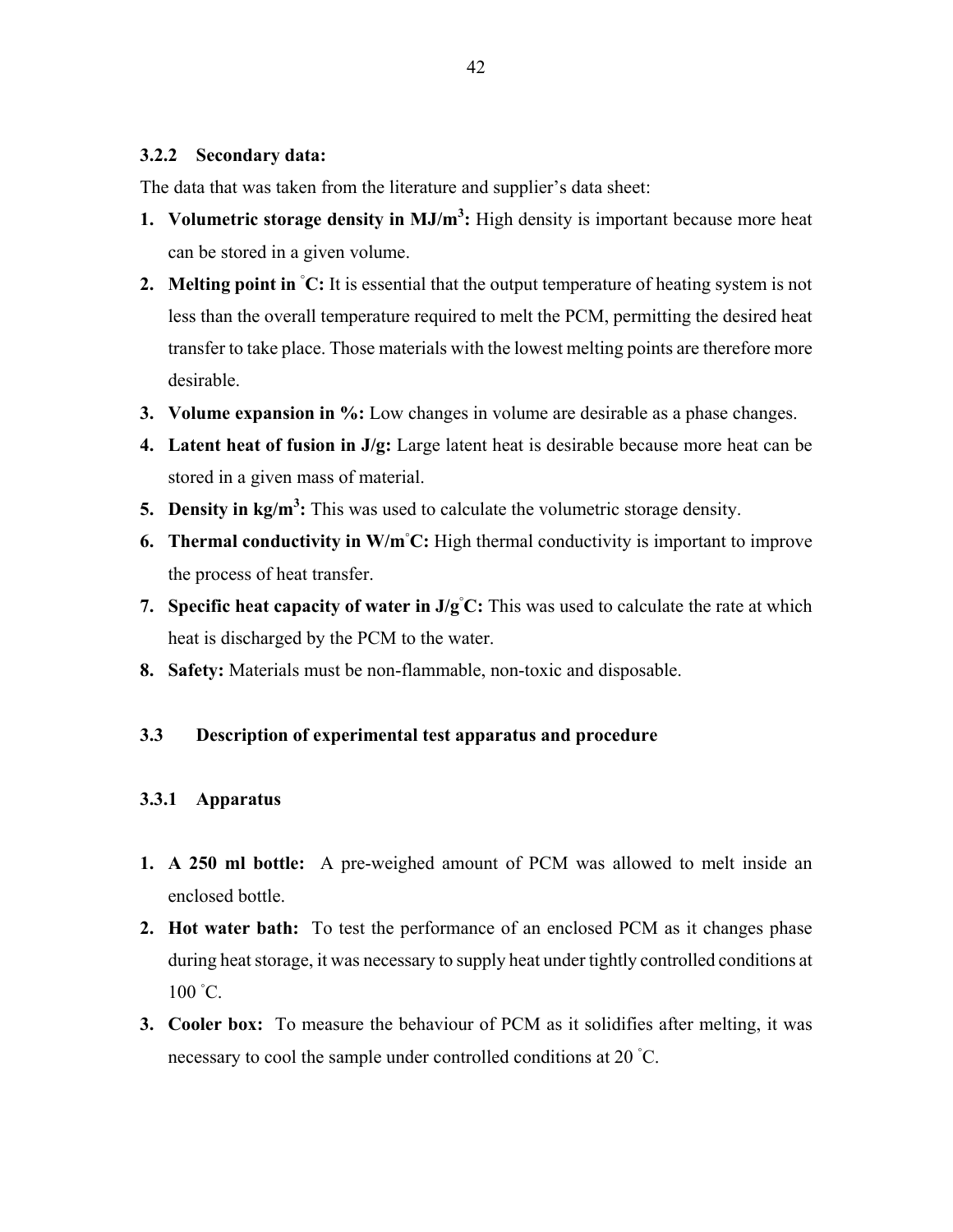### 3.2.2 Secondary data:

The data that was taken from the literature and supplier's data sheet:

1. **Volumetric storage density in MJ/m$^3$:** High density is important because more heat can be stored in a given volume.
2. **Melting point in $^{\circ}$C:** It is essential that the output temperature of heating system is not less than the overall temperature required to melt the PCM, permitting the desired heat transfer to take place. Those materials with the lowest melting points are therefore more desirable.
3. **Volume expansion in %:** Low changes in volume are desirable as a phase changes.
4. **Latent heat of fusion in J/g:** Large latent heat is desirable because more heat can be stored in a given mass of material.
5. **Density in kg/m$^3$:** This was used to calculate the volumetric storage density.
6. **Thermal conductivity in W/m$^{\circ}$C:** High thermal conductivity is important to improve the process of heat transfer.
7. **Specific heat capacity of water in J/g$^{\circ}$C:** This was used to calculate the rate at which heat is discharged by the PCM to the water.
8. **Safety:** Materials must be non-flammable, non-toxic and disposable.

## 3.3 Description of experimental test apparatus and procedure

### 3.3.1 Apparatus

1. **A 250 ml bottle:** A pre-weighed amount of PCM was allowed to melt inside an enclosed bottle.
2. **Hot water bath:** To test the performance of an enclosed PCM as it changes phase during heat storage, it was necessary to supply heat under tightly controlled conditions at 100 $^{\circ}$C.
3. **Cooler box:** To measure the behaviour of PCM as it solidifies after melting, it was necessary to cool the sample under controlled conditions at 20 $^{\circ}$C.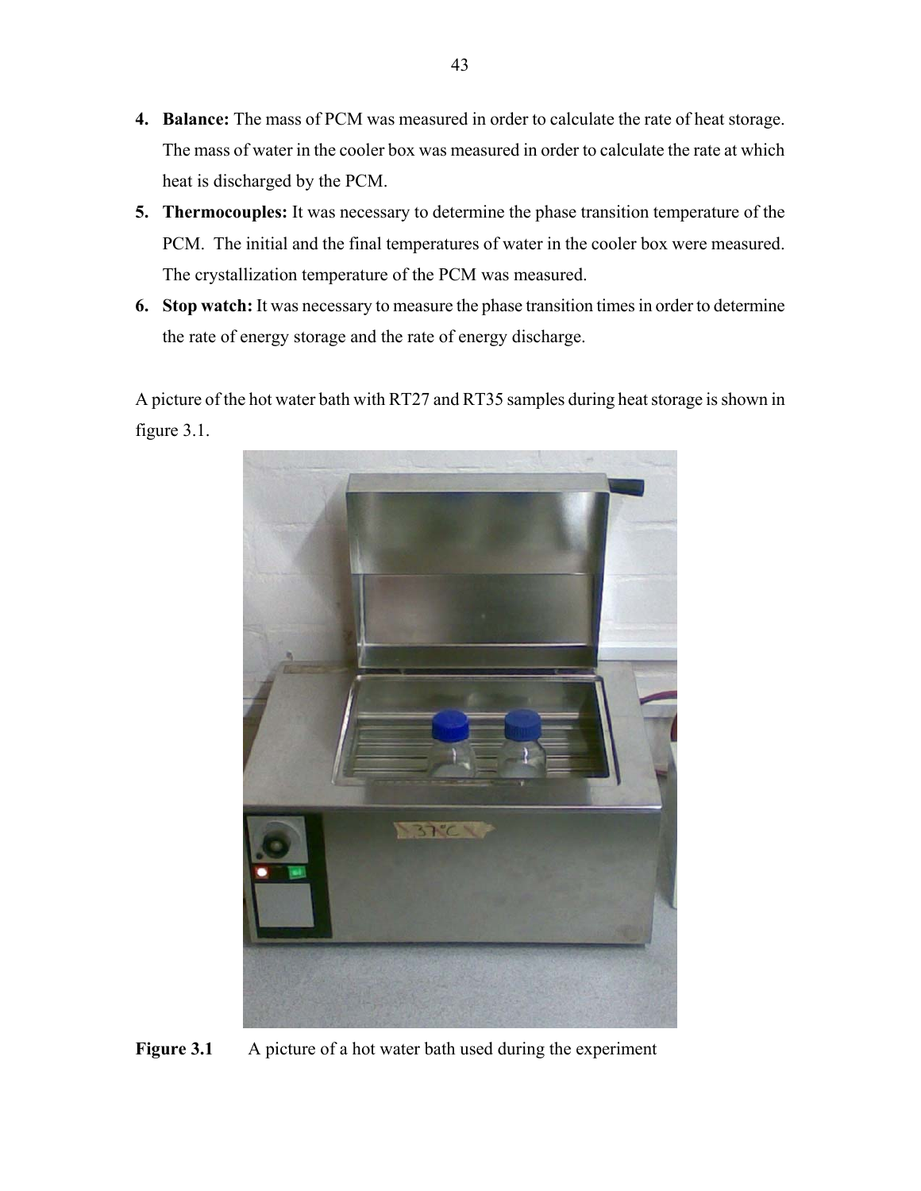4. **Balance:** The mass of PCM was measured in order to calculate the rate of heat storage. The mass of water in the cooler box was measured in order to calculate the rate at which heat is discharged by the PCM.
5. **Thermocouples:** It was necessary to determine the phase transition temperature of the PCM. The initial and the final temperatures of water in the cooler box were measured. The crystallization temperature of the PCM was measured.
6. **Stop watch:** It was necessary to measure the phase transition times in order to determine the rate of energy storage and the rate of energy discharge.

A picture of the hot water bath with RT27 and RT35 samples during heat storage is shown in figure 3.1.

**Figure 3.1** A picture of a hot water bath used during the experiment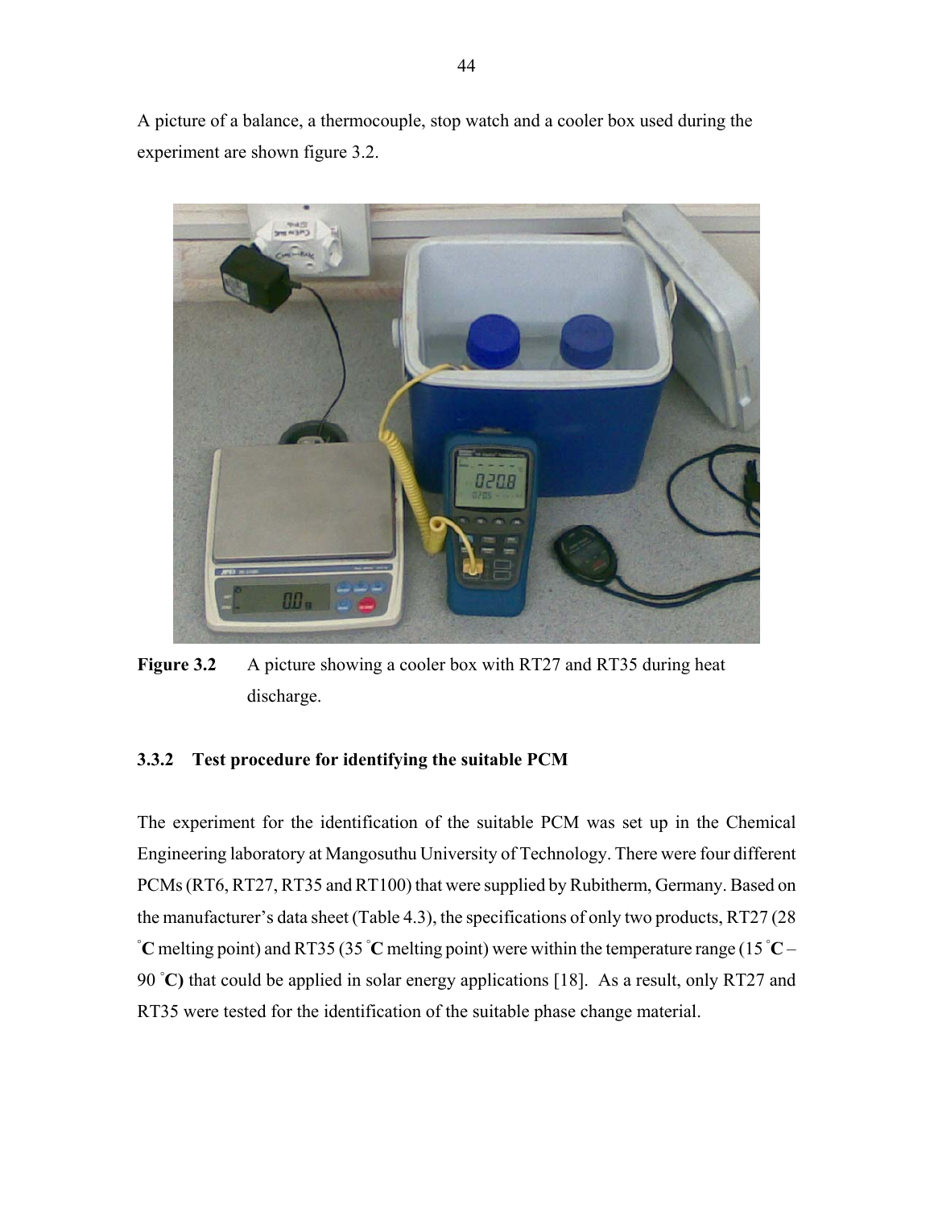A picture of a balance, a thermocouple, stop watch and a cooler box used during the experiment are shown figure 3.2.

**Figure 3.2** A picture showing a cooler box with RT27 and RT35 during heat discharge.

### 3.3.2 Test procedure for identifying the suitable PCM

The experiment for the identification of the suitable PCM was set up in the Chemical Engineering laboratory at Mangosuthu University of Technology. There were four different PCMs (RT6, RT27, RT35 and RT100) that were supplied by Rubitherm, Germany. Based on the manufacturer's data sheet (Table 4.3), the specifications of only two products, RT27 (28 $^{\circ}$**C** melting point) and RT35 (35 $^{\circ}$**C** melting point) were within the temperature range (15 $^{\circ}$**C** – 90 $^{\circ}$**C)** that could be applied in solar energy applications [18]. As a result, only RT27 and RT35 were tested for the identification of the suitable phase change material.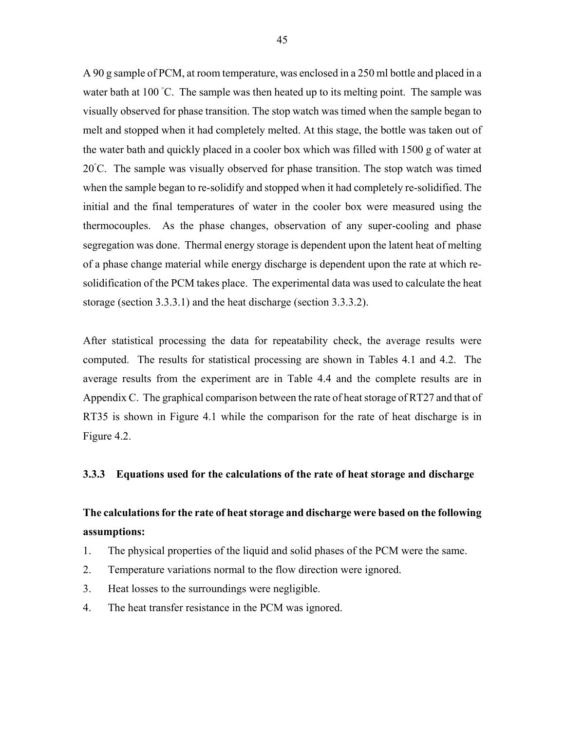A 90 g sample of PCM, at room temperature, was enclosed in a 250 ml bottle and placed in a water bath at 100 $^{\circ}$C. The sample was then heated up to its melting point. The sample was visually observed for phase transition. The stop watch was timed when the sample began to melt and stopped when it had completely melted. At this stage, the bottle was taken out of the water bath and quickly placed in a cooler box which was filled with 1500 g of water at 20$^{\circ}$C. The sample was visually observed for phase transition. The stop watch was timed when the sample began to re-solidify and stopped when it had completely re-solidified. The initial and the final temperatures of water in the cooler box were measured using the thermocouples. As the phase changes, observation of any super-cooling and phase segregation was done. Thermal energy storage is dependent upon the latent heat of melting of a phase change material while energy discharge is dependent upon the rate at which re-solidification of the PCM takes place. The experimental data was used to calculate the heat storage (section 3.3.3.1) and the heat discharge (section 3.3.3.2).

After statistical processing the data for repeatability check, the average results were computed. The results for statistical processing are shown in Tables 4.1 and 4.2. The average results from the experiment are in Table 4.4 and the complete results are in Appendix C. The graphical comparison between the rate of heat storage of RT27 and that of RT35 is shown in Figure 4.1 while the comparison for the rate of heat discharge is in Figure 4.2.

### 3.3.3 Equations used for the calculations of the rate of heat storage and discharge

**The calculations for the rate of heat storage and discharge were based on the following assumptions:**

1. The physical properties of the liquid and solid phases of the PCM were the same.
2. Temperature variations normal to the flow direction were ignored.
3. Heat losses to the surroundings were negligible.
4. The heat transfer resistance in the PCM was ignored.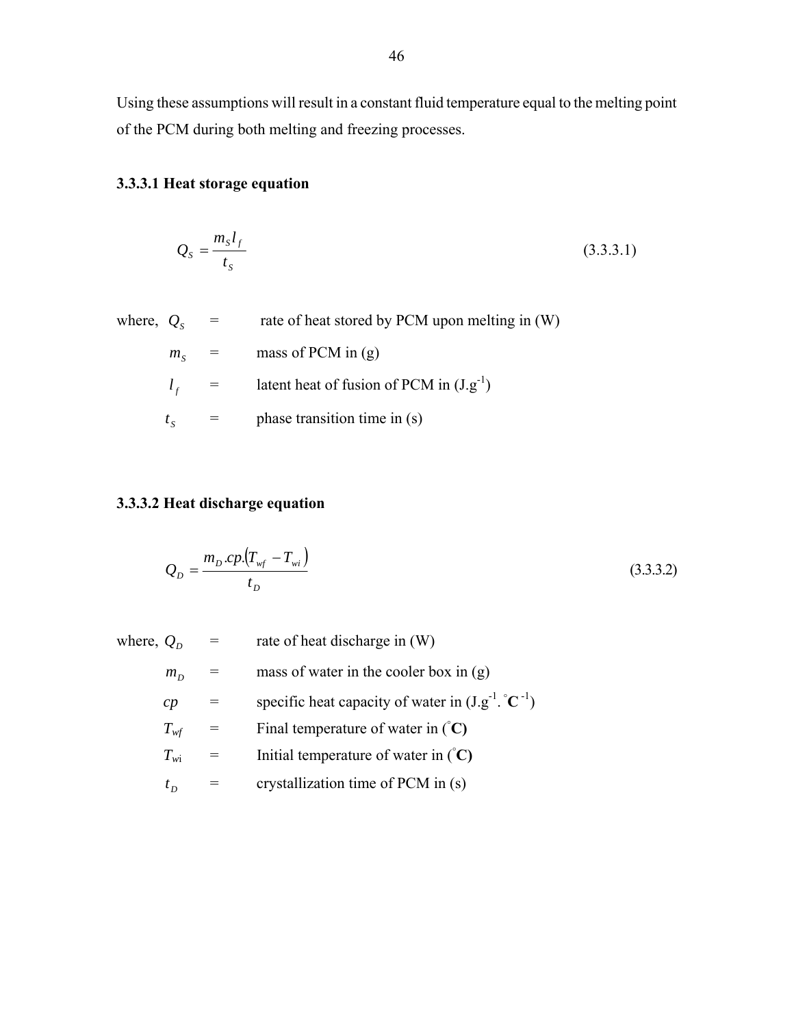Using these assumptions will result in a constant fluid temperature equal to the melting point of the PCM during both melting and freezing processes.

### 3.3.3.1 Heat storage equation

$$Q_S = \frac{m_S l_f}{t_S} \tag{3.3.3.1}$$

where, $Q_S$ = rate of heat stored by PCM upon melting in (W)

$m_S$ = mass of PCM in (g)

$l_f$ = latent heat of fusion of PCM in ($J.g^{-1}$)

$t_S$ = phase transition time in (s)

### 3.3.3.2 Heat discharge equation

$$Q_D = \frac{m_D . cp . (T_{wf} - T_{wi})}{t_D} \tag{3.3.3.2}$$

where, $Q_D$ = rate of heat discharge in (W)

$m_D$ = mass of water in the cooler box in (g)

$cp$ = specific heat capacity of water in ($J.g^{-1}.{}^{\circ}C^{-1}$)

$T_{wf}$ = Final temperature of water in (°**C)**

$T_{wi}$ = Initial temperature of water in (°**C)**

$t_D$ = crystallization time of PCM in (s)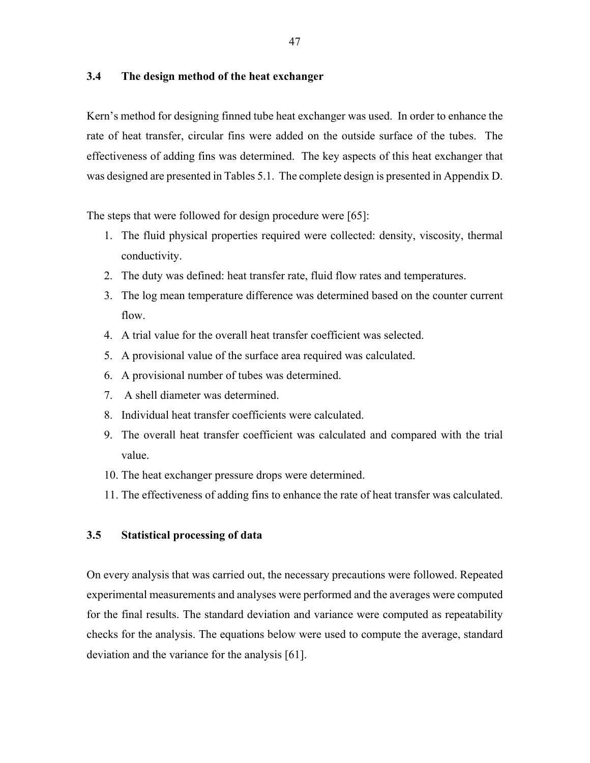### 3.4 The design method of the heat exchanger

Kern's method for designing finned tube heat exchanger was used. In order to enhance the rate of heat transfer, circular fins were added on the outside surface of the tubes. The effectiveness of adding fins was determined. The key aspects of this heat exchanger that was designed are presented in Tables 5.1. The complete design is presented in Appendix D.

The steps that were followed for design procedure were [65]:

1. The fluid physical properties required were collected: density, viscosity, thermal conductivity.
2. The duty was defined: heat transfer rate, fluid flow rates and temperatures.
3. The log mean temperature difference was determined based on the counter current flow.
4. A trial value for the overall heat transfer coefficient was selected.
5. A provisional value of the surface area required was calculated.
6. A provisional number of tubes was determined.
7. A shell diameter was determined.
8. Individual heat transfer coefficients were calculated.
9. The overall heat transfer coefficient was calculated and compared with the trial value.
10. The heat exchanger pressure drops were determined.
11. The effectiveness of adding fins to enhance the rate of heat transfer was calculated.

### 3.5 Statistical processing of data

On every analysis that was carried out, the necessary precautions were followed. Repeated experimental measurements and analyses were performed and the averages were computed for the final results. The standard deviation and variance were computed as repeatability checks for the analysis. The equations below were used to compute the average, standard deviation and the variance for the analysis [61].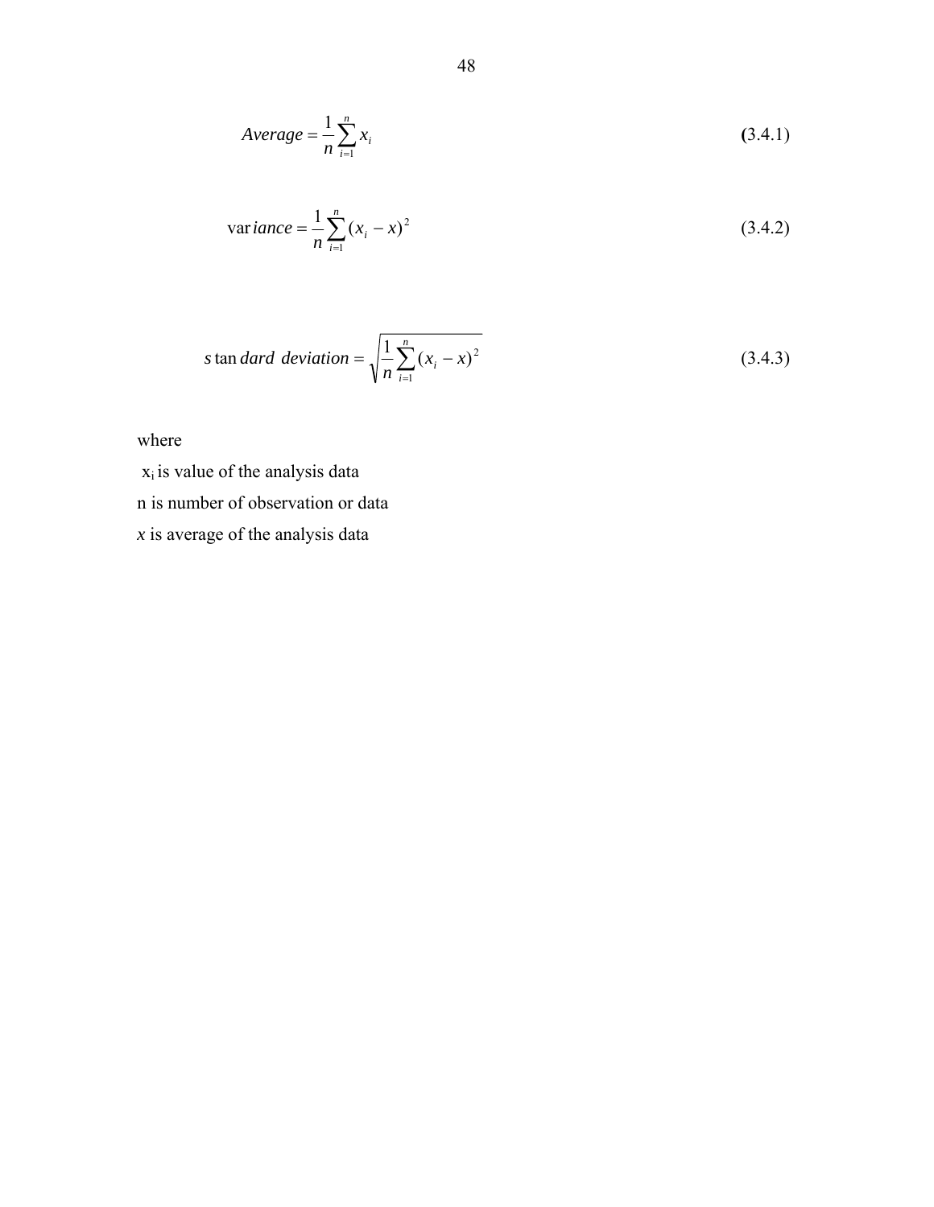$$Average = \frac{1}{n}\sum_{i=1}^{n} x_i \tag{3.4.1}$$

$$variance = \frac{1}{n}\sum_{i=1}^{n} (x_i - x)^2 \tag{3.4.2}$$

$$standard\ deviation = \sqrt{\frac{1}{n}\sum_{i=1}^{n} (x_i - x)^2} \tag{3.4.3}$$

where

$x_i$ is value of the analysis data

n is number of observation or data

$x$ is average of the analysis data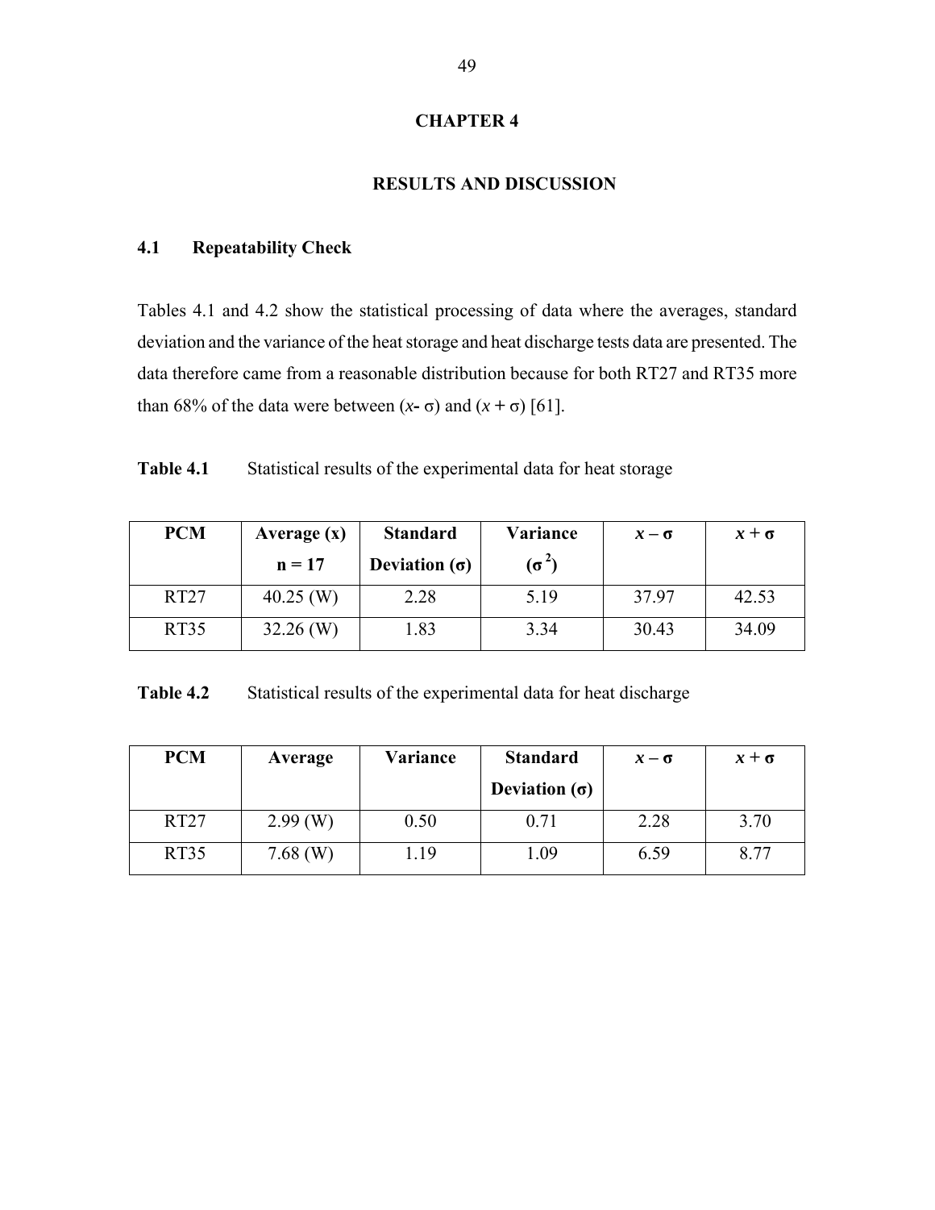# CHAPTER 4

# RESULTS AND DISCUSSION

## 4.1 Repeatability Check

Tables 4.1 and 4.2 show the statistical processing of data where the averages, standard deviation and the variance of the heat storage and heat discharge tests data are presented. The data therefore came from a reasonable distribution because for both RT27 and RT35 more than 68% of the data were between ($x$- σ) and ($x$ + σ) [61].

**Table 4.1** Statistical results of the experimental data for heat storage

| PCM | Average (x) n = 17 | Standard Deviation (σ) | Variance ($\sigma^2$) | $x - \sigma$ | $x + \sigma$ |
|---|---|---|---|---|---|
| RT27 | 40.25 (W) | 2.28 | 5.19 | 37.97 | 42.53 |
| RT35 | 32.26 (W) | 1.83 | 3.34 | 30.43 | 34.09 |

**Table 4.2** Statistical results of the experimental data for heat discharge

| PCM | Average | Variance | Standard Deviation (σ) | $x - \sigma$ | $x + \sigma$ |
|---|---|---|---|---|---|
| RT27 | 2.99 (W) | 0.50 | 0.71 | 2.28 | 3.70 |
| RT35 | 7.68 (W) | 1.19 | 1.09 | 6.59 | 8.77 |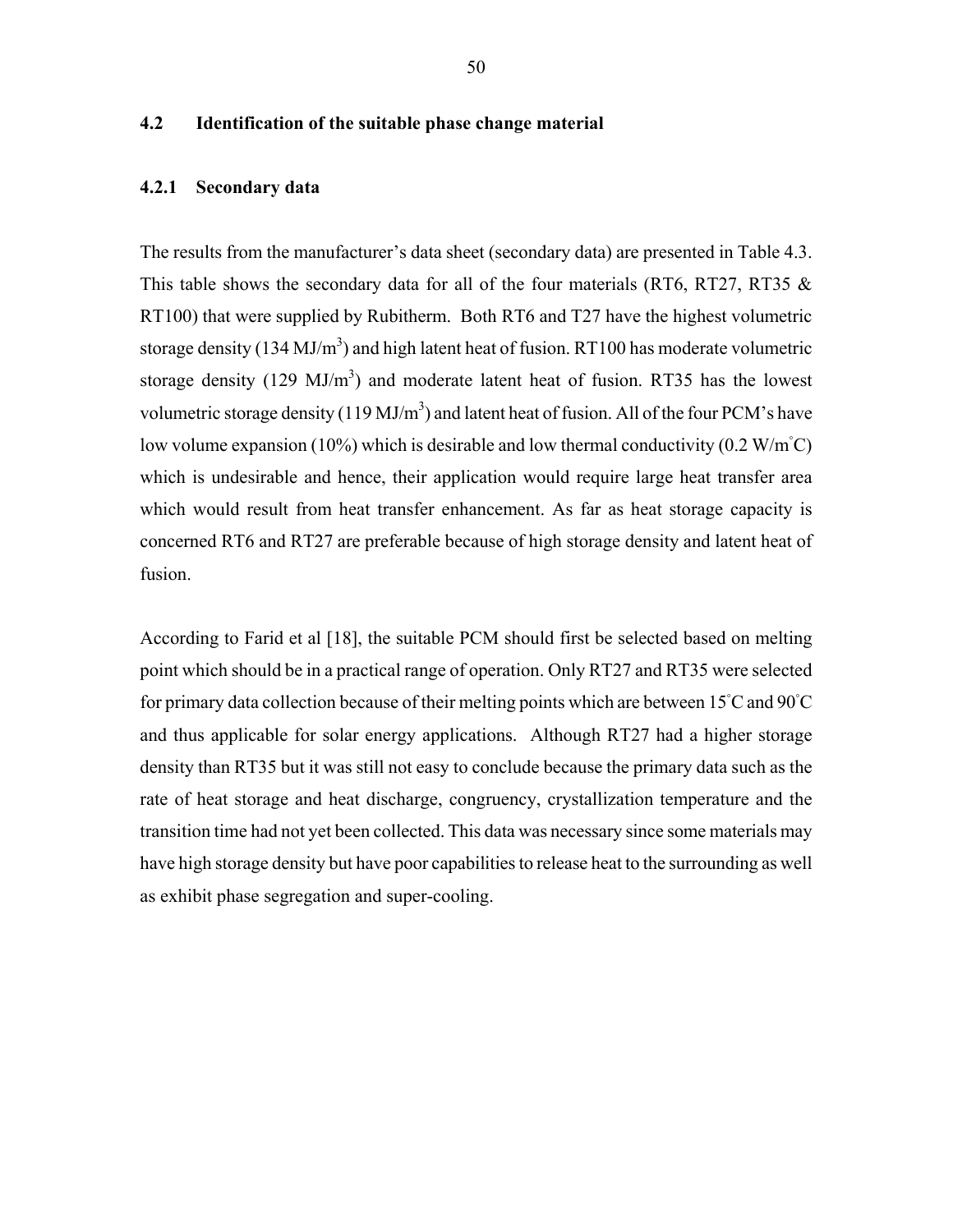## 4.2 Identification of the suitable phase change material

### 4.2.1 Secondary data

The results from the manufacturer's data sheet (secondary data) are presented in Table 4.3. This table shows the secondary data for all of the four materials (RT6, RT27, RT35 & RT100) that were supplied by Rubitherm. Both RT6 and T27 have the highest volumetric storage density (134 $MJ/m^3$) and high latent heat of fusion. RT100 has moderate volumetric storage density (129 $MJ/m^3$) and moderate latent heat of fusion. RT35 has the lowest volumetric storage density (119 $MJ/m^3$) and latent heat of fusion. All of the four PCM's have low volume expansion (10%) which is desirable and low thermal conductivity (0.2 W/m˚C) which is undesirable and hence, their application would require large heat transfer area which would result from heat transfer enhancement. As far as heat storage capacity is concerned RT6 and RT27 are preferable because of high storage density and latent heat of fusion.

According to Farid et al [18], the suitable PCM should first be selected based on melting point which should be in a practical range of operation. Only RT27 and RT35 were selected for primary data collection because of their melting points which are between 15˚C and 90˚C and thus applicable for solar energy applications. Although RT27 had a higher storage density than RT35 but it was still not easy to conclude because the primary data such as the rate of heat storage and heat discharge, congruency, crystallization temperature and the transition time had not yet been collected. This data was necessary since some materials may have high storage density but have poor capabilities to release heat to the surrounding as well as exhibit phase segregation and super-cooling.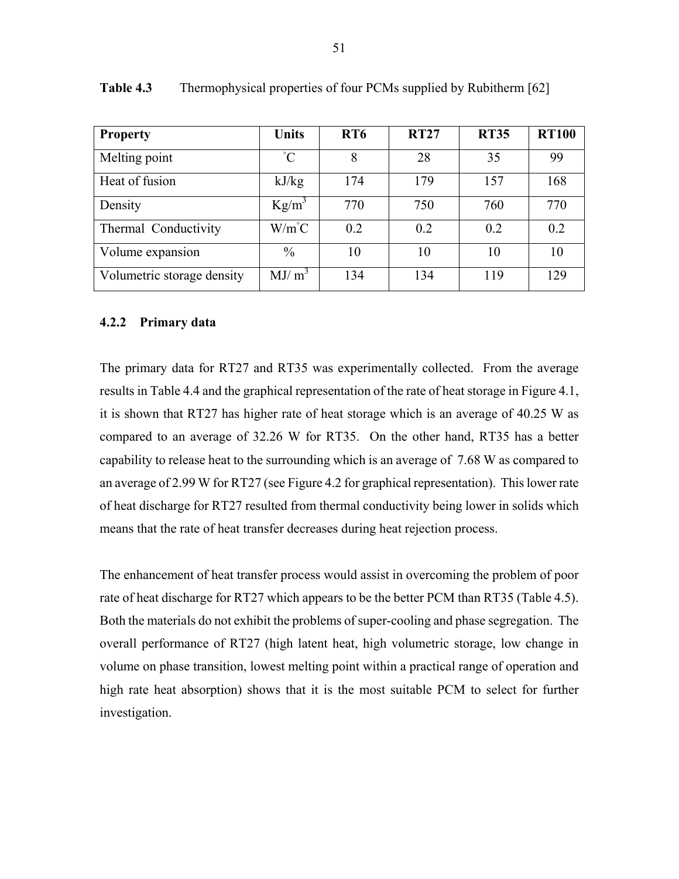**Table 4.3** Thermophysical properties of four PCMs supplied by Rubitherm [62]

| Property | Units | RT6 | RT27 | RT35 | RT100 |
|---|---|---|---|---|---|
| Melting point | ˚C | 8 | 28 | 35 | 99 |
| Heat of fusion | kJ/kg | 174 | 179 | 157 | 168 |
| Density | Kg/m$^3$ | 770 | 750 | 760 | 770 |
| Thermal Conductivity | W/m˚C | 0.2 | 0.2 | 0.2 | 0.2 |
| Volume expansion | % | 10 | 10 | 10 | 10 |
| Volumetric storage density | MJ/ m$^3$ | 134 | 134 | 119 | 129 |

### 4.2.2 Primary data

The primary data for RT27 and RT35 was experimentally collected. From the average results in Table 4.4 and the graphical representation of the rate of heat storage in Figure 4.1, it is shown that RT27 has higher rate of heat storage which is an average of 40.25 W as compared to an average of 32.26 W for RT35. On the other hand, RT35 has a better capability to release heat to the surrounding which is an average of 7.68 W as compared to an average of 2.99 W for RT27 (see Figure 4.2 for graphical representation). This lower rate of heat discharge for RT27 resulted from thermal conductivity being lower in solids which means that the rate of heat transfer decreases during heat rejection process.

The enhancement of heat transfer process would assist in overcoming the problem of poor rate of heat discharge for RT27 which appears to be the better PCM than RT35 (Table 4.5). Both the materials do not exhibit the problems of super-cooling and phase segregation. The overall performance of RT27 (high latent heat, high volumetric storage, low change in volume on phase transition, lowest melting point within a practical range of operation and high rate heat absorption) shows that it is the most suitable PCM to select for further investigation.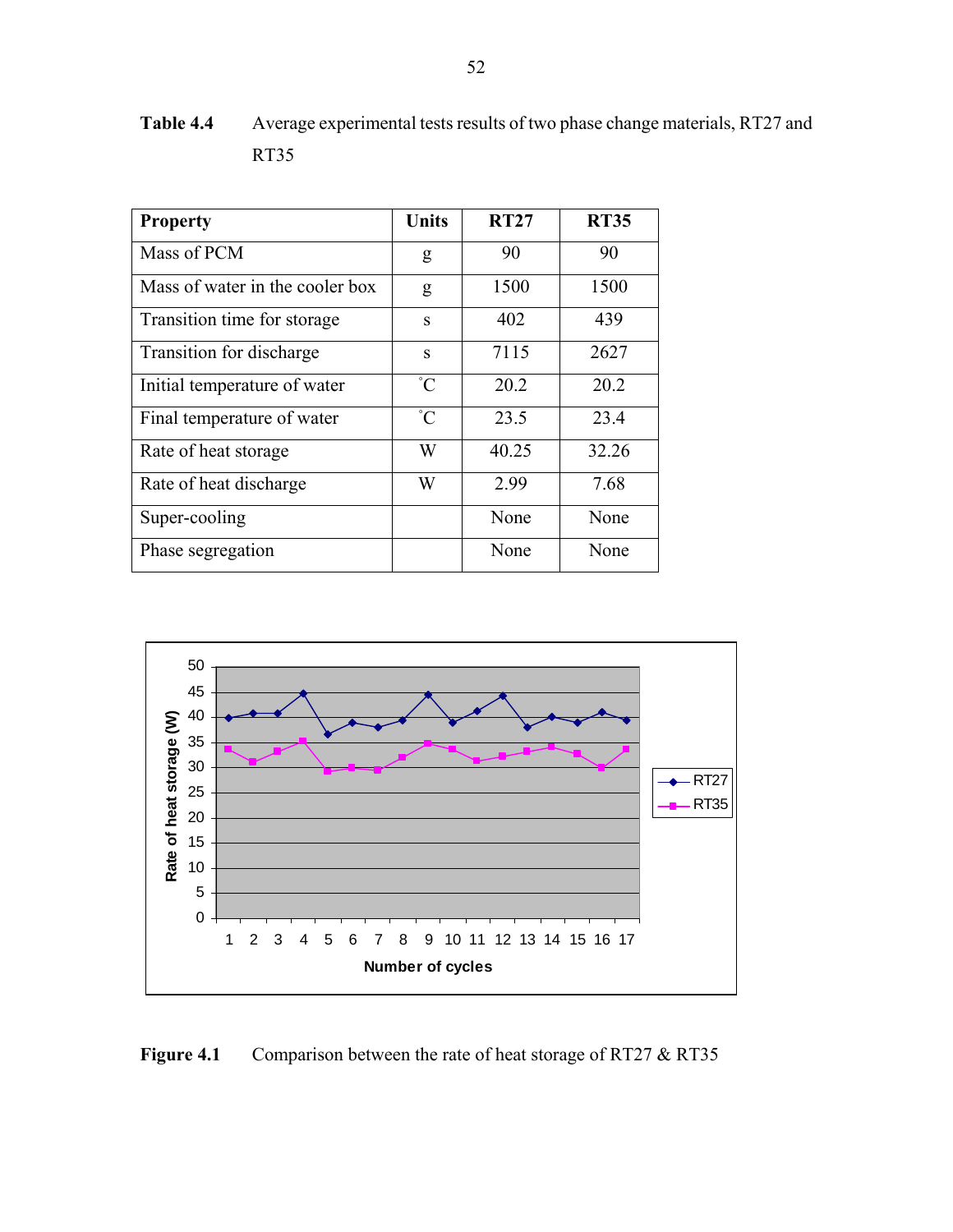**Table 4.4** Average experimental tests results of two phase change materials, RT27 and RT35

| Property | Units | RT27 | RT35 |
|---|---|---|---|
| Mass of PCM | g | 90 | 90 |
| Mass of water in the cooler box | g | 1500 | 1500 |
| Transition time for storage | s | 402 | 439 |
| Transition for discharge | s | 7115 | 2627 |
| Initial temperature of water | ˚C | 20.2 | 20.2 |
| Final temperature of water | ˚C | 23.5 | 23.4 |
| Rate of heat storage | W | 40.25 | 32.26 |
| Rate of heat discharge | W | 2.99 | 7.68 |
| Super-cooling | | None | None |
| Phase segregation | | None | None |

**Figure 4.1** Comparison between the rate of heat storage of RT27 & RT35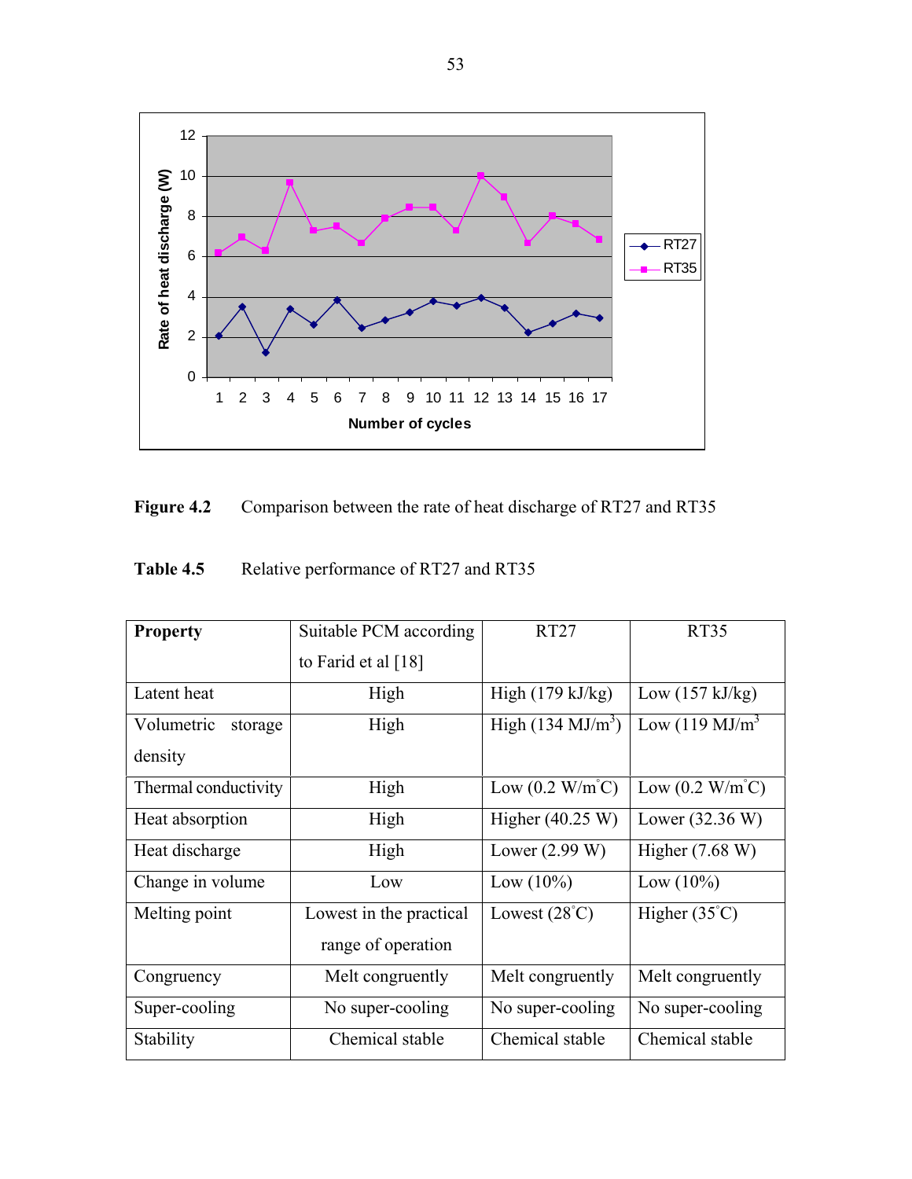**Figure 4.2** Comparison between the rate of heat discharge of RT27 and RT35

**Table 4.5** Relative performance of RT27 and RT35

| Property | Suitable PCM according to Farid et al [18] | RT27 | RT35 |
|---|---|---|---|
| Latent heat | High | High (179 kJ/kg) | Low (157 kJ/kg) |
| Volumetric storage density | High | High (134 MJ/m$^3$) | Low (119 MJ/m$^3$ |
| Thermal conductivity | High | Low (0.2 W/m°C) | Low (0.2 W/m°C) |
| Heat absorption | High | Higher (40.25 W) | Lower (32.36 W) |
| Heat discharge | High | Lower (2.99 W) | Higher (7.68 W) |
| Change in volume | Low | Low (10%) | Low (10%) |
| Melting point | Lowest in the practical range of operation | Lowest (28°C) | Higher (35°C) |
| Congruency | Melt congruently | Melt congruently | Melt congruently |
| Super-cooling | No super-cooling | No super-cooling | No super-cooling |
| Stability | Chemical stable | Chemical stable | Chemical stable |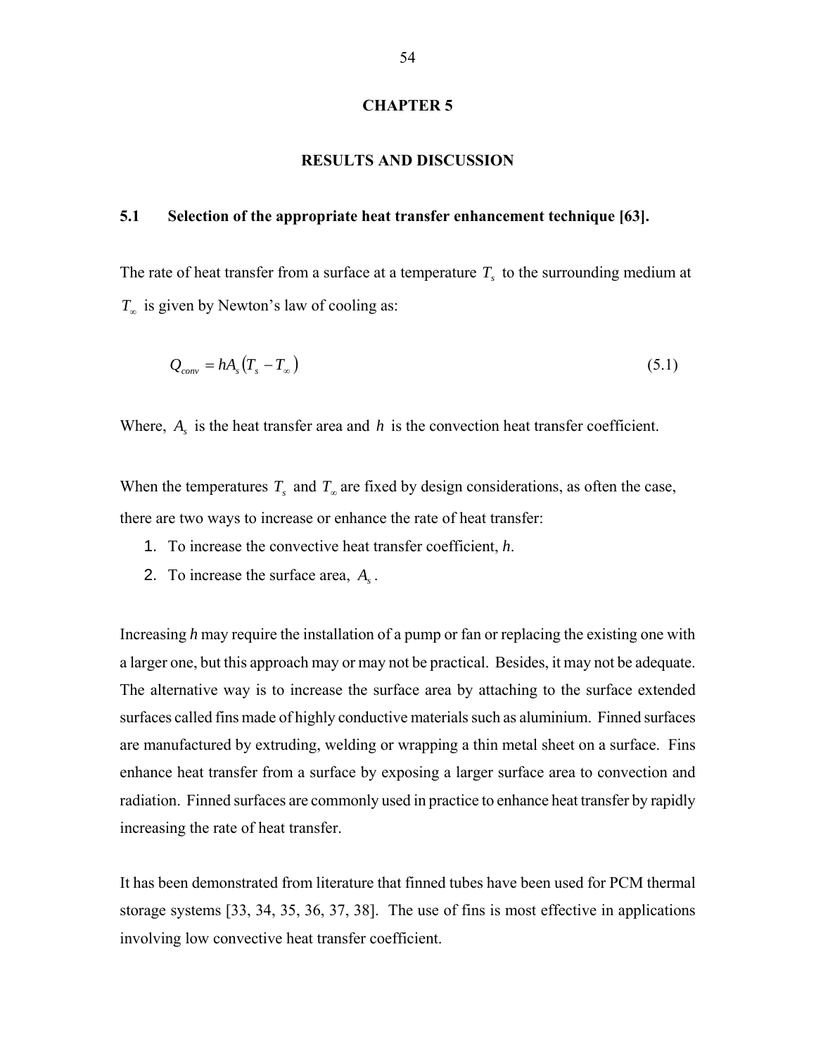# CHAPTER 5

# RESULTS AND DISCUSSION

## 5.1 Selection of the appropriate heat transfer enhancement technique [63].

The rate of heat transfer from a surface at a temperature $T_s$ to the surrounding medium at $T_\infty$ is given by Newton's law of cooling as:

$$Q_{conv} = hA_s\left(T_s - T_\infty\right) \tag{5.1}$$

Where, $A_s$ is the heat transfer area and $h$ is the convection heat transfer coefficient.

When the temperatures $T_s$ and $T_\infty$ are fixed by design considerations, as often the case, there are two ways to increase or enhance the rate of heat transfer:

1. To increase the convective heat transfer coefficient, *h*.
2. To increase the surface area, $A_s$.

Increasing *h* may require the installation of a pump or fan or replacing the existing one with a larger one, but this approach may or may not be practical. Besides, it may not be adequate. The alternative way is to increase the surface area by attaching to the surface extended surfaces called fins made of highly conductive materials such as aluminium. Finned surfaces are manufactured by extruding, welding or wrapping a thin metal sheet on a surface. Fins enhance heat transfer from a surface by exposing a larger surface area to convection and radiation. Finned surfaces are commonly used in practice to enhance heat transfer by rapidly increasing the rate of heat transfer.

It has been demonstrated from literature that finned tubes have been used for PCM thermal storage systems [33, 34, 35, 36, 37, 38]. The use of fins is most effective in applications involving low convective heat transfer coefficient.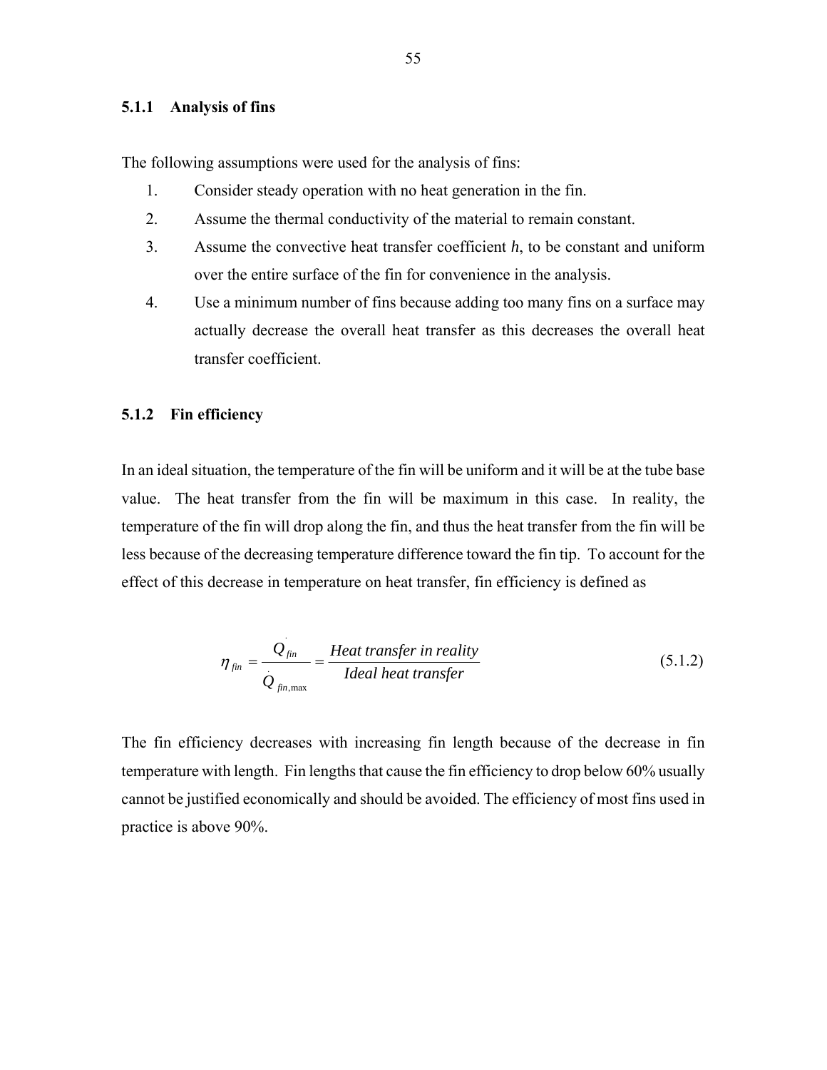### 5.1.1 Analysis of fins

The following assumptions were used for the analysis of fins:

1. Consider steady operation with no heat generation in the fin.
2. Assume the thermal conductivity of the material to remain constant.
3. Assume the convective heat transfer coefficient *h*, to be constant and uniform over the entire surface of the fin for convenience in the analysis.
4. Use a minimum number of fins because adding too many fins on a surface may actually decrease the overall heat transfer as this decreases the overall heat transfer coefficient.

### 5.1.2 Fin efficiency

In an ideal situation, the temperature of the fin will be uniform and it will be at the tube base value. The heat transfer from the fin will be maximum in this case. In reality, the temperature of the fin will drop along the fin, and thus the heat transfer from the fin will be less because of the decreasing temperature difference toward the fin tip. To account for the effect of this decrease in temperature on heat transfer, fin efficiency is defined as

$$\eta_{fin} = \frac{\dot{Q}_{fin}}{\dot{Q}_{fin,\max}} = \frac{\textit{Heat transfer in reality}}{\textit{Ideal heat transfer}} \tag{5.1.2}$$

The fin efficiency decreases with increasing fin length because of the decrease in fin temperature with length. Fin lengths that cause the fin efficiency to drop below 60% usually cannot be justified economically and should be avoided. The efficiency of most fins used in practice is above 90%.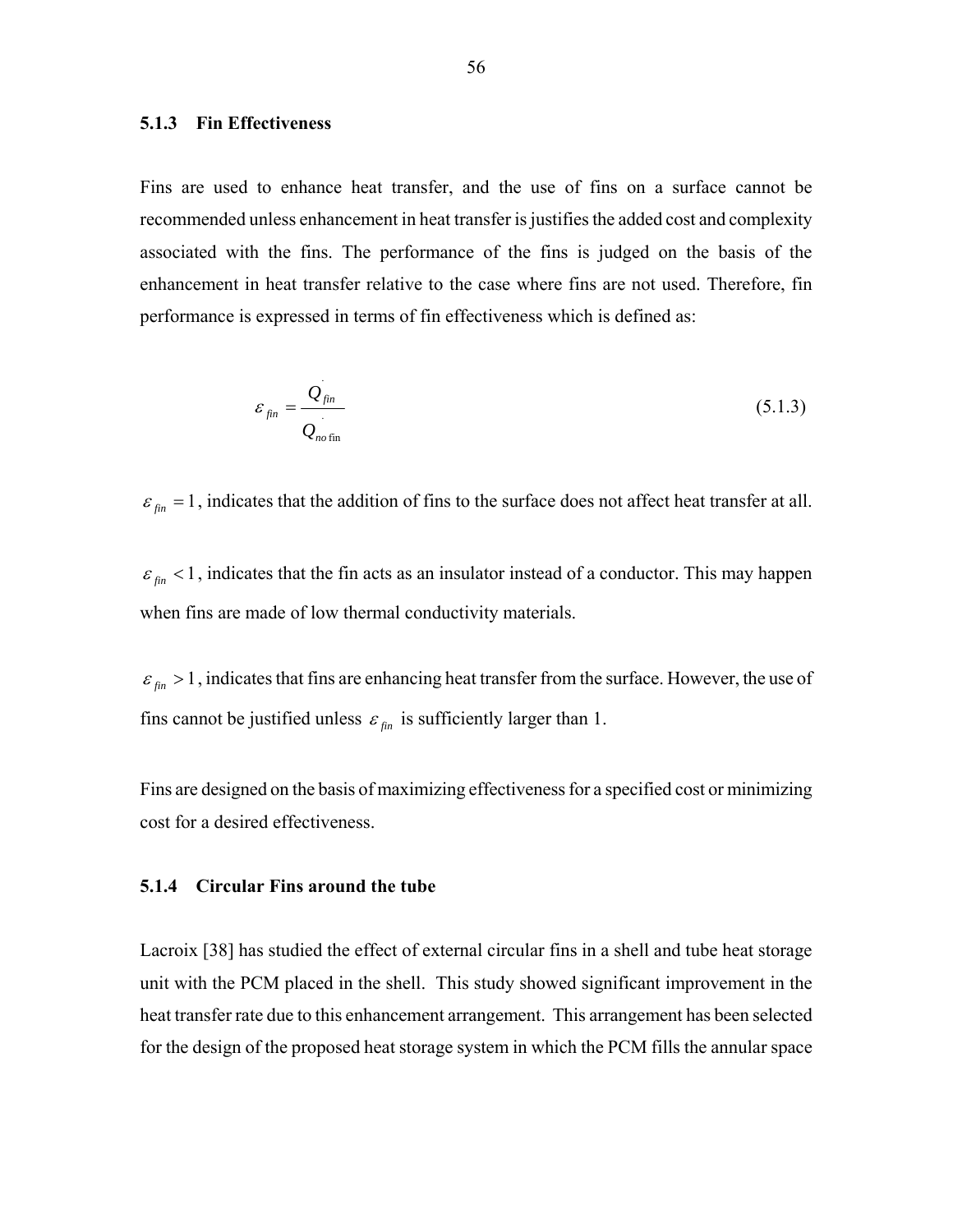### 5.1.3 Fin Effectiveness

Fins are used to enhance heat transfer, and the use of fins on a surface cannot be recommended unless enhancement in heat transfer is justifies the added cost and complexity associated with the fins. The performance of the fins is judged on the basis of the enhancement in heat transfer relative to the case where fins are not used. Therefore, fin performance is expressed in terms of fin effectiveness which is defined as:

$$\varepsilon_{fin} = \frac{\dot{Q}_{fin}}{\dot{Q}_{no\,\mathrm{fin}}} \tag{5.1.3}$$

$\varepsilon_{fin} = 1$, indicates that the addition of fins to the surface does not affect heat transfer at all.

$\varepsilon_{fin} < 1$, indicates that the fin acts as an insulator instead of a conductor. This may happen when fins are made of low thermal conductivity materials.

$\varepsilon_{fin} > 1$, indicates that fins are enhancing heat transfer from the surface. However, the use of fins cannot be justified unless $\varepsilon_{fin}$ is sufficiently larger than 1.

Fins are designed on the basis of maximizing effectiveness for a specified cost or minimizing cost for a desired effectiveness.

### 5.1.4 Circular Fins around the tube

Lacroix [38] has studied the effect of external circular fins in a shell and tube heat storage unit with the PCM placed in the shell. This study showed significant improvement in the heat transfer rate due to this enhancement arrangement. This arrangement has been selected for the design of the proposed heat storage system in which the PCM fills the annular space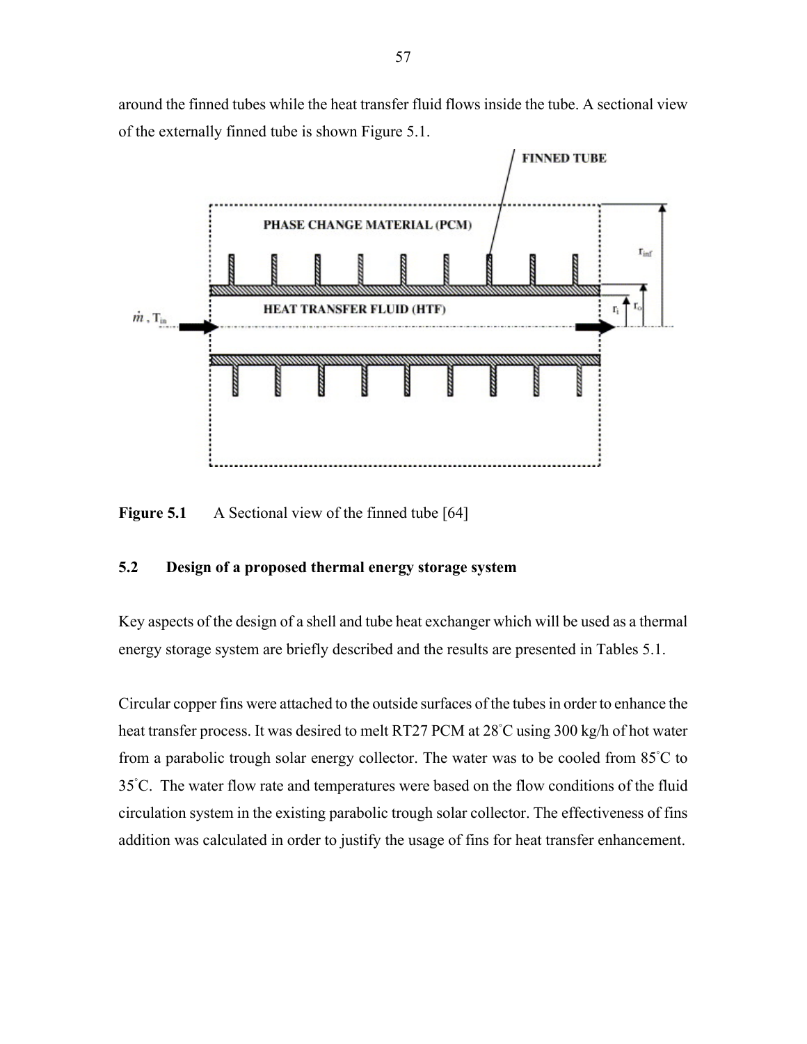around the finned tubes while the heat transfer fluid flows inside the tube. A sectional view of the externally finned tube is shown Figure 5.1.

**Figure 5.1** A Sectional view of the finned tube [64]

### 5.2 Design of a proposed thermal energy storage system

Key aspects of the design of a shell and tube heat exchanger which will be used as a thermal energy storage system are briefly described and the results are presented in Tables 5.1.

Circular copper fins were attached to the outside surfaces of the tubes in order to enhance the heat transfer process. It was desired to melt RT27 PCM at 28˚C using 300 kg/h of hot water from a parabolic trough solar energy collector. The water was to be cooled from 85˚C to 35˚C. The water flow rate and temperatures were based on the flow conditions of the fluid circulation system in the existing parabolic trough solar collector. The effectiveness of fins addition was calculated in order to justify the usage of fins for heat transfer enhancement.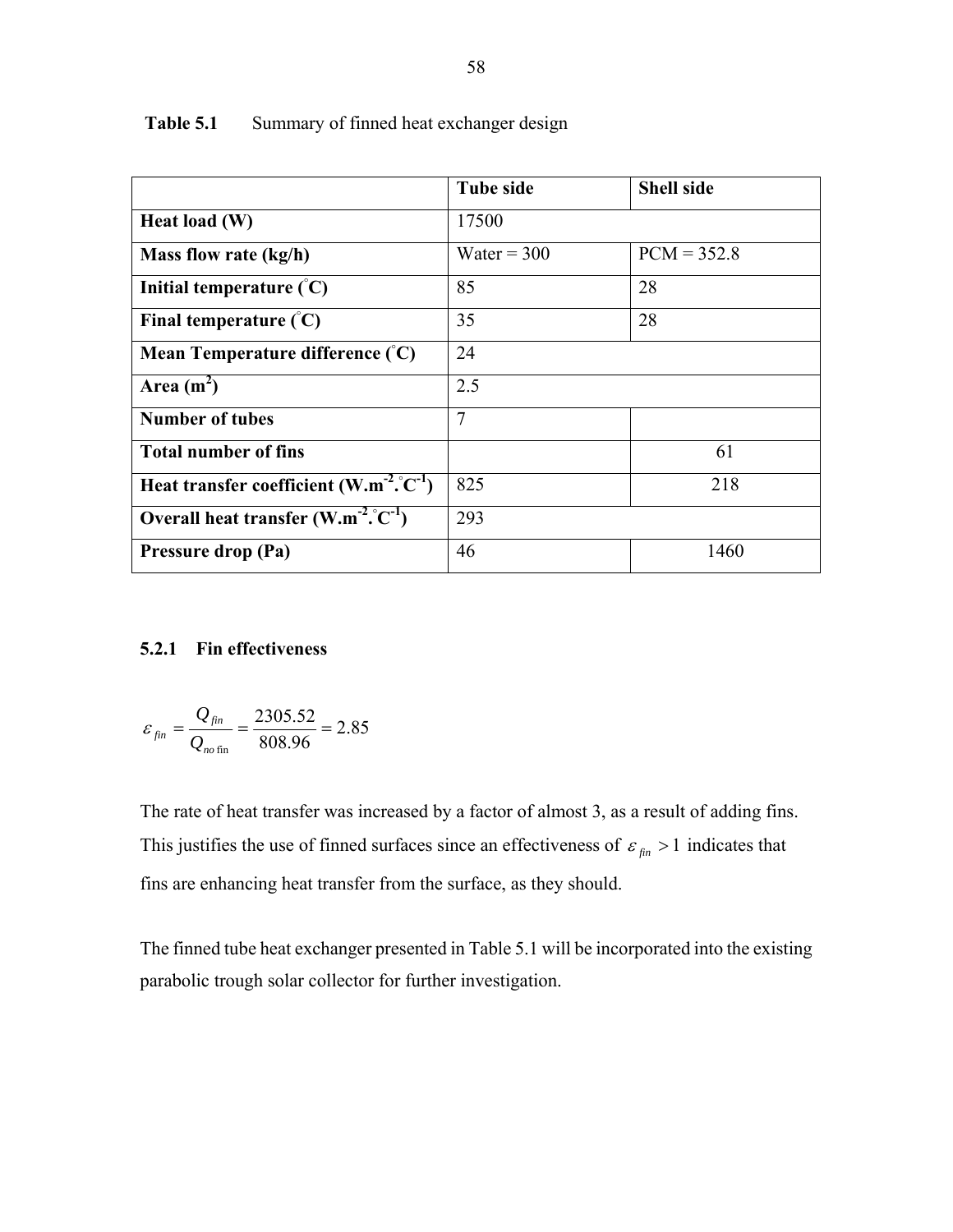**Table 5.1** Summary of finned heat exchanger design

| | Tube side | Shell side |
|---|---|---|
| **Heat load (W)** | 17500 | |
| **Mass flow rate (kg/h)** | Water = 300 | PCM = 352.8 |
| **Initial temperature (°C)** | 85 | 28 |
| **Final temperature (°C)** | 35 | 28 |
| **Mean Temperature difference (°C)** | 24 | |
| **Area ($m^2$)** | 2.5 | |
| **Number of tubes** | 7 | |
| **Total number of fins** | | 61 |
| **Heat transfer coefficient ($W.m^{-2}.°C^{-1}$)** | 825 | 218 |
| **Overall heat transfer ($W.m^{-2}.°C^{-1}$)** | 293 | |
| **Pressure drop (Pa)** | 46 | 1460 |

### 5.2.1 Fin effectiveness

$$\varepsilon_{fin} = \frac{Q_{fin}}{Q_{no\,\mathrm{fin}}} = \frac{2305.52}{808.96} = 2.85$$

The rate of heat transfer was increased by a factor of almost 3, as a result of adding fins. This justifies the use of finned surfaces since an effectiveness of $\varepsilon_{fin} > 1$ indicates that fins are enhancing heat transfer from the surface, as they should.

The finned tube heat exchanger presented in Table 5.1 will be incorporated into the existing parabolic trough solar collector for further investigation.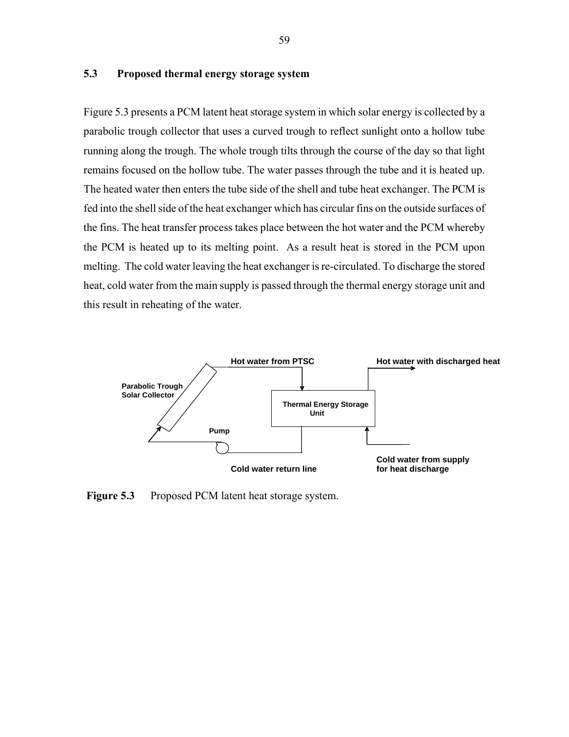## 5.3 Proposed thermal energy storage system

Figure 5.3 presents a PCM latent heat storage system in which solar energy is collected by a parabolic trough collector that uses a curved trough to reflect sunlight onto a hollow tube running along the trough. The whole trough tilts through the course of the day so that light remains focused on the hollow tube. The water passes through the tube and it is heated up. The heated water then enters the tube side of the shell and tube heat exchanger. The PCM is fed into the shell side of the heat exchanger which has circular fins on the outside surfaces of the fins. The heat transfer process takes place between the hot water and the PCM whereby the PCM is heated up to its melting point. As a result heat is stored in the PCM upon melting. The cold water leaving the heat exchanger is re-circulated. To discharge the stored heat, cold water from the main supply is passed through the thermal energy storage unit and this result in reheating of the water.

Hot water from PTSC

Hot water with discharged heat

Parabolic Trough Solar Collector

Thermal Energy Storage Unit

Pump

Cold water return line

Cold water from supply for heat discharge

**Figure 5.3** Proposed PCM latent heat storage system.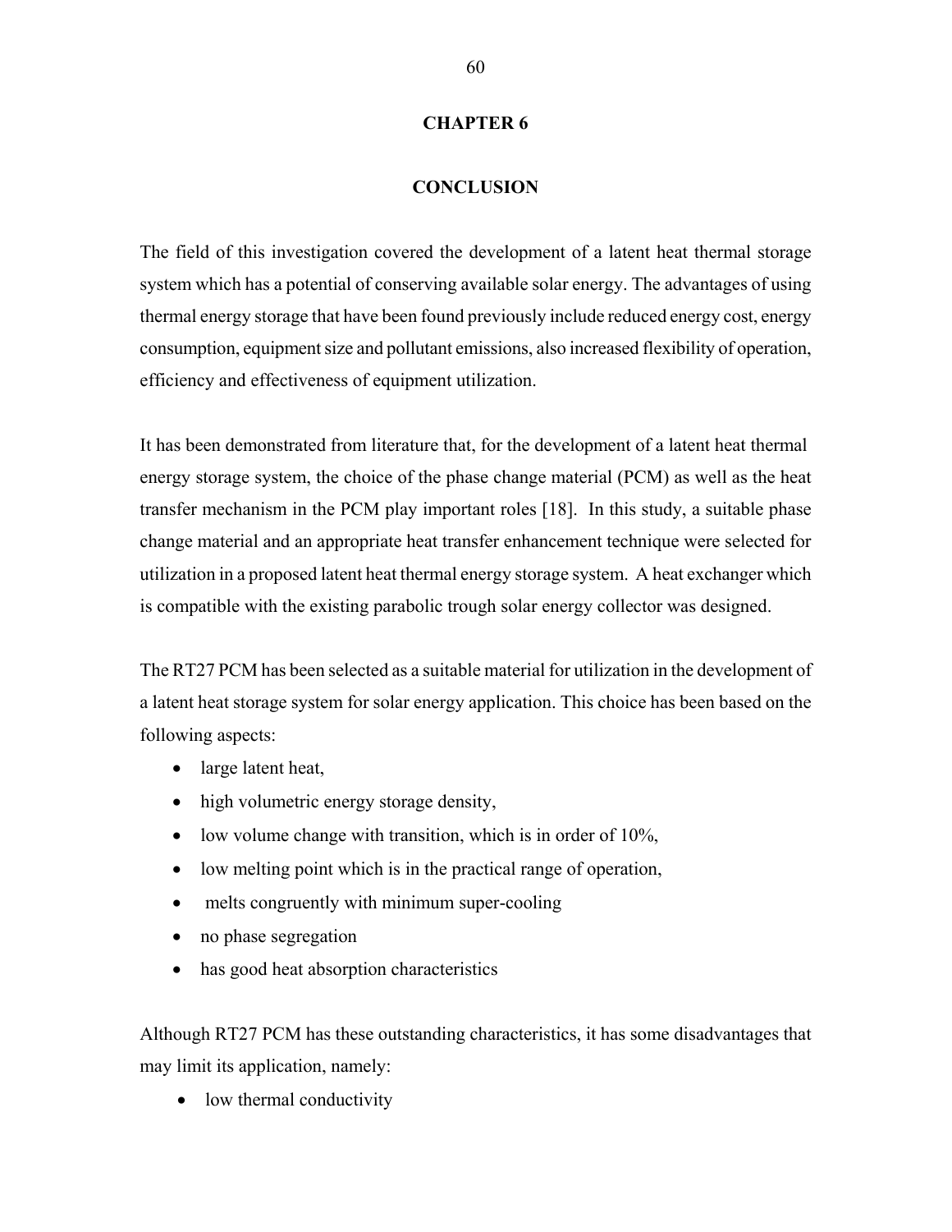# CHAPTER 6

# CONCLUSION

The field of this investigation covered the development of a latent heat thermal storage system which has a potential of conserving available solar energy. The advantages of using thermal energy storage that have been found previously include reduced energy cost, energy consumption, equipment size and pollutant emissions, also increased flexibility of operation, efficiency and effectiveness of equipment utilization.

It has been demonstrated from literature that, for the development of a latent heat thermal energy storage system, the choice of the phase change material (PCM) as well as the heat transfer mechanism in the PCM play important roles [18]. In this study, a suitable phase change material and an appropriate heat transfer enhancement technique were selected for utilization in a proposed latent heat thermal energy storage system. A heat exchanger which is compatible with the existing parabolic trough solar energy collector was designed.

The RT27 PCM has been selected as a suitable material for utilization in the development of a latent heat storage system for solar energy application. This choice has been based on the following aspects:

- large latent heat,
- high volumetric energy storage density,
- low volume change with transition, which is in order of 10%,
- low melting point which is in the practical range of operation,
- melts congruently with minimum super-cooling
- no phase segregation
- has good heat absorption characteristics

Although RT27 PCM has these outstanding characteristics, it has some disadvantages that may limit its application, namely:

- low thermal conductivity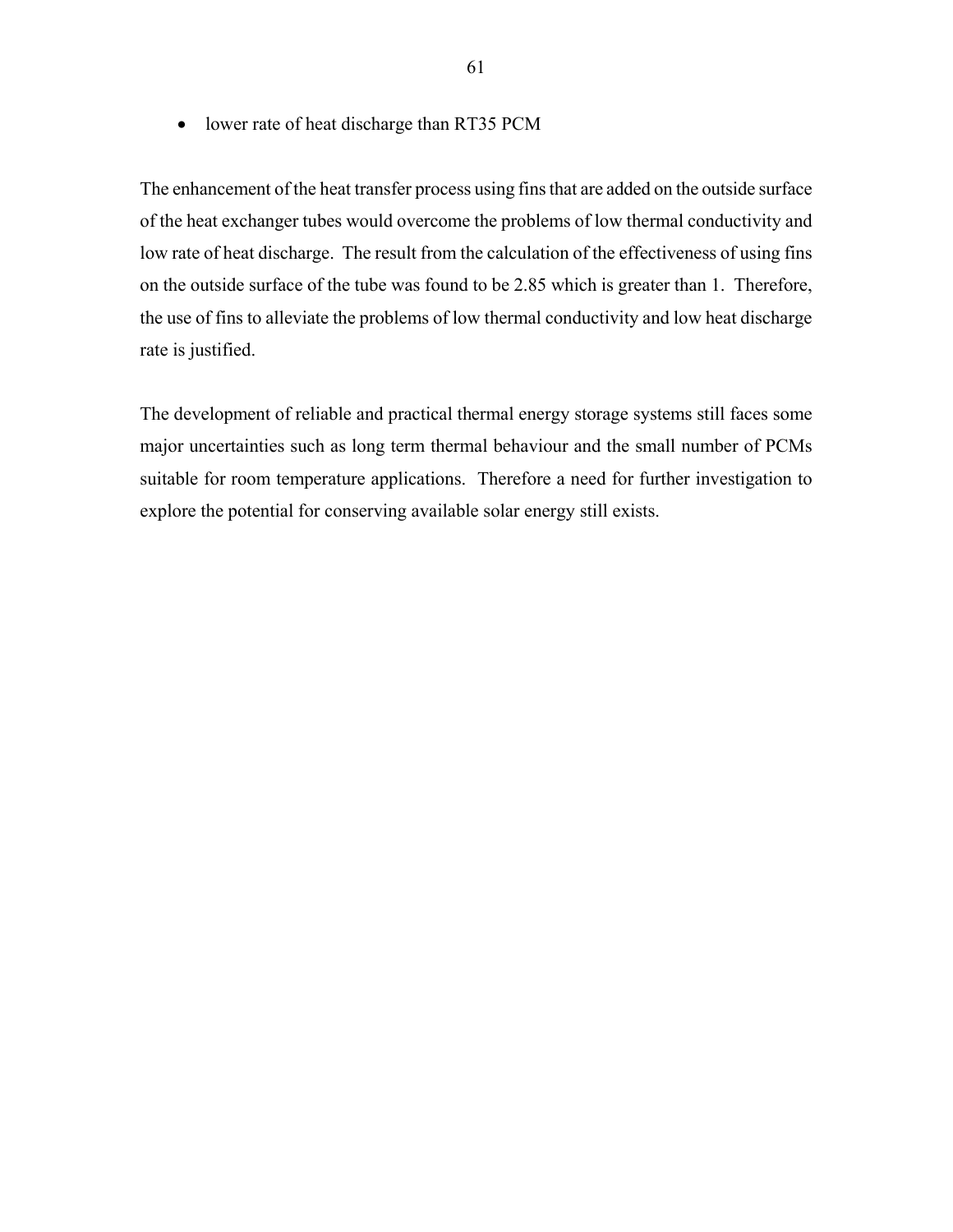- lower rate of heat discharge than RT35 PCM

The enhancement of the heat transfer process using fins that are added on the outside surface of the heat exchanger tubes would overcome the problems of low thermal conductivity and low rate of heat discharge. The result from the calculation of the effectiveness of using fins on the outside surface of the tube was found to be 2.85 which is greater than 1. Therefore, the use of fins to alleviate the problems of low thermal conductivity and low heat discharge rate is justified.

The development of reliable and practical thermal energy storage systems still faces some major uncertainties such as long term thermal behaviour and the small number of PCMs suitable for room temperature applications. Therefore a need for further investigation to explore the potential for conserving available solar energy still exists.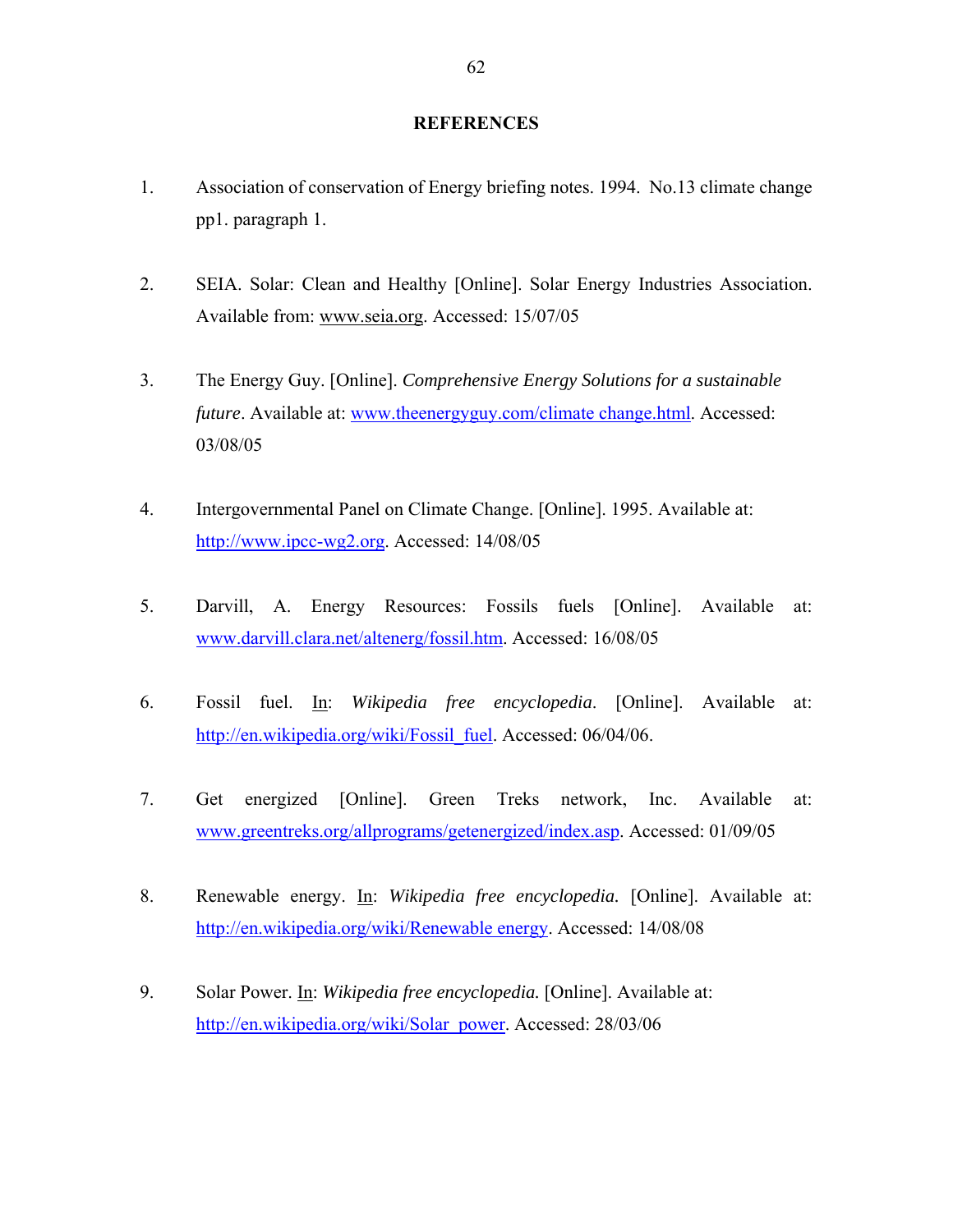## REFERENCES

1. Association of conservation of Energy briefing notes. 1994. No.13 climate change pp1. paragraph 1.

2. SEIA. Solar: Clean and Healthy [Online]. Solar Energy Industries Association. Available from: www.seia.org. Accessed: 15/07/05

3. The Energy Guy. [Online]. *Comprehensive Energy Solutions for a sustainable future*. Available at: www.theenergyguy.com/climate change.html. Accessed: 03/08/05

4. Intergovernmental Panel on Climate Change. [Online]. 1995. Available at: http://www.ipcc-wg2.org. Accessed: 14/08/05

5. Darvill, A. Energy Resources: Fossils fuels [Online]. Available at: www.darvill.clara.net/altenerg/fossil.htm. Accessed: 16/08/05

6. Fossil fuel. In: *Wikipedia free encyclopedia*. [Online]. Available at: http://en.wikipedia.org/wiki/Fossil_fuel. Accessed: 06/04/06.

7. Get energized [Online]. Green Treks network, Inc. Available at: www.greentreks.org/allprograms/getenergized/index.asp. Accessed: 01/09/05

8. Renewable energy. In: *Wikipedia free encyclopedia.* [Online]. Available at: http://en.wikipedia.org/wiki/Renewable energy. Accessed: 14/08/08

9. Solar Power. In: *Wikipedia free encyclopedia.* [Online]. Available at: http://en.wikipedia.org/wiki/Solar_power. Accessed: 28/03/06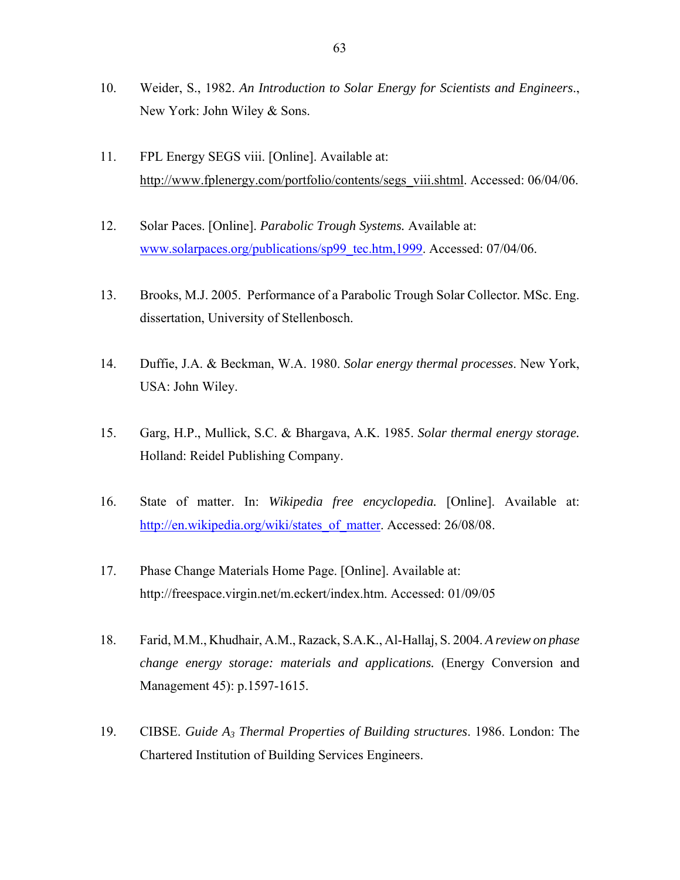10. Weider, S., 1982. *An Introduction to Solar Energy for Scientists and Engineers*., New York: John Wiley & Sons.

11. FPL Energy SEGS viii. [Online]. Available at: http://www.fplenergy.com/portfolio/contents/segs_viii.shtml. Accessed: 06/04/06.

12. Solar Paces. [Online]. *Parabolic Trough Systems.* Available at: www.solarpaces.org/publications/sp99_tec.htm,1999. Accessed: 07/04/06.

13. Brooks, M.J. 2005. Performance of a Parabolic Trough Solar Collector. MSc. Eng. dissertation, University of Stellenbosch.

14. Duffie, J.A. & Beckman, W.A. 1980. *Solar energy thermal processes*. New York, USA: John Wiley.

15. Garg, H.P., Mullick, S.C. & Bhargava, A.K. 1985. *Solar thermal energy storage.* Holland: Reidel Publishing Company.

16. State of matter. In: *Wikipedia free encyclopedia.* [Online]. Available at: http://en.wikipedia.org/wiki/states_of_matter. Accessed: 26/08/08.

17. Phase Change Materials Home Page. [Online]. Available at: http://freespace.virgin.net/m.eckert/index.htm. Accessed: 01/09/05

18. Farid, M.M., Khudhair, A.M., Razack, S.A.K., Al-Hallaj, S. 2004. *A review on phase change energy storage: materials and applications.* (Energy Conversion and Management 45): p.1597-1615.

19. CIBSE. *Guide $A_3$ Thermal Properties of Building structures*. 1986. London: The Chartered Institution of Building Services Engineers.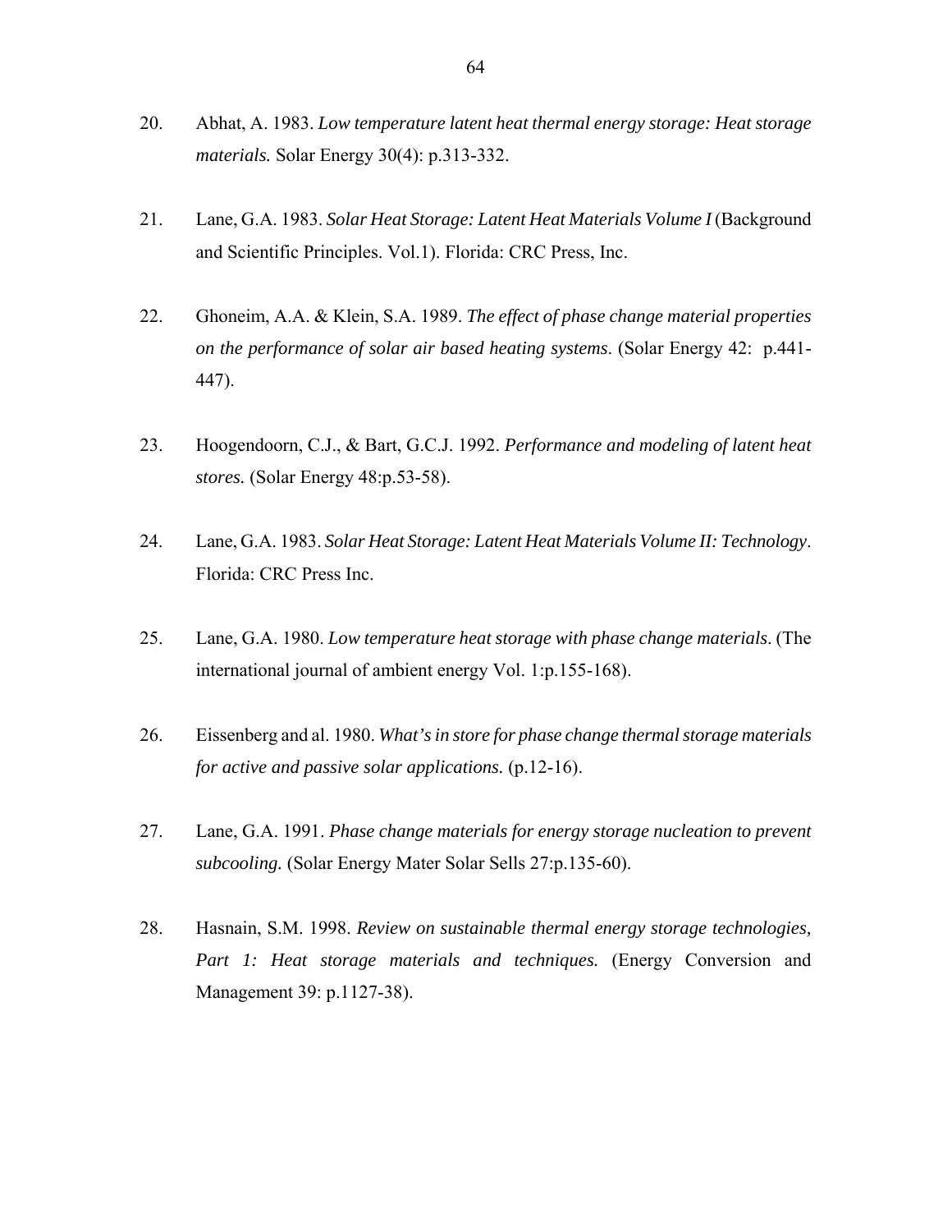20. Abhat, A. 1983. *Low temperature latent heat thermal energy storage: Heat storage materials.* Solar Energy 30(4): p.313-332.

21. Lane, G.A. 1983. *Solar Heat Storage: Latent Heat Materials Volume I* (Background and Scientific Principles. Vol.1). Florida: CRC Press, Inc.

22. Ghoneim, A.A. & Klein, S.A. 1989. *The effect of phase change material properties on the performance of solar air based heating systems*. (Solar Energy 42: p.441-447).

23. Hoogendoorn, C.J., & Bart, G.C.J. 1992. *Performance and modeling of latent heat stores.* (Solar Energy 48:p.53-58).

24. Lane, G.A. 1983. *Solar Heat Storage: Latent Heat Materials Volume II: Technology*. Florida: CRC Press Inc.

25. Lane, G.A. 1980. *Low temperature heat storage with phase change materials*. (The international journal of ambient energy Vol. 1:p.155-168).

26. Eissenberg and al. 1980. *What's in store for phase change thermal storage materials for active and passive solar applications.* (p.12-16).

27. Lane, G.A. 1991. *Phase change materials for energy storage nucleation to prevent subcooling.* (Solar Energy Mater Solar Sells 27:p.135-60).

28. Hasnain, S.M. 1998. *Review on sustainable thermal energy storage technologies, Part 1: Heat storage materials and techniques.* (Energy Conversion and Management 39: p.1127-38).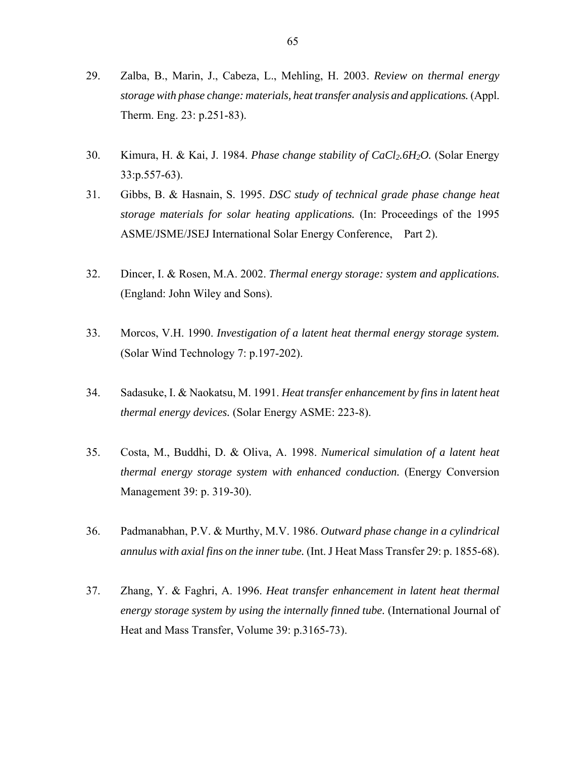29. Zalba, B., Marin, J., Cabeza, L., Mehling, H. 2003. *Review on thermal energy storage with phase change: materials, heat transfer analysis and applications.* (Appl. Therm. Eng. 23: p.251-83).

30. Kimura, H. & Kai, J. 1984. *Phase change stability of $CaCl_2.6H_2O$.* (Solar Energy 33:p.557-63).

31. Gibbs, B. & Hasnain, S. 1995. *DSC study of technical grade phase change heat storage materials for solar heating applications.* (In: Proceedings of the 1995 ASME/JSME/JSEJ International Solar Energy Conference, Part 2).

32. Dincer, I. & Rosen, M.A. 2002. *Thermal energy storage: system and applications.* (England: John Wiley and Sons).

33. Morcos, V.H. 1990. *Investigation of a latent heat thermal energy storage system.* (Solar Wind Technology 7: p.197-202).

34. Sadasuke, I. & Naokatsu, M. 1991. *Heat transfer enhancement by fins in latent heat thermal energy devices.* (Solar Energy ASME: 223-8).

35. Costa, M., Buddhi, D. & Oliva, A. 1998. *Numerical simulation of a latent heat thermal energy storage system with enhanced conduction.* (Energy Conversion Management 39: p. 319-30).

36. Padmanabhan, P.V. & Murthy, M.V. 1986. *Outward phase change in a cylindrical annulus with axial fins on the inner tube.* (Int. J Heat Mass Transfer 29: p. 1855-68).

37. Zhang, Y. & Faghri, A. 1996. *Heat transfer enhancement in latent heat thermal energy storage system by using the internally finned tube.* (International Journal of Heat and Mass Transfer, Volume 39: p.3165-73).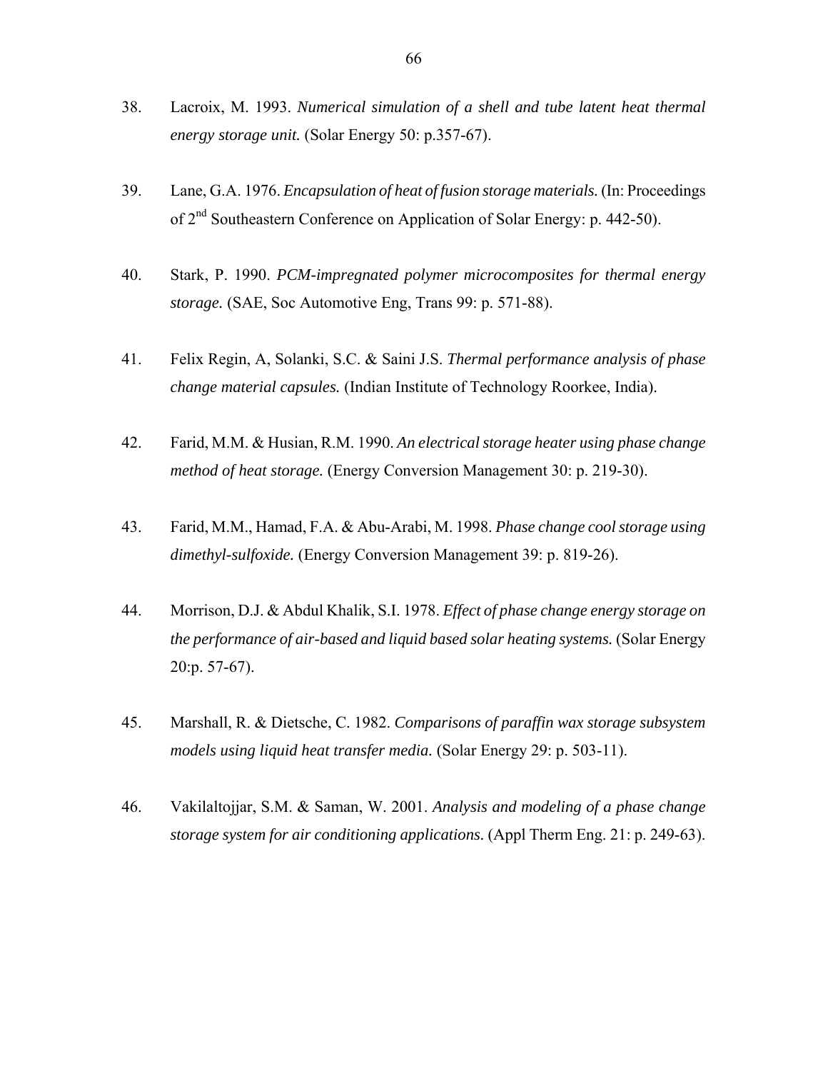38. Lacroix, M. 1993. *Numerical simulation of a shell and tube latent heat thermal energy storage unit.* (Solar Energy 50: p.357-67).

39. Lane, G.A. 1976. *Encapsulation of heat of fusion storage materials.* (In: Proceedings of 2nd Southeastern Conference on Application of Solar Energy: p. 442-50).

40. Stark, P. 1990. *PCM-impregnated polymer microcomposites for thermal energy storage.* (SAE, Soc Automotive Eng, Trans 99: p. 571-88).

41. Felix Regin, A, Solanki, S.C. & Saini J.S. *Thermal performance analysis of phase change material capsules.* (Indian Institute of Technology Roorkee, India).

42. Farid, M.M. & Husian, R.M. 1990. *An electrical storage heater using phase change method of heat storage.* (Energy Conversion Management 30: p. 219-30).

43. Farid, M.M., Hamad, F.A. & Abu-Arabi, M. 1998. *Phase change cool storage using dimethyl-sulfoxide.* (Energy Conversion Management 39: p. 819-26).

44. Morrison, D.J. & Abdul Khalik, S.I. 1978. *Effect of phase change energy storage on the performance of air-based and liquid based solar heating systems.* (Solar Energy 20:p. 57-67).

45. Marshall, R. & Dietsche, C. 1982. *Comparisons of paraffin wax storage subsystem models using liquid heat transfer media.* (Solar Energy 29: p. 503-11).

46. Vakilaltojjar, S.M. & Saman, W. 2001. *Analysis and modeling of a phase change storage system for air conditioning applications.* (Appl Therm Eng. 21: p. 249-63).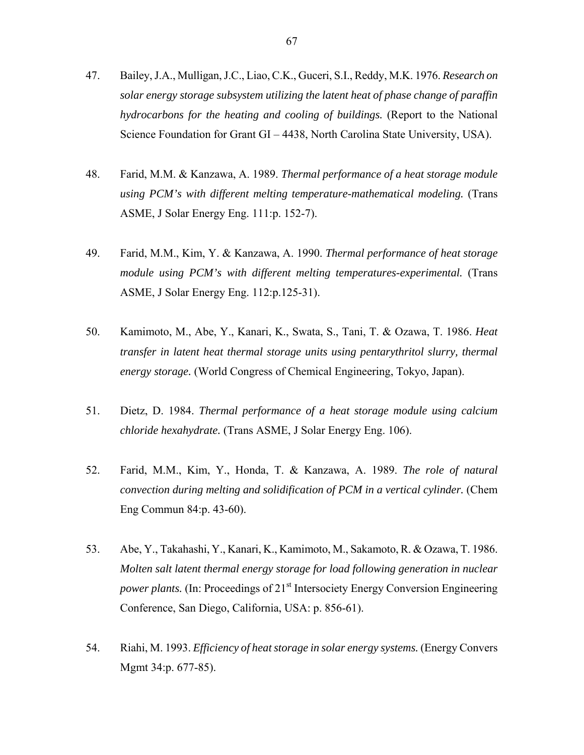47. Bailey, J.A., Mulligan, J.C., Liao, C.K., Guceri, S.I., Reddy, M.K. 1976. *Research on solar energy storage subsystem utilizing the latent heat of phase change of paraffin hydrocarbons for the heating and cooling of buildings.* (Report to the National Science Foundation for Grant GI – 4438, North Carolina State University, USA).

48. Farid, M.M. & Kanzawa, A. 1989. *Thermal performance of a heat storage module using PCM's with different melting temperature-mathematical modeling.* (Trans ASME, J Solar Energy Eng. 111:p. 152-7).

49. Farid, M.M., Kim, Y. & Kanzawa, A. 1990. *Thermal performance of heat storage module using PCM's with different melting temperatures-experimental.* (Trans ASME, J Solar Energy Eng. 112:p.125-31).

50. Kamimoto, M., Abe, Y., Kanari, K., Swata, S., Tani, T. & Ozawa, T. 1986. *Heat transfer in latent heat thermal storage units using pentarythritol slurry, thermal energy storage.* (World Congress of Chemical Engineering, Tokyo, Japan).

51. Dietz, D. 1984. *Thermal performance of a heat storage module using calcium chloride hexahydrate.* (Trans ASME, J Solar Energy Eng. 106).

52. Farid, M.M., Kim, Y., Honda, T. & Kanzawa, A. 1989. *The role of natural convection during melting and solidification of PCM in a vertical cylinder.* (Chem Eng Commun 84:p. 43-60).

53. Abe, Y., Takahashi, Y., Kanari, K., Kamimoto, M., Sakamoto, R. & Ozawa, T. 1986. *Molten salt latent thermal energy storage for load following generation in nuclear power plants.* (In: Proceedings of 21st Intersociety Energy Conversion Engineering Conference, San Diego, California, USA: p. 856-61).

54. Riahi, M. 1993. *Efficiency of heat storage in solar energy systems.* (Energy Convers Mgmt 34:p. 677-85).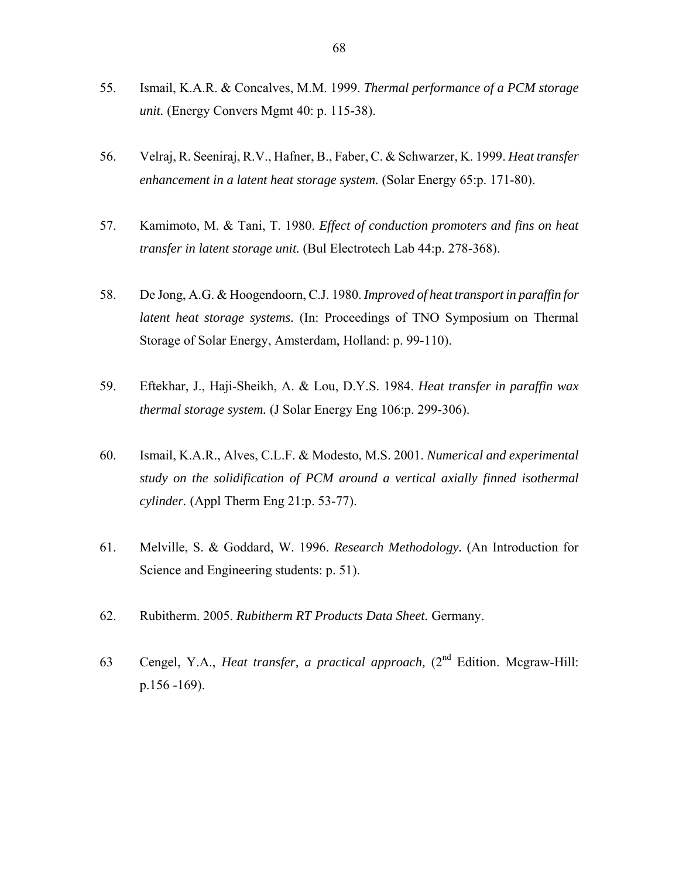55. Ismail, K.A.R. & Concalves, M.M. 1999. *Thermal performance of a PCM storage unit.* (Energy Convers Mgmt 40: p. 115-38).

56. Velraj, R. Seeniraj, R.V., Hafner, B., Faber, C. & Schwarzer, K. 1999. *Heat transfer enhancement in a latent heat storage system.* (Solar Energy 65:p. 171-80).

57. Kamimoto, M. & Tani, T. 1980. *Effect of conduction promoters and fins on heat transfer in latent storage unit.* (Bul Electrotech Lab 44:p. 278-368).

58. De Jong, A.G. & Hoogendoorn, C.J. 1980. *Improved of heat transport in paraffin for latent heat storage systems.* (In: Proceedings of TNO Symposium on Thermal Storage of Solar Energy, Amsterdam, Holland: p. 99-110).

59. Eftekhar, J., Haji-Sheikh, A. & Lou, D.Y.S. 1984. *Heat transfer in paraffin wax thermal storage system.* (J Solar Energy Eng 106:p. 299-306).

60. Ismail, K.A.R., Alves, C.L.F. & Modesto, M.S. 2001. *Numerical and experimental study on the solidification of PCM around a vertical axially finned isothermal cylinder.* (Appl Therm Eng 21:p. 53-77).

61. Melville, S. & Goddard, W. 1996. *Research Methodology.* (An Introduction for Science and Engineering students: p. 51).

62. Rubitherm. 2005. *Rubitherm RT Products Data Sheet.* Germany.

63 Cengel, Y.A., *Heat transfer, a practical approach,* (2nd Edition. Mcgraw-Hill: p.156 -169).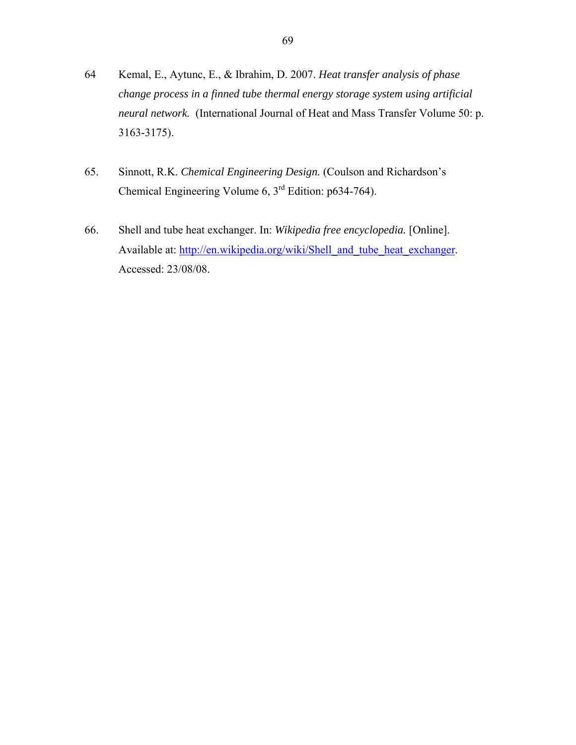64 Kemal, E., Aytunc, E., & Ibrahim, D. 2007. *Heat transfer analysis of phase change process in a finned tube thermal energy storage system using artificial neural network.* (International Journal of Heat and Mass Transfer Volume 50: p. 3163-3175).

65. Sinnott, R.K. *Chemical Engineering Design.* (Coulson and Richardson's Chemical Engineering Volume 6, 3rd Edition: p634-764).

66. Shell and tube heat exchanger. In: *Wikipedia free encyclopedia.* [Online]. Available at: http://en.wikipedia.org/wiki/Shell_and_tube_heat_exchanger. Accessed: 23/08/08.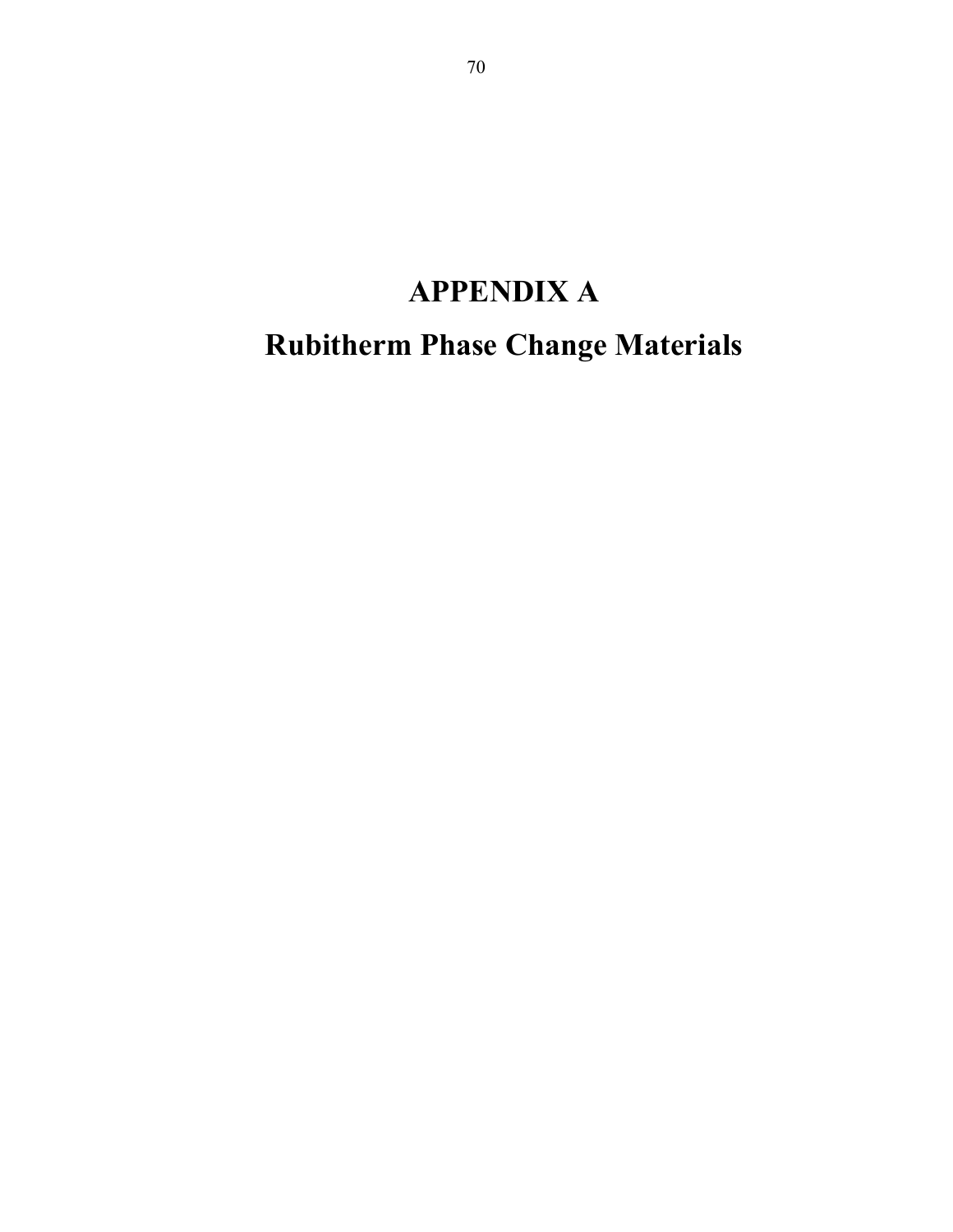# APPENDIX A

# Rubitherm Phase Change Materials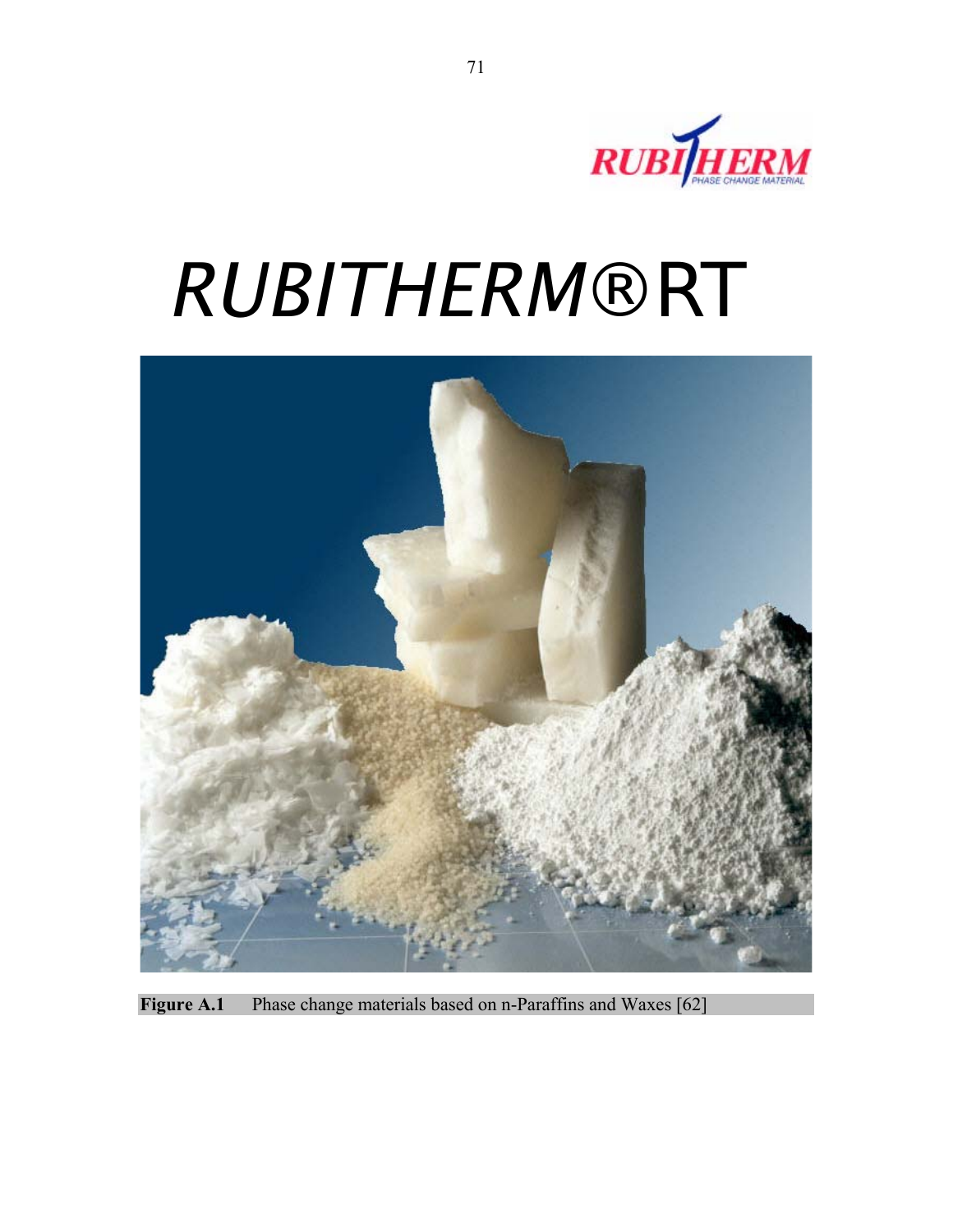# RUBITHERM® RT

Figure A.1 Phase change materials based on n-Paraffins and Waxes [62]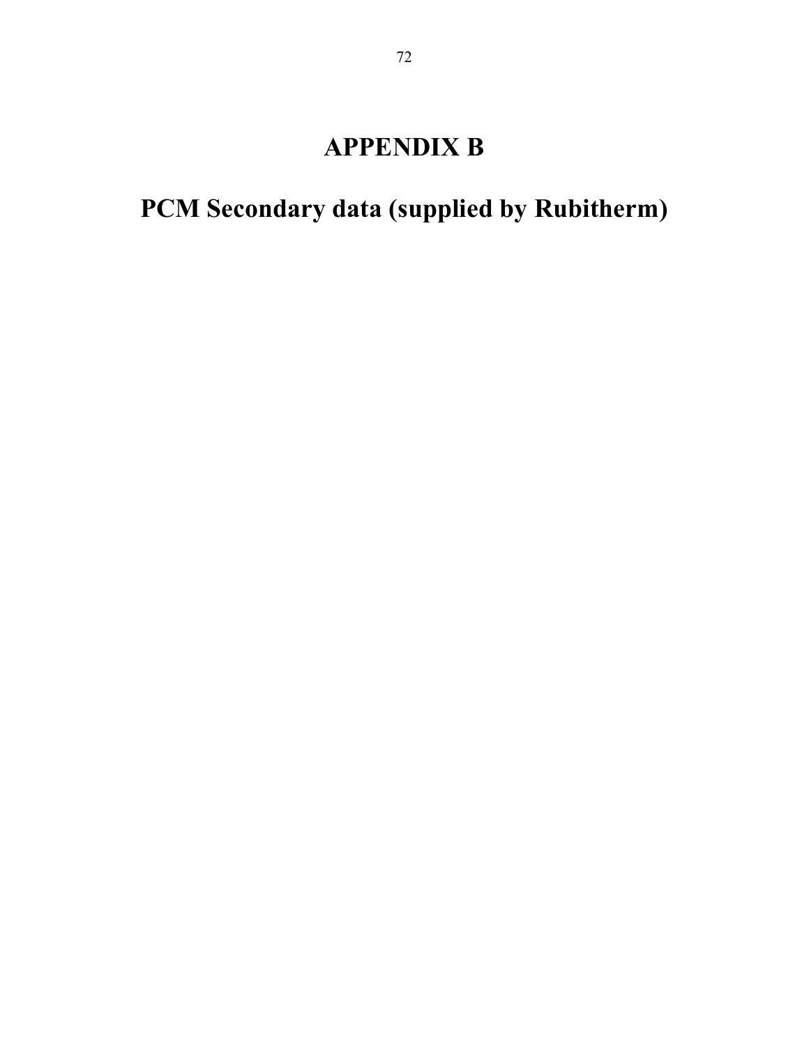# APPENDIX B

# PCM Secondary data (supplied by Rubitherm)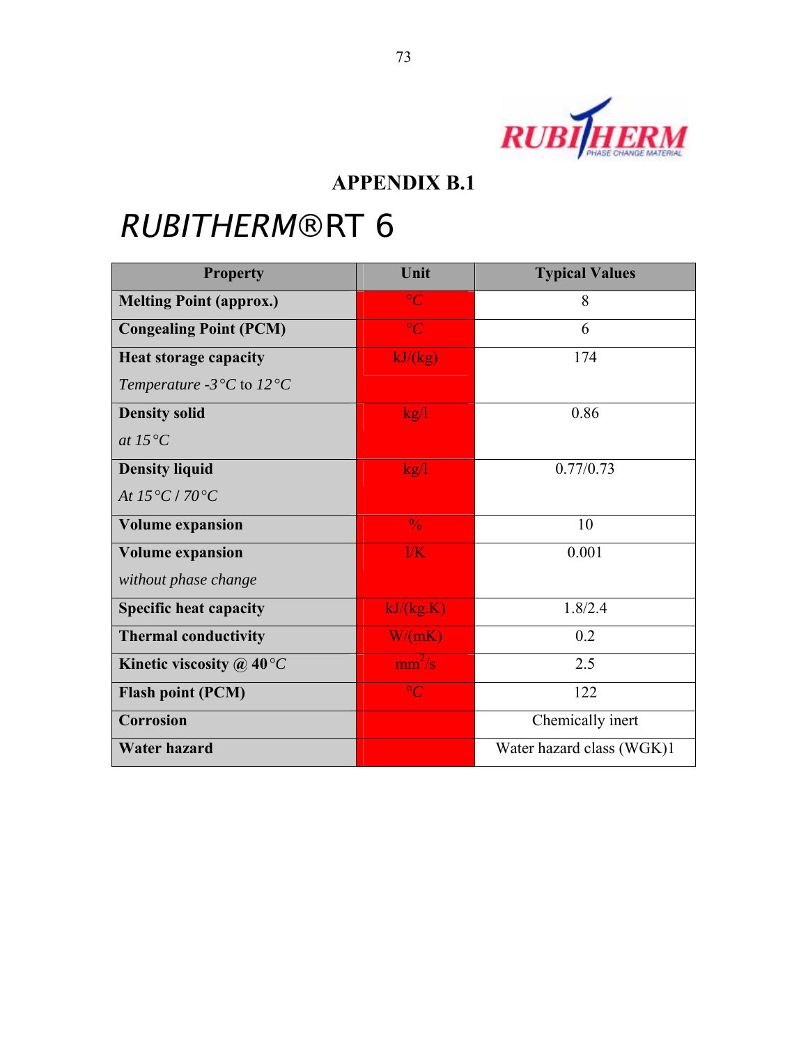## APPENDIX B.1

# *RUBITHERM*®RT 6

| Property | Unit | Typical Values |
|---|---|---|
| **Melting Point (approx.)** | °C | 8 |
| **Congealing Point (PCM)** | °C | 6 |
| **Heat storage capacity**<br>*Temperature -3°C* to *12°C* | kJ/(kg) | 174 |
| **Density solid**<br>*at 15°C* | kg/l | 0.86 |
| **Density liquid**<br>*At 15°C / 70°C* | kg/l | 0.77/0.73 |
| **Volume expansion** | % | 10 |
| **Volume expansion**<br>*without phase change* | l/K | 0.001 |
| **Specific heat capacity** | kJ/(kg.K) | 1.8/2.4 |
| **Thermal conductivity** | W/(mK) | 0.2 |
| **Kinetic viscosity @ 40°C** | $mm^2/s$ | 2.5 |
| **Flash point (PCM)** | °C | 122 |
| **Corrosion** | | Chemically inert |
| **Water hazard** | | Water hazard class (WGK)1 |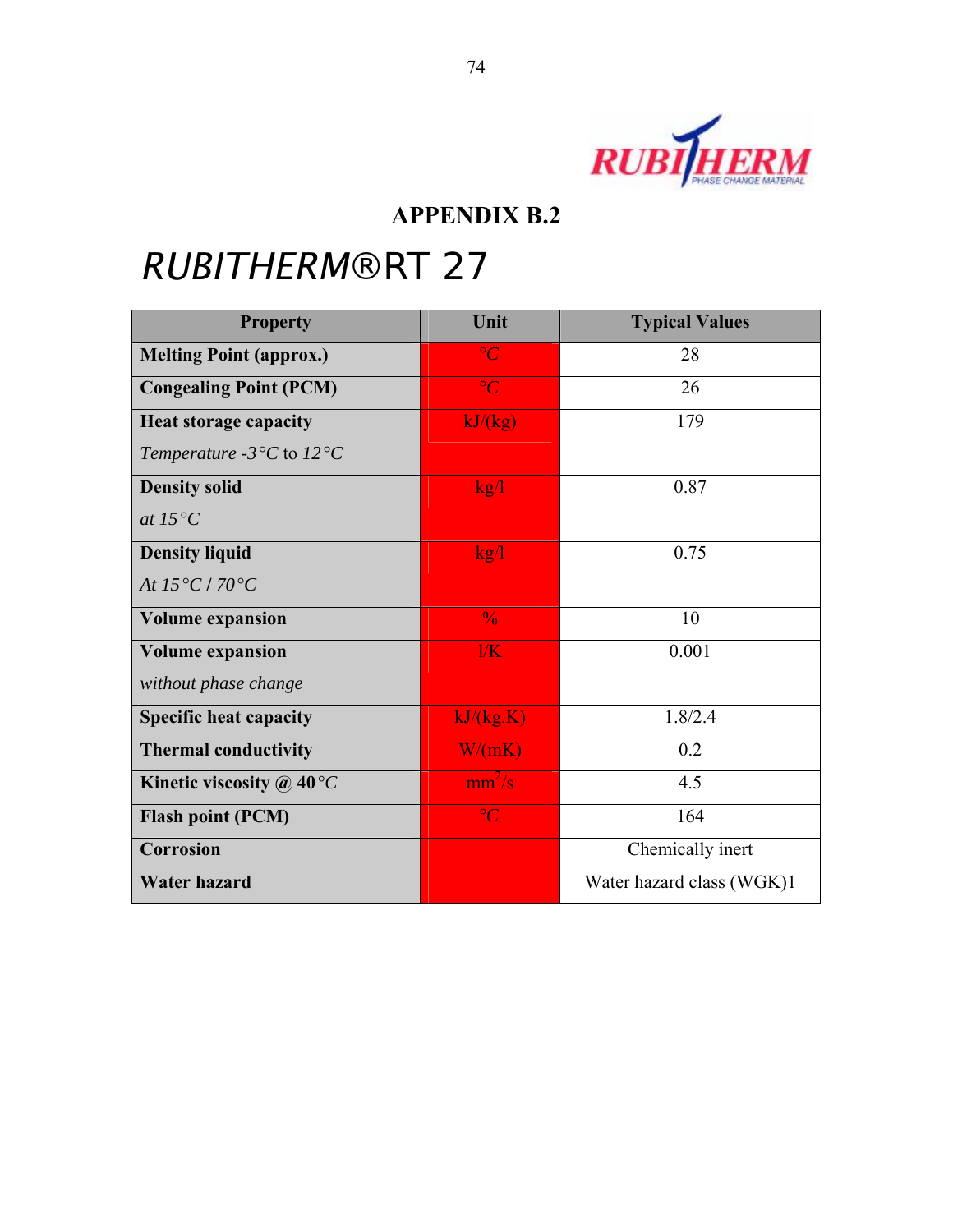## APPENDIX B.2

# *RUBITHERM*®RT 27

| Property | Unit | Typical Values |
|---|---|---|
| **Melting Point (approx.)** | °C | 28 |
| **Congealing Point (PCM)** | °C | 26 |
| **Heat storage capacity** *Temperature -3°C to 12°C* | kJ/(kg) | 179 |
| **Density solid** *at 15°C* | kg/l | 0.87 |
| **Density liquid** *At 15°C / 70°C* | kg/l | 0.75 |
| **Volume expansion** | % | 10 |
| **Volume expansion** *without phase change* | l/K | 0.001 |
| **Specific heat capacity** | kJ/(kg.K) | 1.8/2.4 |
| **Thermal conductivity** | W/(mK) | 0.2 |
| **Kinetic viscosity @ 40°C** | $mm^2/s$ | 4.5 |
| **Flash point (PCM)** | °C | 164 |
| **Corrosion** | | Chemically inert |
| **Water hazard** | | Water hazard class (WGK)1 |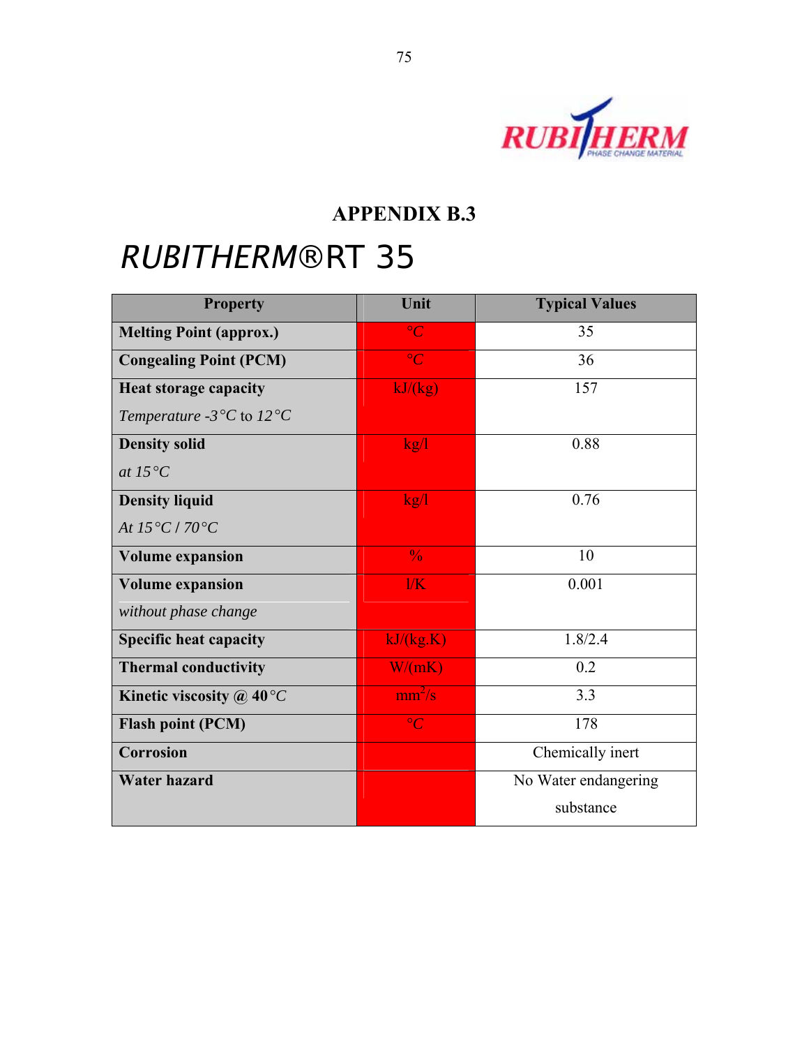## APPENDIX B.3

# *RUBITHERM*®RT 35

| Property | Unit | Typical Values |
|---|---|---|
| **Melting Point (approx.)** | °C | 35 |
| **Congealing Point (PCM)** | °C | 36 |
| **Heat storage capacity** *Temperature -3°C* to *12°C* | kJ/(kg) | 157 |
| **Density solid** *at 15°C* | kg/l | 0.88 |
| **Density liquid** *At 15°C / 70°C* | kg/l | 0.76 |
| **Volume expansion** | % | 10 |
| **Volume expansion** *without phase change* | 1/K | 0.001 |
| **Specific heat capacity** | kJ/(kg.K) | 1.8/2.4 |
| **Thermal conductivity** | W/(mK) | 0.2 |
| **Kinetic viscosity @ 40°C** | $mm^2/s$ | 3.3 |
| **Flash point (PCM)** | °C | 178 |
| **Corrosion** | | Chemically inert |
| **Water hazard** | | No Water endangering substance |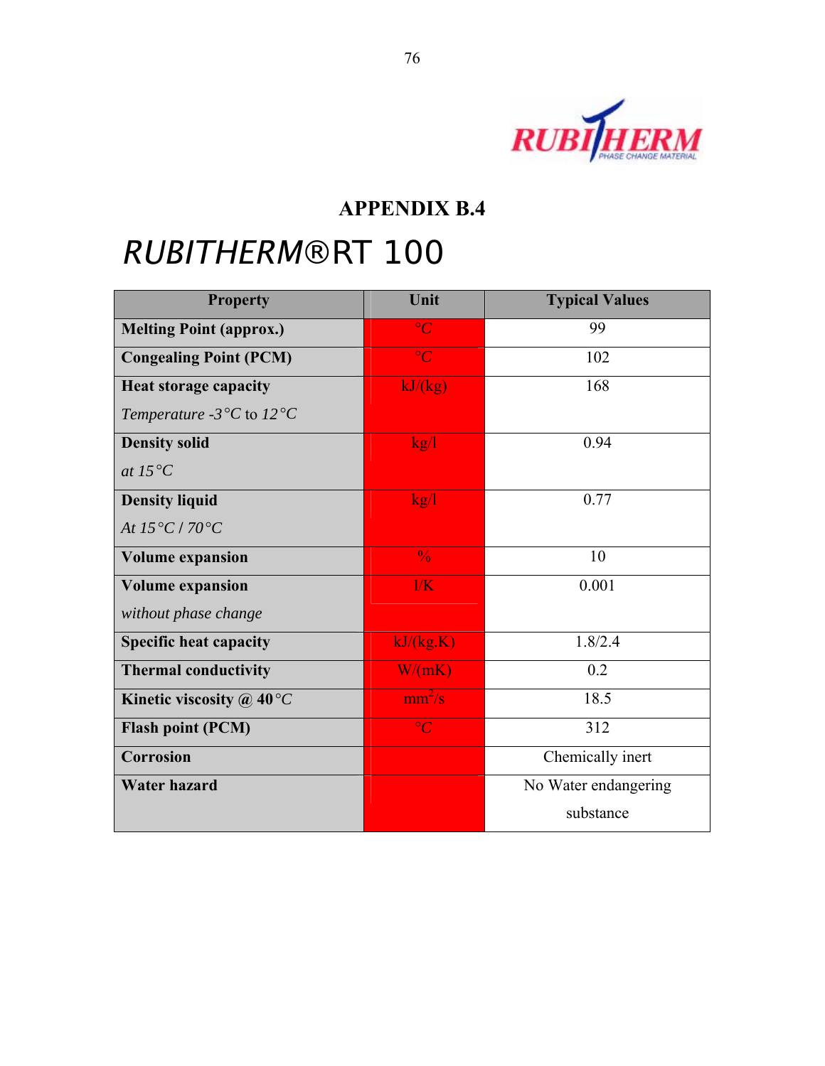RUBITHERM PHASE CHANGE MATERIAL

## APPENDIX B.4

# *RUBITHERM*®RT 100

| Property | Unit | Typical Values |
|---|---|---|
| **Melting Point (approx.)** | °C | 99 |
| **Congealing Point (PCM)** | °C | 102 |
| **Heat storage capacity** *Temperature -3°C* to *12°C* | kJ/(kg) | 168 |
| **Density solid** *at 15°C* | kg/l | 0.94 |
| **Density liquid** *At 15°C / 70°C* | kg/l | 0.77 |
| **Volume expansion** | % | 10 |
| **Volume expansion** *without phase change* | l/K | 0.001 |
| **Specific heat capacity** | kJ/(kg.K) | 1.8/2.4 |
| **Thermal conductivity** | W/(mK) | 0.2 |
| **Kinetic viscosity @ 40°C** | $mm^2/s$ | 18.5 |
| **Flash point (PCM)** | °C | 312 |
| **Corrosion** | | Chemically inert |
| **Water hazard** | | No Water endangering substance |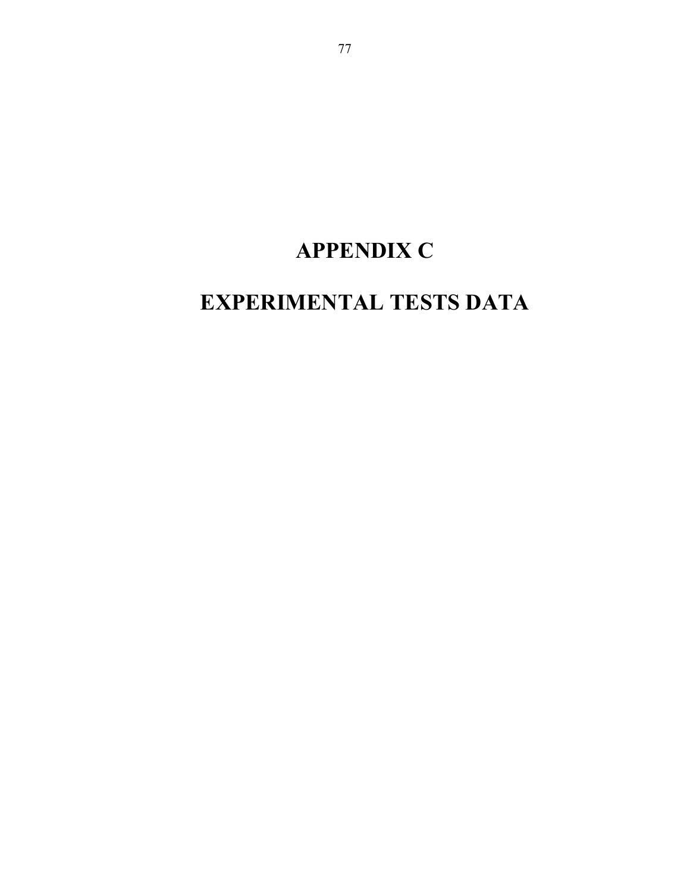# APPENDIX C

# EXPERIMENTAL TESTS DATA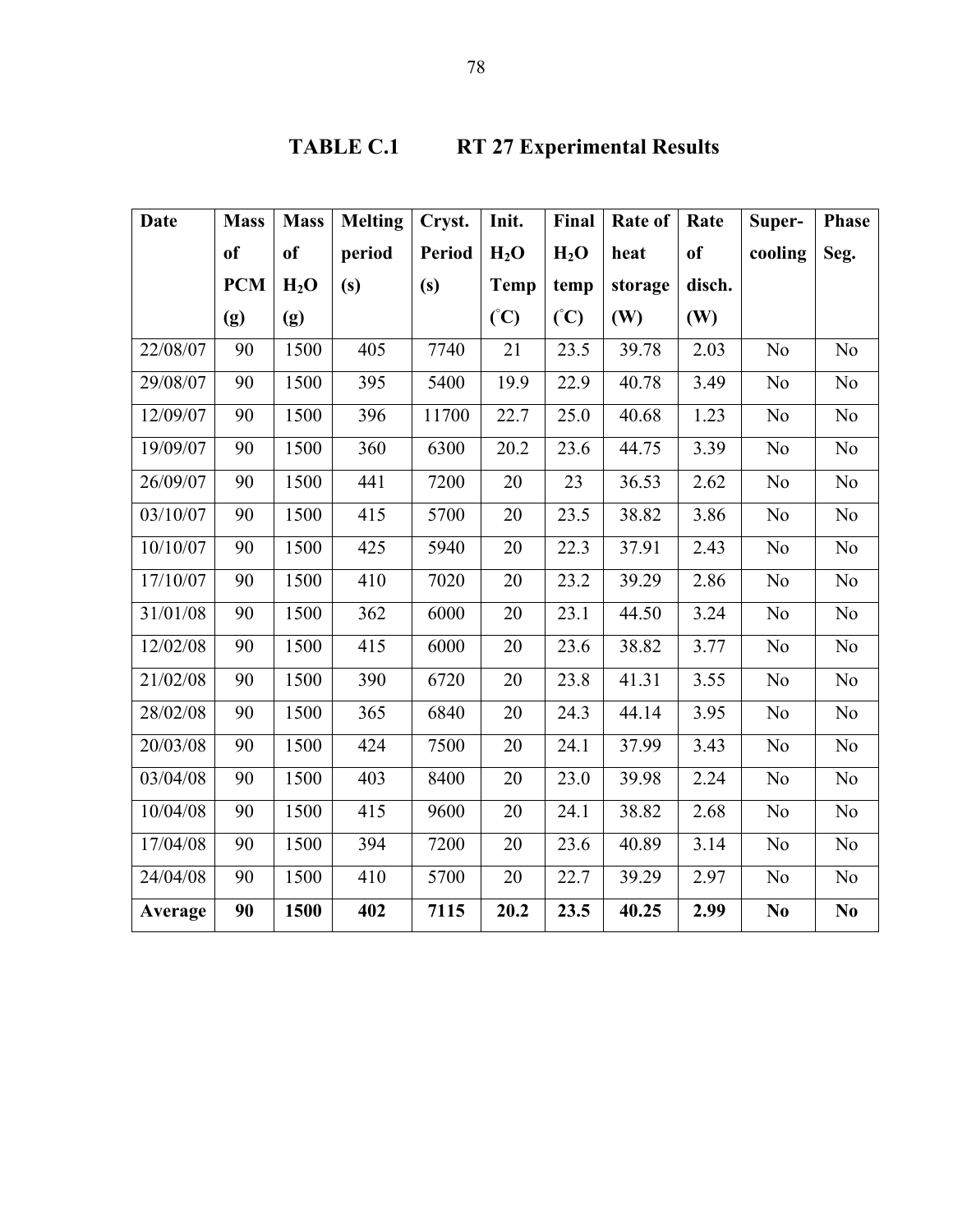# TABLE C.1 RT 27 Experimental Results

| Date | Mass of PCM (g) | Mass of $H_2O$ (g) | Melting period (s) | Cryst. Period (s) | Init. $H_2O$ Temp (°C) | Final $H_2O$ temp (°C) | Rate of heat storage (W) | Rate of disch. (W) | Super-cooling | Phase Seg. |
|---|---|---|---|---|---|---|---|---|---|---|
| 22/08/07 | 90 | 1500 | 405 | 7740 | 21 | 23.5 | 39.78 | 2.03 | No | No |
| 29/08/07 | 90 | 1500 | 395 | 5400 | 19.9 | 22.9 | 40.78 | 3.49 | No | No |
| 12/09/07 | 90 | 1500 | 396 | 11700 | 22.7 | 25.0 | 40.68 | 1.23 | No | No |
| 19/09/07 | 90 | 1500 | 360 | 6300 | 20.2 | 23.6 | 44.75 | 3.39 | No | No |
| 26/09/07 | 90 | 1500 | 441 | 7200 | 20 | 23 | 36.53 | 2.62 | No | No |
| 03/10/07 | 90 | 1500 | 415 | 5700 | 20 | 23.5 | 38.82 | 3.86 | No | No |
| 10/10/07 | 90 | 1500 | 425 | 5940 | 20 | 22.3 | 37.91 | 2.43 | No | No |
| 17/10/07 | 90 | 1500 | 410 | 7020 | 20 | 23.2 | 39.29 | 2.86 | No | No |
| 31/01/08 | 90 | 1500 | 362 | 6000 | 20 | 23.1 | 44.50 | 3.24 | No | No |
| 12/02/08 | 90 | 1500 | 415 | 6000 | 20 | 23.6 | 38.82 | 3.77 | No | No |
| 21/02/08 | 90 | 1500 | 390 | 6720 | 20 | 23.8 | 41.31 | 3.55 | No | No |
| 28/02/08 | 90 | 1500 | 365 | 6840 | 20 | 24.3 | 44.14 | 3.95 | No | No |
| 20/03/08 | 90 | 1500 | 424 | 7500 | 20 | 24.1 | 37.99 | 3.43 | No | No |
| 03/04/08 | 90 | 1500 | 403 | 8400 | 20 | 23.0 | 39.98 | 2.24 | No | No |
| 10/04/08 | 90 | 1500 | 415 | 9600 | 20 | 24.1 | 38.82 | 2.68 | No | No |
| 17/04/08 | 90 | 1500 | 394 | 7200 | 20 | 23.6 | 40.89 | 3.14 | No | No |
| 24/04/08 | 90 | 1500 | 410 | 5700 | 20 | 22.7 | 39.29 | 2.97 | No | No |
| **Average** | **90** | **1500** | **402** | **7115** | **20.2** | **23.5** | **40.25** | **2.99** | **No** | **No** |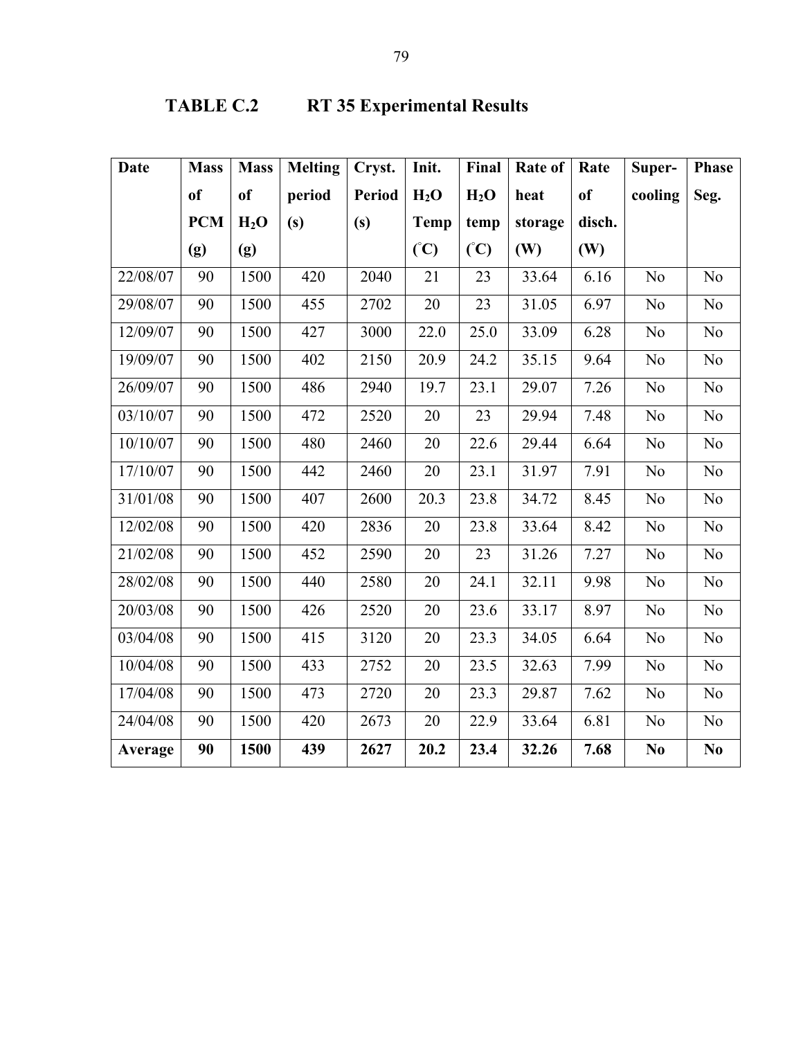# TABLE C.2 RT 35 Experimental Results

| Date | Mass of PCM (g) | Mass of $H_2O$ (g) | Melting period (s) | Cryst. Period (s) | Init. $H_2O$ Temp (°C) | Final $H_2O$ temp (°C) | Rate of heat storage (W) | Rate of disch. (W) | Super-cooling | Phase Seg. |
|---|---|---|---|---|---|---|---|---|---|---|
| 22/08/07 | 90 | 1500 | 420 | 2040 | 21 | 23 | 33.64 | 6.16 | No | No |
| 29/08/07 | 90 | 1500 | 455 | 2702 | 20 | 23 | 31.05 | 6.97 | No | No |
| 12/09/07 | 90 | 1500 | 427 | 3000 | 22.0 | 25.0 | 33.09 | 6.28 | No | No |
| 19/09/07 | 90 | 1500 | 402 | 2150 | 20.9 | 24.2 | 35.15 | 9.64 | No | No |
| 26/09/07 | 90 | 1500 | 486 | 2940 | 19.7 | 23.1 | 29.07 | 7.26 | No | No |
| 03/10/07 | 90 | 1500 | 472 | 2520 | 20 | 23 | 29.94 | 7.48 | No | No |
| 10/10/07 | 90 | 1500 | 480 | 2460 | 20 | 22.6 | 29.44 | 6.64 | No | No |
| 17/10/07 | 90 | 1500 | 442 | 2460 | 20 | 23.1 | 31.97 | 7.91 | No | No |
| 31/01/08 | 90 | 1500 | 407 | 2600 | 20.3 | 23.8 | 34.72 | 8.45 | No | No |
| 12/02/08 | 90 | 1500 | 420 | 2836 | 20 | 23.8 | 33.64 | 8.42 | No | No |
| 21/02/08 | 90 | 1500 | 452 | 2590 | 20 | 23 | 31.26 | 7.27 | No | No |
| 28/02/08 | 90 | 1500 | 440 | 2580 | 20 | 24.1 | 32.11 | 9.98 | No | No |
| 20/03/08 | 90 | 1500 | 426 | 2520 | 20 | 23.6 | 33.17 | 8.97 | No | No |
| 03/04/08 | 90 | 1500 | 415 | 3120 | 20 | 23.3 | 34.05 | 6.64 | No | No |
| 10/04/08 | 90 | 1500 | 433 | 2752 | 20 | 23.5 | 32.63 | 7.99 | No | No |
| 17/04/08 | 90 | 1500 | 473 | 2720 | 20 | 23.3 | 29.87 | 7.62 | No | No |
| 24/04/08 | 90 | 1500 | 420 | 2673 | 20 | 22.9 | 33.64 | 6.81 | No | No |
| **Average** | **90** | **1500** | **439** | **2627** | **20.2** | **23.4** | **32.26** | **7.68** | **No** | **No** |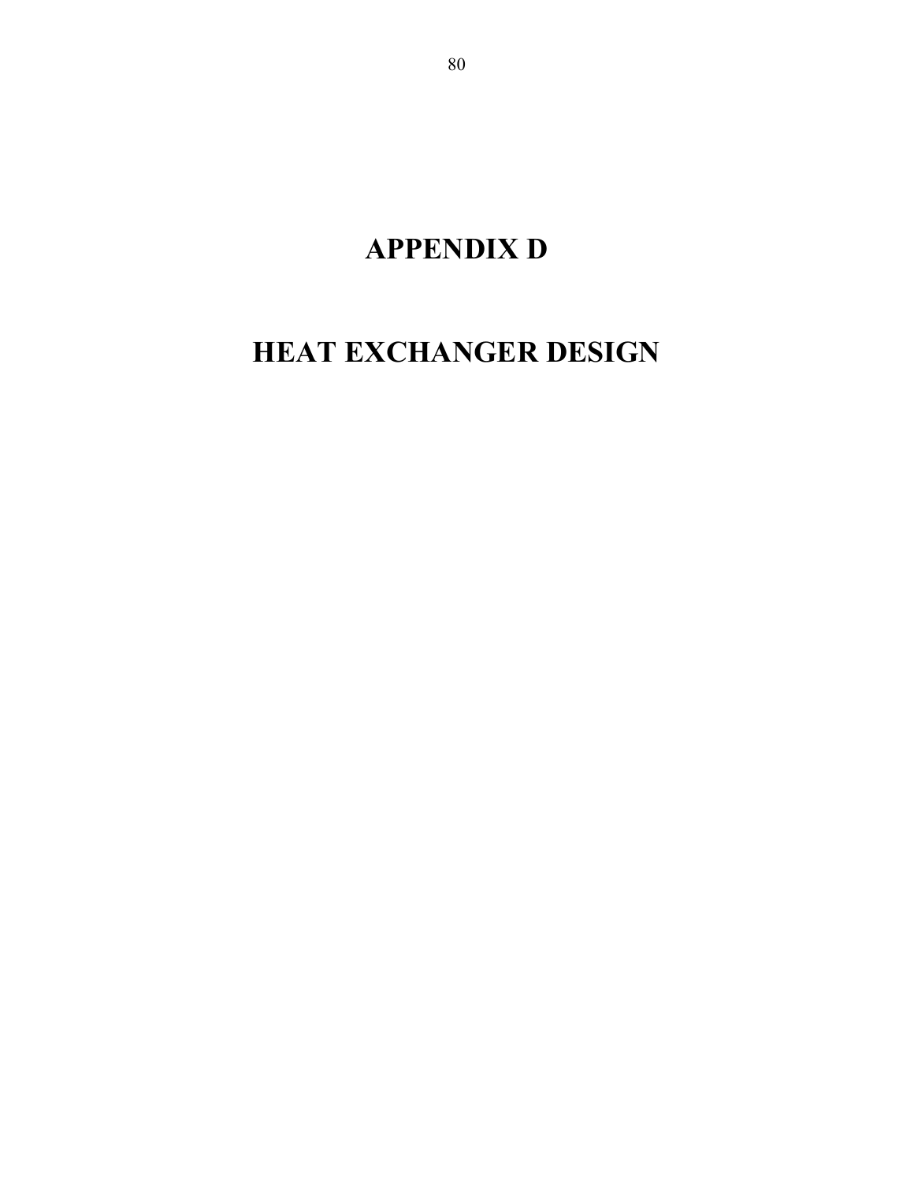# APPENDIX D

# HEAT EXCHANGER DESIGN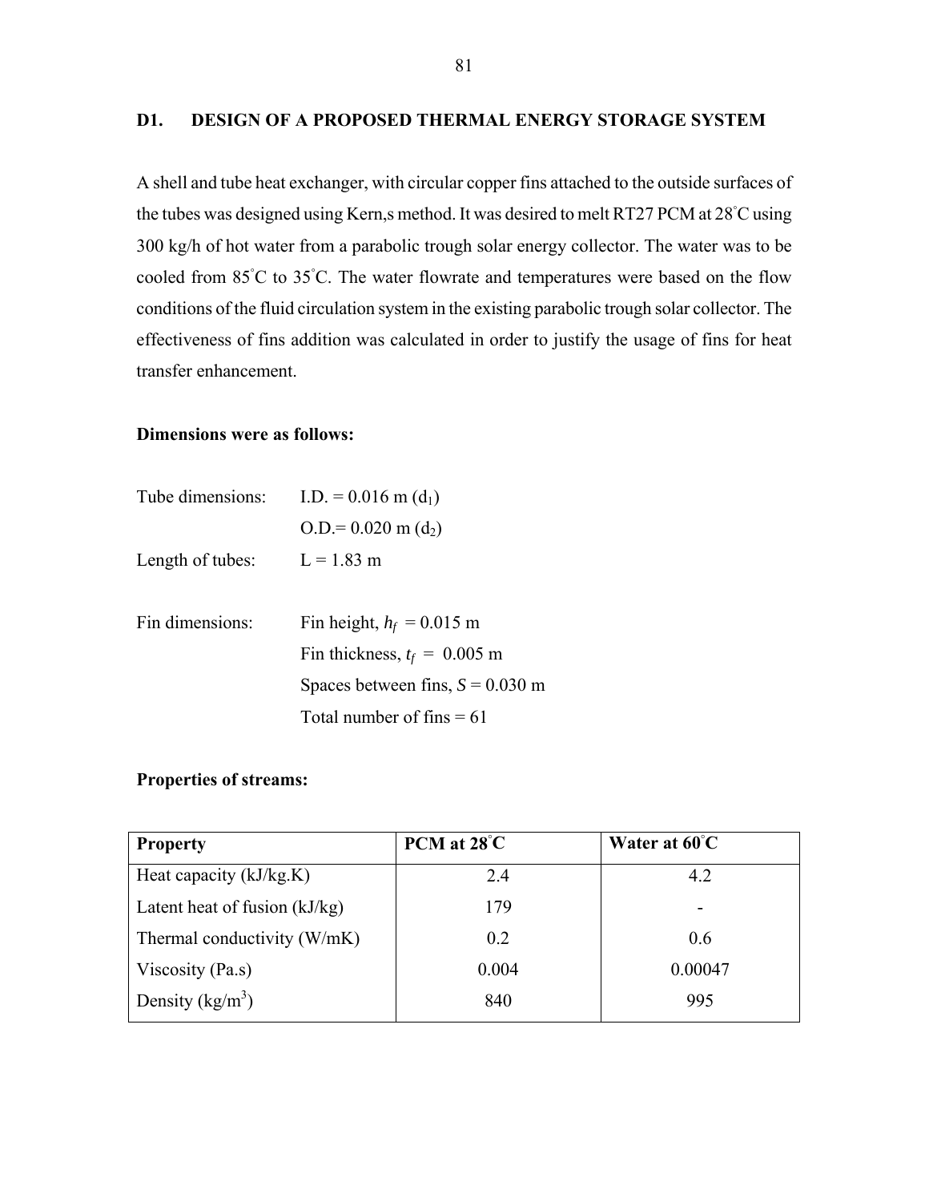## D1. DESIGN OF A PROPOSED THERMAL ENERGY STORAGE SYSTEM

A shell and tube heat exchanger, with circular copper fins attached to the outside surfaces of the tubes was designed using Kern,s method. It was desired to melt RT27 PCM at 28˚C using 300 kg/h of hot water from a parabolic trough solar energy collector. The water was to be cooled from 85˚C to 35˚C. The water flowrate and temperatures were based on the flow conditions of the fluid circulation system in the existing parabolic trough solar collector. The effectiveness of fins addition was calculated in order to justify the usage of fins for heat transfer enhancement.

**Dimensions were as follows:**

Tube dimensions: I.D. = 0.016 m ($d_1$)

O.D.= 0.020 m ($d_2$)

Length of tubes: L = 1.83 m

Fin dimensions: Fin height, $h_f$ = 0.015 m

Fin thickness, $t_f$ = 0.005 m

Spaces between fins, $S$ = 0.030 m

Total number of fins = 61

**Properties of streams:**

| Property | PCM at 28˚C | Water at 60˚C |
|---|---|---|
| Heat capacity (kJ/kg.K) | 2.4 | 4.2 |
| Latent heat of fusion (kJ/kg) | 179 | - |
| Thermal conductivity (W/mK) | 0.2 | 0.6 |
| Viscosity (Pa.s) | 0.004 | 0.00047 |
| Density (kg/m$^3$) | 840 | 995 |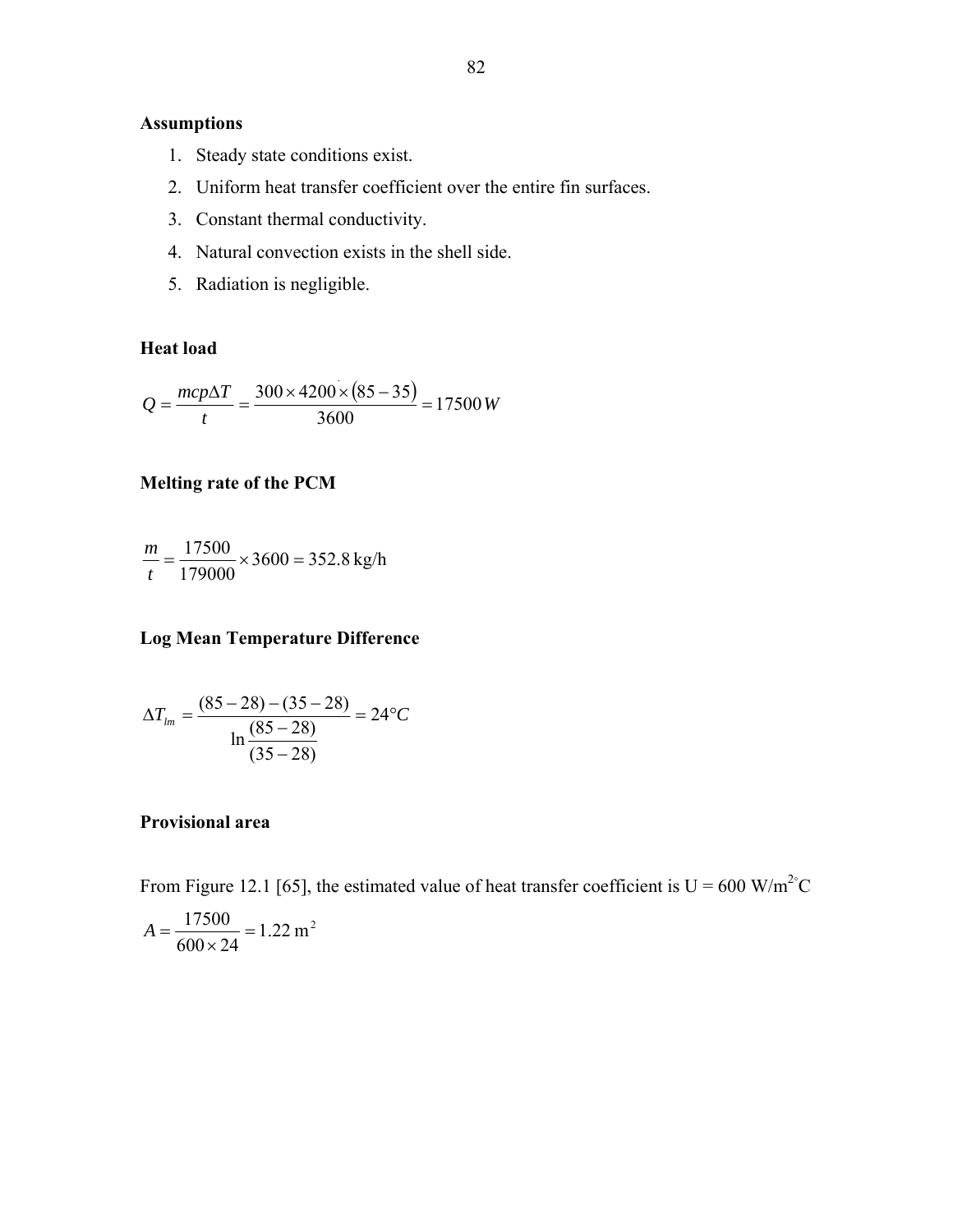**Assumptions**

1. Steady state conditions exist.
2. Uniform heat transfer coefficient over the entire fin surfaces.
3. Constant thermal conductivity.
4. Natural convection exists in the shell side.
5. Radiation is negligible.

**Heat load**

$$Q = \frac{mcp\Delta T}{t} = \frac{300 \times 4200 \times (85 - 35)}{3600} = 17500\,W$$

**Melting rate of the PCM**

$$\frac{m}{t} = \frac{17500}{179000} \times 3600 = 352.8\ \text{kg/h}$$

**Log Mean Temperature Difference**

$$\Delta T_{lm} = \frac{(85-28)-(35-28)}{\ln\frac{(85-28)}{(35-28)}} = 24°C$$

**Provisional area**

From Figure 12.1 [65], the estimated value of heat transfer coefficient is U = 600 W/m$^{2\circ}$C

$$A = \frac{17500}{600 \times 24} = 1.22\ \text{m}^2$$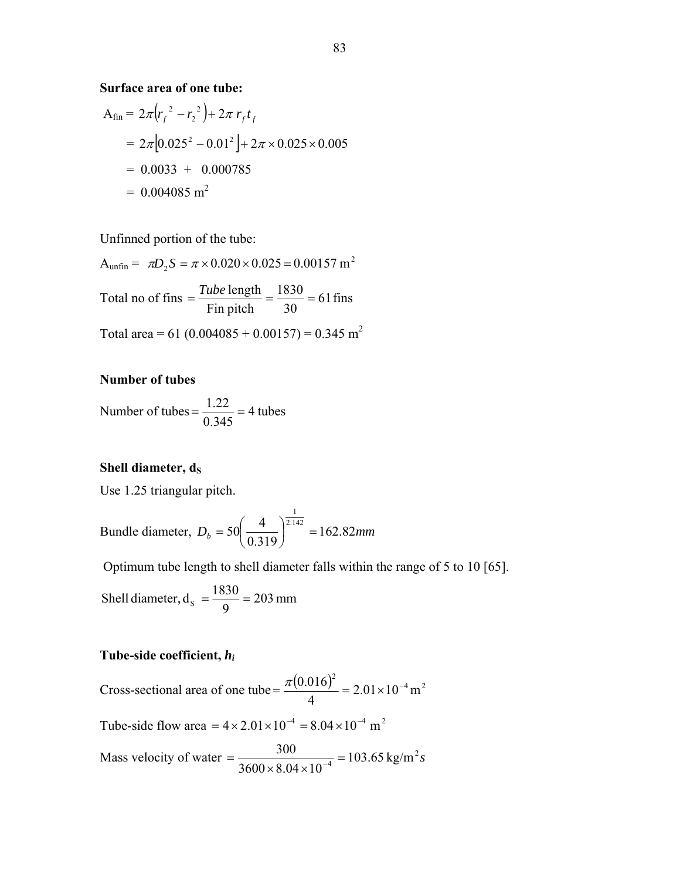**Surface area of one tube:**

$$A_{fin} = 2\pi\left(r_f^{\ 2} - r_2^{\ 2}\right) + 2\pi\, r_f\, t_f$$

$$= 2\pi\left[0.025^2 - 0.01^2\right] + 2\pi \times 0.025 \times 0.005$$

$$= 0.0033 \ + \ 0.000785$$

$$= 0.004085 \text{ m}^2$$

Unfinned portion of the tube:

$$A_{unfin} = \pi D_2 S = \pi \times 0.020 \times 0.025 = 0.00157 \text{ m}^2$$

$$\text{Total no of fins } = \frac{\textit{Tube}\text{ length}}{\text{Fin pitch}} = \frac{1830}{30} = 61 \text{ fins}$$

Total area = 61 (0.004085 + 0.00157) = 0.345 $m^2$

**Number of tubes**

$$\text{Number of tubes} = \frac{1.22}{0.345} = 4 \text{ tubes}$$

**Shell diameter, $d_S$**

Use 1.25 triangular pitch.

$$\text{Bundle diameter, } D_b = 50\left(\frac{4}{0.319}\right)^{\frac{1}{2.142}} = 162.82mm$$

Optimum tube length to shell diameter falls within the range of 5 to 10 [65].

$$\text{Shell diameter, } d_S = \frac{1830}{9} = 203 \text{ mm}$$

**Tube-side coefficient, $h_i$**

$$\text{Cross-sectional area of one tube} = \frac{\pi(0.016)^2}{4} = 2.01 \times 10^{-4} \text{ m}^2$$

$$\text{Tube-side flow area } = 4 \times 2.01 \times 10^{-4} = 8.04 \times 10^{-4} \text{ m}^2$$

$$\text{Mass velocity of water } = \frac{300}{3600 \times 8.04 \times 10^{-4}} = 103.65 \text{ kg/m}^2 s$$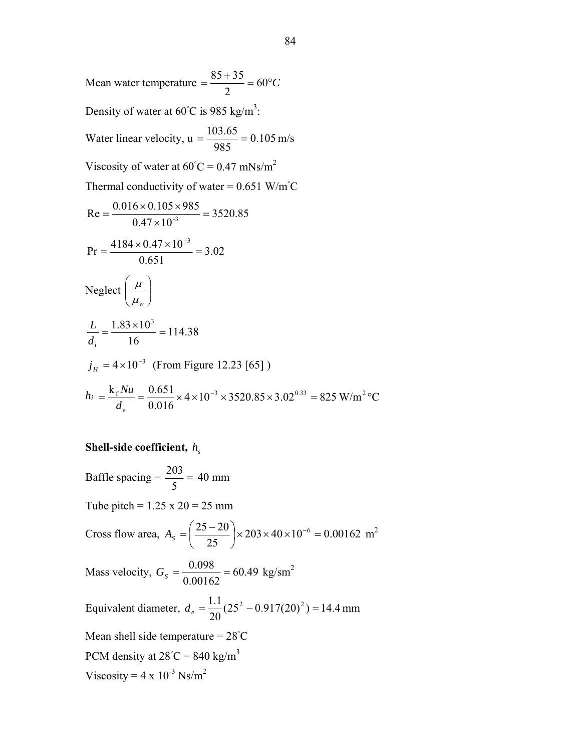Mean water temperature $= \dfrac{85+35}{2} = 60°C$

Density of water at 60°C is 985 kg/m$^3$:

Water linear velocity, u $= \dfrac{103.65}{985} = 0.105$ m/s

Viscosity of water at 60°C = 0.47 mNs/m$^2$

Thermal conductivity of water = 0.651 W/m°C

$$\text{Re} = \frac{0.016 \times 0.105 \times 985}{0.47 \times 10^{-3}} = 3520.85$$

$$\text{Pr} = \frac{4184 \times 0.47 \times 10^{-3}}{0.651} = 3.02$$

Neglect $\left(\dfrac{\mu}{\mu_w}\right)$

$$\frac{L}{d_i} = \frac{1.83 \times 10^3}{16} = 114.38$$

$j_H = 4 \times 10^{-3}$ (From Figure 12.23 [65] )

$$h_i = \frac{\text{k}_f Nu}{d_e} = \frac{0.651}{0.016} \times 4 \times 10^{-3} \times 3520.85 \times 3.02^{0.33} = 825 \text{ W/m}^2\,°\text{C}$$

**Shell-side coefficient, $h_s$**

Baffle spacing = $\dfrac{203}{5} =$ 40 mm

Tube pitch = 1.25 x 20 = 25 mm

Cross flow area, $A_S = \left(\dfrac{25-20}{25}\right) \times 203 \times 40 \times 10^{-6} = 0.00162$ m$^2$

Mass velocity, $G_S = \dfrac{0.098}{0.00162} = 60.49$ kg/sm$^2$

Equivalent diameter, $d_e = \dfrac{1.1}{20}(25^2 - 0.917(20)^2) = 14.4$ mm

Mean shell side temperature = 28°C

PCM density at 28°C = 840 kg/m$^3$

Viscosity = 4 x 10$^{-3}$ Ns/m$^2$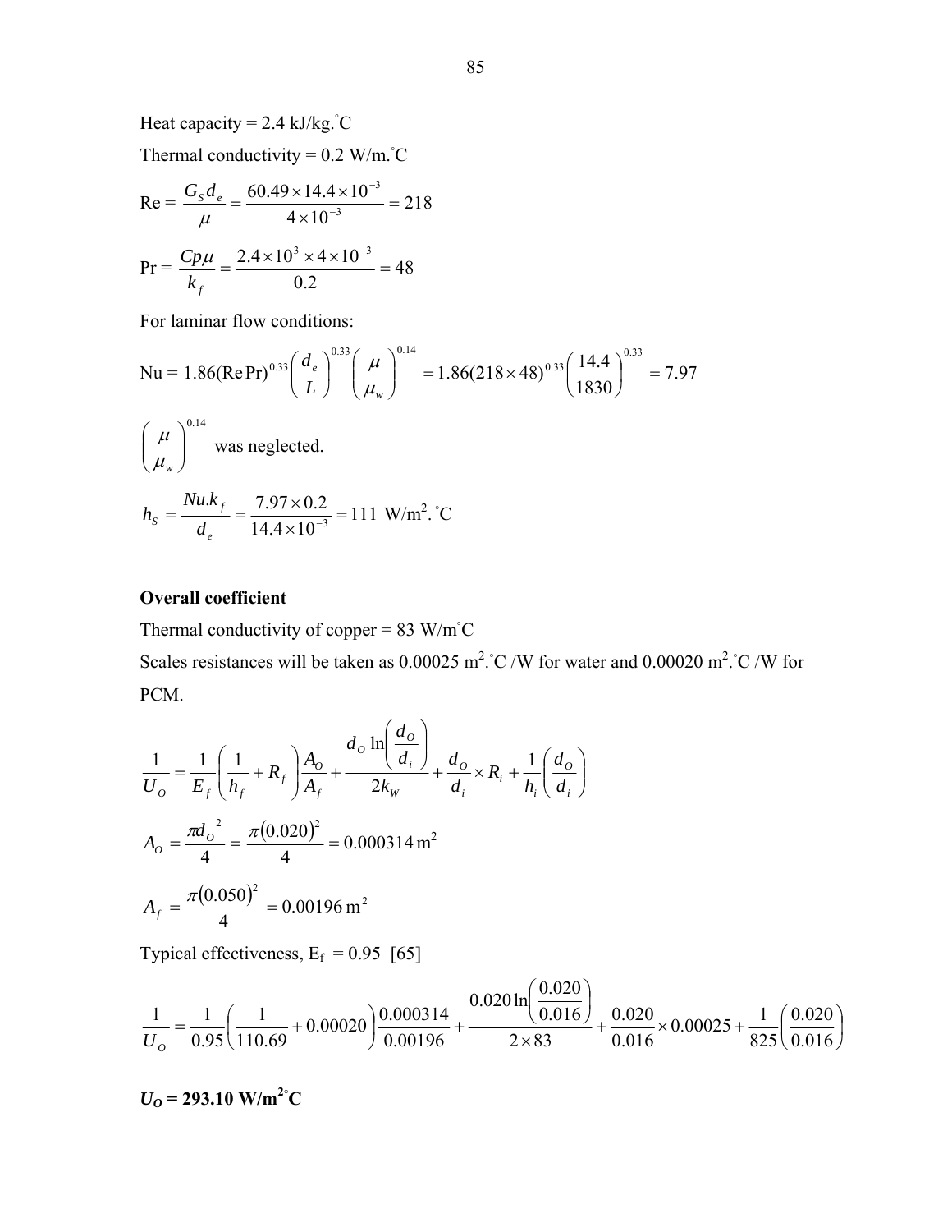Heat capacity = 2.4 kJ/kg.°C

Thermal conductivity = 0.2 W/m.°C

$$\text{Re} = \frac{G_S d_e}{\mu} = \frac{60.49 \times 14.4 \times 10^{-3}}{4 \times 10^{-3}} = 218$$

$$\text{Pr} = \frac{Cp\mu}{k_f} = \frac{2.4 \times 10^3 \times 4 \times 10^{-3}}{0.2} = 48$$

For laminar flow conditions:

$$\text{Nu} = 1.86(\text{Re}\,\text{Pr})^{0.33}\left(\frac{d_e}{L}\right)^{0.33}\left(\frac{\mu}{\mu_w}\right)^{0.14} = 1.86(218 \times 48)^{0.33}\left(\frac{14.4}{1830}\right)^{0.33} = 7.97$$

$\left(\frac{\mu}{\mu_w}\right)^{0.14}$ was neglected.

$$h_S = \frac{Nu.k_f}{d_e} = \frac{7.97 \times 0.2}{14.4 \times 10^{-3}} = 111 \text{ W/m}^2.\text{°C}$$

**Overall coefficient**

Thermal conductivity of copper = 83 W/m°C

Scales resistances will be taken as 0.00025 m$^2$.°C /W for water and 0.00020 m$^2$.°C /W for PCM.

$$\frac{1}{U_O} = \frac{1}{E_f}\left(\frac{1}{h_f} + R_f\right)\frac{A_O}{A_f} + \frac{d_O \ln\left(\frac{d_O}{d_i}\right)}{2k_W} + \frac{d_O}{d_i} \times R_i + \frac{1}{h_i}\left(\frac{d_O}{d_i}\right)$$

$$A_O = \frac{\pi d_O^{\,2}}{4} = \frac{\pi(0.020)^2}{4} = 0.000314\,\text{m}^2$$

$$A_f = \frac{\pi(0.050)^2}{4} = 0.00196\,\text{m}^2$$

Typical effectiveness, $E_f$ = 0.95 [65]

$$\frac{1}{U_O} = \frac{1}{0.95}\left(\frac{1}{110.69} + 0.00020\right)\frac{0.000314}{0.00196} + \frac{0.020\ln\left(\frac{0.020}{0.016}\right)}{2 \times 83} + \frac{0.020}{0.016} \times 0.00025 + \frac{1}{825}\left(\frac{0.020}{0.016}\right)$$

$\boldsymbol{U_O}$ **= 293.10 W/m$^{2}$°C**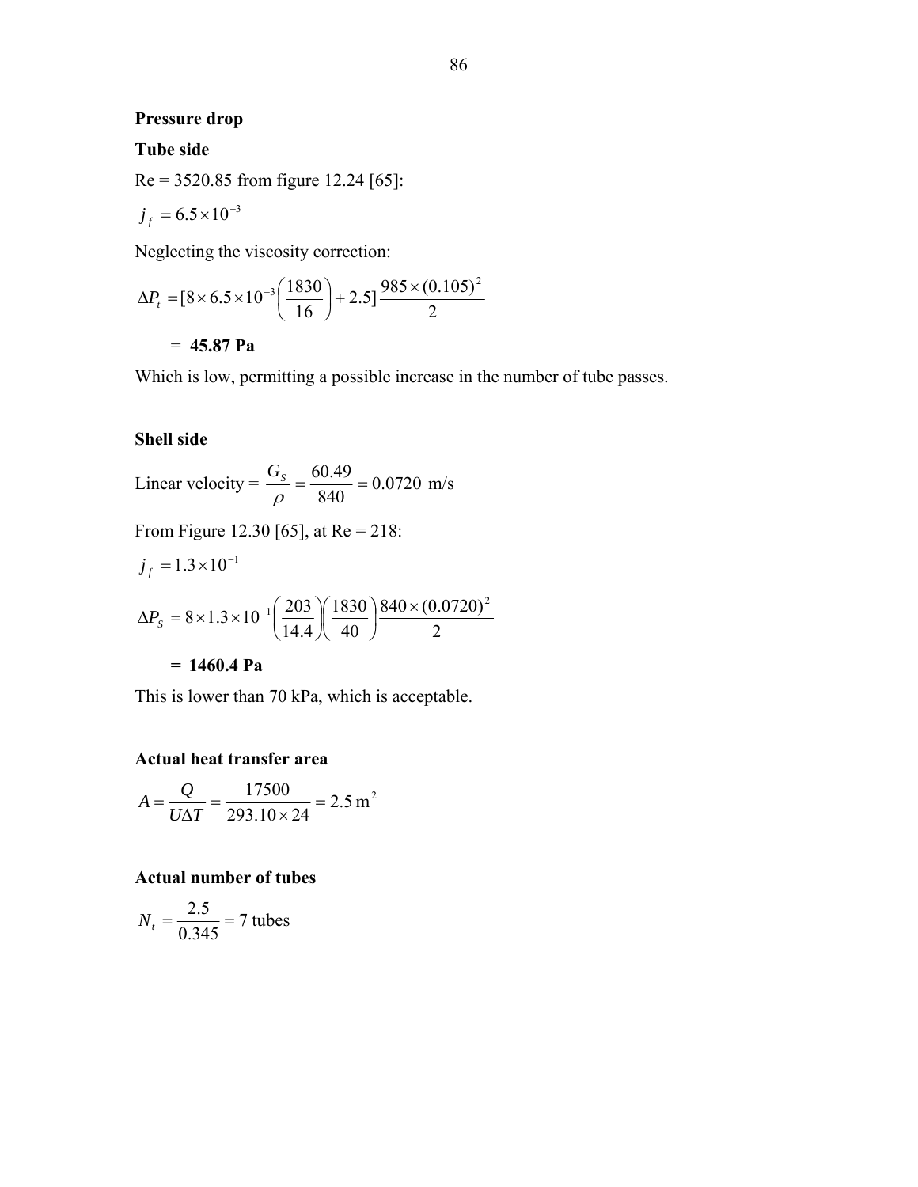**Pressure drop**

**Tube side**

Re = 3520.85 from figure 12.24 [65]:

$$j_f = 6.5 \times 10^{-3}$$

Neglecting the viscosity correction:

$$\Delta P_t = [8 \times 6.5 \times 10^{-3} \left( \frac{1830}{16} \right) + 2.5] \frac{985 \times (0.105)^2}{2}$$

= **45.87 Pa**

Which is low, permitting a possible increase in the number of tube passes.

**Shell side**

Linear velocity = $\frac{G_S}{\rho} = \frac{60.49}{840} = 0.0720$ m/s

From Figure 12.30 [65], at Re = 218:

$$j_f = 1.3 \times 10^{-1}$$

$$\Delta P_S = 8 \times 1.3 \times 10^{-1} \left( \frac{203}{14.4} \right) \left( \frac{1830}{40} \right) \frac{840 \times (0.0720)^2}{2}$$

**= 1460.4 Pa**

This is lower than 70 kPa, which is acceptable.

**Actual heat transfer area**

$$A = \frac{Q}{U \Delta T} = \frac{17500}{293.10 \times 24} = 2.5 \, \text{m}^2$$

**Actual number of tubes**

$$N_t = \frac{2.5}{0.345} = 7 \text{ tubes}$$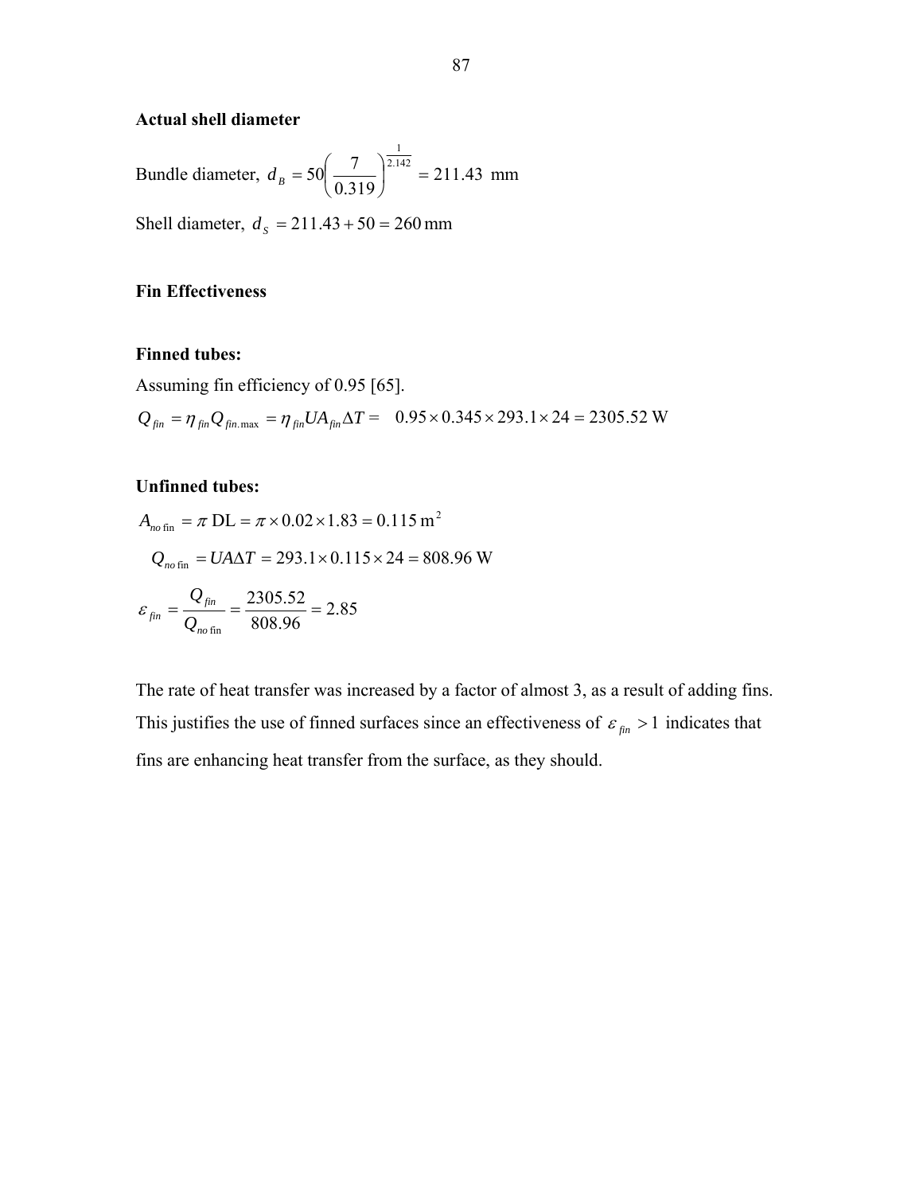**Actual shell diameter**

Bundle diameter, $d_B = 50\left(\dfrac{7}{0.319}\right)^{\frac{1}{2.142}} = 211.43$ mm

Shell diameter, $d_S = 211.43 + 50 = 260\,\text{mm}$

**Fin Effectiveness**

**Finned tubes:**

Assuming fin efficiency of 0.95 [65].

$$Q_{fin} = \eta_{fin} Q_{fin.\max} = \eta_{fin} U A_{fin} \Delta T = \quad 0.95 \times 0.345 \times 293.1 \times 24 = 2305.52 \text{ W}$$

**Unfinned tubes:**

$$A_{no\,\text{fin}} = \pi\ \text{DL} = \pi \times 0.02 \times 1.83 = 0.115\,\text{m}^2$$

$$Q_{no\,\text{fin}} = UA\Delta T = 293.1 \times 0.115 \times 24 = 808.96 \text{ W}$$

$$\varepsilon_{fin} = \frac{Q_{fin}}{Q_{no\,\text{fin}}} = \frac{2305.52}{808.96} = 2.85$$

The rate of heat transfer was increased by a factor of almost 3, as a result of adding fins. This justifies the use of finned surfaces since an effectiveness of $\varepsilon_{fin} > 1$ indicates that fins are enhancing heat transfer from the surface, as they should.